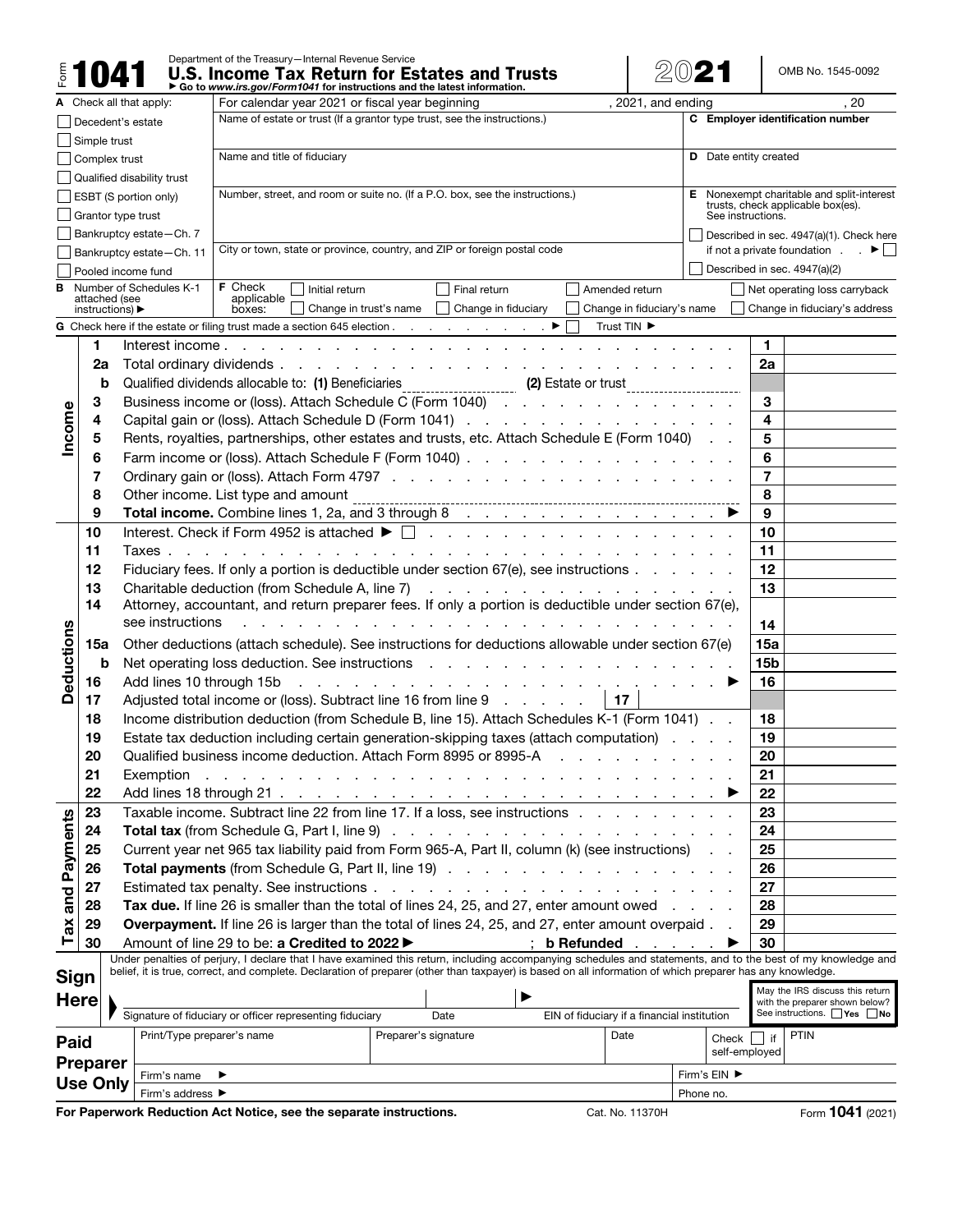Form **1041** Department of the Treasury—Internal Revenue Service

# U.S. Income Tax Return for Estates and Trusts

► Go to *www.irs.gov/Form1041* for instructions and the latest information.

**2021** OMB No. 1545-0092

For calendar year 2021 or fiscal year beginning , 2021, and ending , 20

**A** Check all that apply:

- ☐ Decedent's estate
- ☐ Simple trust
- ☐ Complex trust
- ☐ Qualified disability trust
- ☐ ESBT (S portion only)
- ☐ Grantor type trust
- ☐ Bankruptcy estate—Ch. 7
- ☐ Bankruptcy estate—Ch. 11
- ☐ Pooled income fund

Name of estate or trust (If a grantor type trust, see the instructions.)

Name and title of fiduciary

Number, street, and room or suite no. (If a P.O. box, see the instructions.)

City or town, state or province, country, and ZIP or foreign postal code

**C** Employer identification number

**D** Date entity created

**E** Nonexempt charitable and split-interest trusts, check applicable box(es). See instructions.

- ☐ Described in sec. 4947(a)(1). Check here if not a private foundation . . ► ☐
- ☐ Described in sec. 4947(a)(2)

**B** Number of Schedules K-1 attached (see instructions) ►

**F** Check applicable boxes: ☐ Initial return ☐ Final return ☐ Amended return ☐ Net operating loss carryback ☐ Change in trust's name ☐ Change in fiduciary ☐ Change in fiduciary's name ☐ Change in fiduciary's address

**G** Check here if the estate or filing trust made a section 645 election . . . ► ☐ Trust TIN ►

## Income

| Line | Description | Line | Amount |
|---|---|---|---|
| 1 | Interest income | 1 | |
| 2a | Total ordinary dividends | 2a | |
| b | Qualified dividends allocable to: **(1)** Beneficiaries ______ **(2)** Estate or trust ______ | | |
| 3 | Business income or (loss). Attach Schedule C (Form 1040) | 3 | |
| 4 | Capital gain or (loss). Attach Schedule D (Form 1041) | 4 | |
| 5 | Rents, royalties, partnerships, other estates and trusts, etc. Attach Schedule E (Form 1040) | 5 | |
| 6 | Farm income or (loss). Attach Schedule F (Form 1040) | 6 | |
| 7 | Ordinary gain or (loss). Attach Form 4797 | 7 | |
| 8 | Other income. List type and amount ______ | 8 | |
| 9 | **Total income.** Combine lines 1, 2a, and 3 through 8 ► | 9 | |

## Deductions

| Line | Description | Line | Amount |
|---|---|---|---|
| 10 | Interest. Check if Form 4952 is attached ► ☐ | 10 | |
| 11 | Taxes | 11 | |
| 12 | Fiduciary fees. If only a portion is deductible under section 67(e), see instructions | 12 | |
| 13 | Charitable deduction (from Schedule A, line 7) | 13 | |
| 14 | Attorney, accountant, and return preparer fees. If only a portion is deductible under section 67(e), see instructions | 14 | |
| 15a | Other deductions (attach schedule). See instructions for deductions allowable under section 67(e) | 15a | |
| b | Net operating loss deduction. See instructions | 15b | |
| 16 | Add lines 10 through 15b ► | 16 | |
| 17 | Adjusted total income or (loss). Subtract line 16 from line 9 \| 17 \| | | |
| 18 | Income distribution deduction (from Schedule B, line 15). Attach Schedules K-1 (Form 1041) | 18 | |
| 19 | Estate tax deduction including certain generation-skipping taxes (attach computation) | 19 | |
| 20 | Qualified business income deduction. Attach Form 8995 or 8995-A | 20 | |
| 21 | Exemption | 21 | |
| 22 | Add lines 18 through 21 ► | 22 | |

## Tax and Payments

| Line | Description | Line | Amount |
|---|---|---|---|
| 23 | Taxable income. Subtract line 22 from line 17. If a loss, see instructions | 23 | |
| 24 | **Total tax** (from Schedule G, Part I, line 9) | 24 | |
| 25 | Current year net 965 tax liability paid from Form 965-A, Part II, column (k) (see instructions) | 25 | |
| 26 | **Total payments** (from Schedule G, Part II, line 19) | 26 | |
| 27 | Estimated tax penalty. See instructions | 27 | |
| 28 | **Tax due.** If line 26 is smaller than the total of lines 24, 25, and 27, enter amount owed | 28 | |
| 29 | **Overpayment.** If line 26 is larger than the total of lines 24, 25, and 27, enter amount overpaid | 29 | |
| 30 | Amount of line 29 to be: **a Credited to 2022** ► ; **b Refunded** ► | 30 | |

## Sign Here

Under penalties of perjury, I declare that I have examined this return, including accompanying schedules and statements, and to the best of my knowledge and belief, it is true, correct, and complete. Declaration of preparer (other than taxpayer) is based on all information of which preparer has any knowledge.

Signature of fiduciary or officer representing fiduciary | Date | EIN of fiduciary if a financial institution

May the IRS discuss this return with the preparer shown below? See instructions. ☐ **Yes** ☐ **No**

## Paid Preparer Use Only

| Print/Type preparer's name | Preparer's signature | Date | Check ☐ if self-employed | PTIN |
|---|---|---|---|---|
| Firm's name ► | | | Firm's EIN ► | |
| Firm's address ► | | | Phone no. | |

**For Paperwork Reduction Act Notice, see the separate instructions.** Cat. No. 11370H Form **1041** (2021)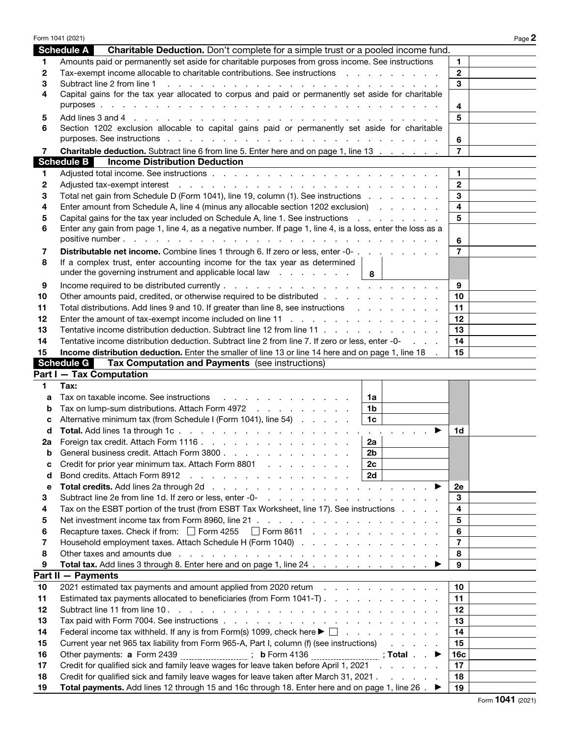## Schedule A — Charitable Deduction. Don't complete for a simple trust or a pooled income fund.

| | | | |
|---|---|---|---|
| 1 | Amounts paid or permanently set aside for charitable purposes from gross income. See instructions | 1 | |
| 2 | Tax-exempt income allocable to charitable contributions. See instructions | 2 | |
| 3 | Subtract line 2 from line 1 | 3 | |
| 4 | Capital gains for the tax year allocated to corpus and paid or permanently set aside for charitable purposes | 4 | |
| 5 | Add lines 3 and 4 | 5 | |
| 6 | Section 1202 exclusion allocable to capital gains paid or permanently set aside for charitable purposes. See instructions | 6 | |
| 7 | **Charitable deduction.** Subtract line 6 from line 5. Enter here and on page 1, line 13 | 7 | |

## Schedule B — Income Distribution Deduction

| | | | |
|---|---|---|---|
| 1 | Adjusted total income. See instructions | 1 | |
| 2 | Adjusted tax-exempt interest | 2 | |
| 3 | Total net gain from Schedule D (Form 1041), line 19, column (1). See instructions | 3 | |
| 4 | Enter amount from Schedule A, line 4 (minus any allocable section 1202 exclusion) | 4 | |
| 5 | Capital gains for the tax year included on Schedule A, line 1. See instructions | 5 | |
| 6 | Enter any gain from page 1, line 4, as a negative number. If page 1, line 4, is a loss, enter the loss as a positive number | 6 | |
| 7 | **Distributable net income.** Combine lines 1 through 6. If zero or less, enter -0- | 7 | |
| 8 | If a complex trust, enter accounting income for the tax year as determined under the governing instrument and applicable local law — 8 | | |
| 9 | Income required to be distributed currently | 9 | |
| 10 | Other amounts paid, credited, or otherwise required to be distributed | 10 | |
| 11 | Total distributions. Add lines 9 and 10. If greater than line 8, see instructions | 11 | |
| 12 | Enter the amount of tax-exempt income included on line 11 | 12 | |
| 13 | Tentative income distribution deduction. Subtract line 12 from line 11 | 13 | |
| 14 | Tentative income distribution deduction. Subtract line 2 from line 7. If zero or less, enter -0- | 14 | |
| 15 | **Income distribution deduction.** Enter the smaller of line 13 or line 14 here and on page 1, line 18 | 15 | |

## Schedule G — Tax Computation and Payments (see instructions)

### Part I — Tax Computation

| | | | | | |
|---|---|---|---|---|---|
| 1 | **Tax:** | | | | |
| a | Tax on taxable income. See instructions | 1a | | | |
| b | Tax on lump-sum distributions. Attach Form 4972 | 1b | | | |
| c | Alternative minimum tax (from Schedule I (Form 1041), line 54) | 1c | | | |
| d | **Total.** Add lines 1a through 1c ▶ | | | 1d | |
| 2a | Foreign tax credit. Attach Form 1116 | 2a | | | |
| b | General business credit. Attach Form 3800 | 2b | | | |
| c | Credit for prior year minimum tax. Attach Form 8801 | 2c | | | |
| d | Bond credits. Attach Form 8912 | 2d | | | |
| e | **Total credits.** Add lines 2a through 2d ▶ | | | 2e | |
| 3 | Subtract line 2e from line 1d. If zero or less, enter -0- | | | 3 | |
| 4 | Tax on the ESBT portion of the trust (from ESBT Tax Worksheet, line 17). See instructions | | | 4 | |
| 5 | Net investment income tax from Form 8960, line 21 | | | 5 | |
| 6 | Recapture taxes. Check if from: ☐ Form 4255 ☐ Form 8611 | | | 6 | |
| 7 | Household employment taxes. Attach Schedule H (Form 1040) | | | 7 | |
| 8 | Other taxes and amounts due | | | 8 | |
| 9 | **Total tax.** Add lines 3 through 8. Enter here and on page 1, line 24 ▶ | | | 9 | |

### Part II — Payments

| | | | |
|---|---|---|---|
| 10 | 2021 estimated tax payments and amount applied from 2020 return | 10 | |
| 11 | Estimated tax payments allocated to beneficiaries (from Form 1041-T) | 11 | |
| 12 | Subtract line 11 from line 10 | 12 | |
| 13 | Tax paid with Form 7004. See instructions | 13 | |
| 14 | Federal income tax withheld. If any is from Form(s) 1099, check here ▶ ☐ | 14 | |
| 15 | Current year net 965 tax liability from Form 965-A, Part I, column (f) (see instructions) | 15 | |
| 16 | Other payments: **a** Form 2439 ____________ ; **b** Form 4136 ____________ ; **Total** ▶ | 16c | |
| 17 | Credit for qualified sick and family leave wages for leave taken before April 1, 2021 | 17 | |
| 18 | Credit for qualified sick and family leave wages for leave taken after March 31, 2021 | 18 | |
| 19 | **Total payments.** Add lines 12 through 15 and 16c through 18. Enter here and on page 1, line 26 ▶ | 19 | |

Form **1041** (2021)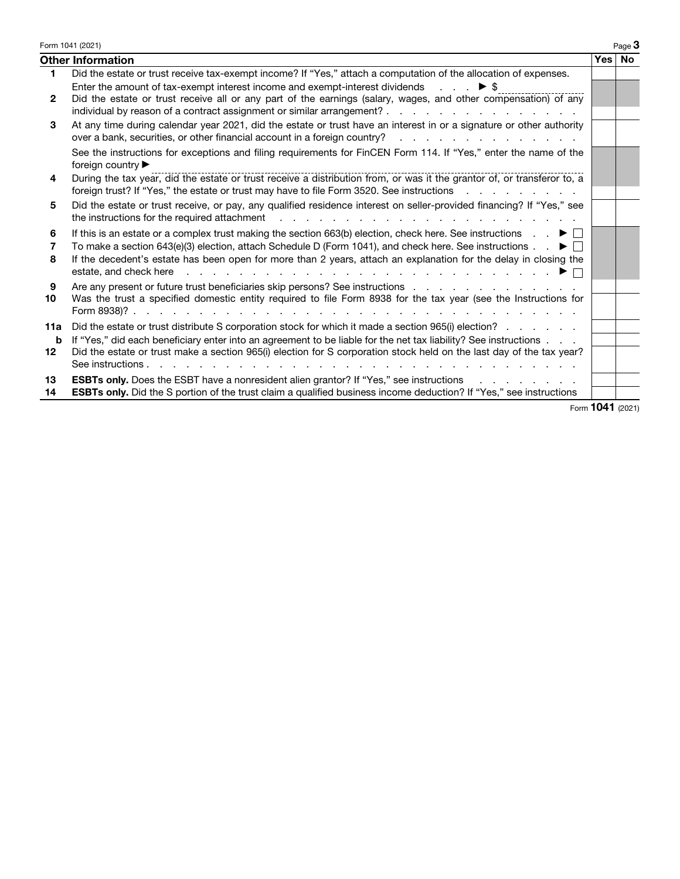## Other Information

| | | Yes | No |
|---|---|---|---|
| 1 | Did the estate or trust receive tax-exempt income? If "Yes," attach a computation of the allocation of expenses. | | |
| | Enter the amount of tax-exempt interest income and exempt-interest dividends ▶ $ | | |
| 2 | Did the estate or trust receive all or any part of the earnings (salary, wages, and other compensation) of any individual by reason of a contract assignment or similar arrangement? | | |
| 3 | At any time during calendar year 2021, did the estate or trust have an interest in or a signature or other authority over a bank, securities, or other financial account in a foreign country? | | |
| | See the instructions for exceptions and filing requirements for FinCEN Form 114. If "Yes," enter the name of the foreign country ▶ | | |
| 4 | During the tax year, did the estate or trust receive a distribution from, or was it the grantor of, or transferor to, a foreign trust? If "Yes," the estate or trust may have to file Form 3520. See instructions | | |
| 5 | Did the estate or trust receive, or pay, any qualified residence interest on seller-provided financing? If "Yes," see the instructions for the required attachment | | |
| 6 | If this is an estate or a complex trust making the section 663(b) election, check here. See instructions ▶ ☐ | | |
| 7 | To make a section 643(e)(3) election, attach Schedule D (Form 1041), and check here. See instructions ▶ ☐ | | |
| 8 | If the decedent's estate has been open for more than 2 years, attach an explanation for the delay in closing the estate, and check here ▶ ☐ | | |
| 9 | Are any present or future trust beneficiaries skip persons? See instructions | | |
| 10 | Was the trust a specified domestic entity required to file Form 8938 for the tax year (see the Instructions for Form 8938)? | | |
| 11a | Did the estate or trust distribute S corporation stock for which it made a section 965(i) election? | | |
| b | If "Yes," did each beneficiary enter into an agreement to be liable for the net tax liability? See instructions | | |
| 12 | Did the estate or trust make a section 965(i) election for S corporation stock held on the last day of the tax year? See instructions | | |
| 13 | **ESBTs only.** Does the ESBT have a nonresident alien grantor? If "Yes," see instructions | | |
| 14 | **ESBTs only.** Did the S portion of the trust claim a qualified business income deduction? If "Yes," see instructions | | |

Form **1041** (2021)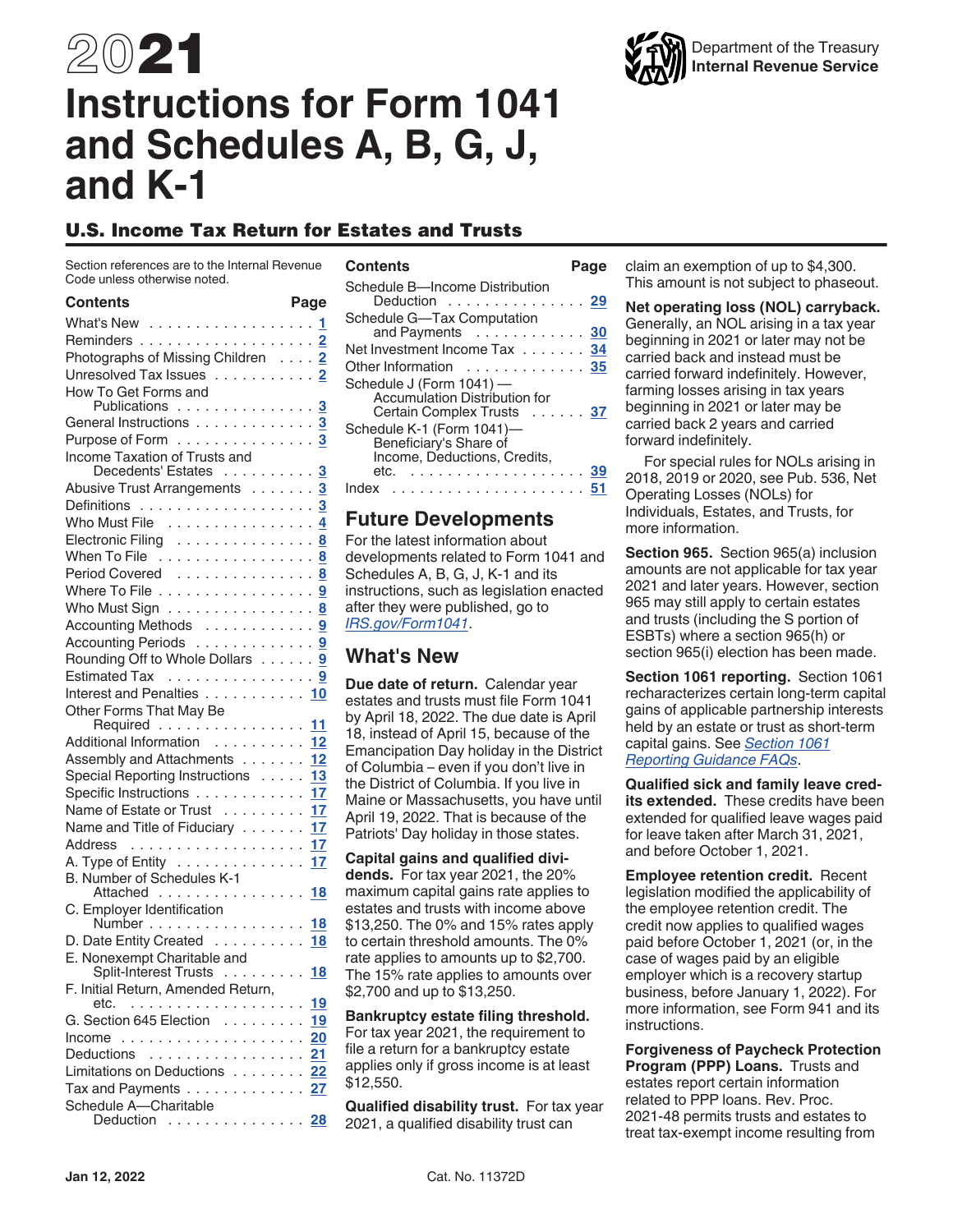# 2021 Instructions for Form 1041 and Schedules A, B, G, J, and K-1

Department of the Treasury
Internal Revenue Service

## U.S. Income Tax Return for Estates and Trusts

Section references are to the Internal Revenue Code unless otherwise noted.

| Contents | Page |
|---|---|
| What's New | 1 |
| Reminders | 2 |
| Photographs of Missing Children | 2 |
| Unresolved Tax Issues | 2 |
| How To Get Forms and Publications | 3 |
| General Instructions | 3 |
| Purpose of Form | 3 |
| Income Taxation of Trusts and Decedents' Estates | 3 |
| Abusive Trust Arrangements | 3 |
| Definitions | 3 |
| Who Must File | 4 |
| Electronic Filing | 8 |
| When To File | 8 |
| Period Covered | 8 |
| Where To File | 9 |
| Who Must Sign | 8 |
| Accounting Methods | 9 |
| Accounting Periods | 9 |
| Rounding Off to Whole Dollars | 9 |
| Estimated Tax | 9 |
| Interest and Penalties | 10 |
| Other Forms That May Be Required | 11 |
| Additional Information | 12 |
| Assembly and Attachments | 12 |
| Special Reporting Instructions | 13 |
| Specific Instructions | 17 |
| Name of Estate or Trust | 17 |
| Name and Title of Fiduciary | 17 |
| Address | 17 |
| A. Type of Entity | 17 |
| B. Number of Schedules K-1 Attached | 18 |
| C. Employer Identification Number | 18 |
| D. Date Entity Created | 18 |
| E. Nonexempt Charitable and Split-Interest Trusts | 18 |
| F. Initial Return, Amended Return, etc. | 19 |
| G. Section 645 Election | 19 |
| Income | 20 |
| Deductions | 21 |
| Limitations on Deductions | 22 |
| Tax and Payments | 27 |
| Schedule A—Charitable Deduction | 28 |
| Schedule B—Income Distribution Deduction | 29 |
| Schedule G—Tax Computation and Payments | 30 |
| Net Investment Income Tax | 34 |
| Other Information | 35 |
| Schedule J (Form 1041) — Accumulation Distribution for Certain Complex Trusts | 37 |
| Schedule K-1 (Form 1041)—Beneficiary's Share of Income, Deductions, Credits, etc. | 39 |
| Index | 51 |

## Future Developments

For the latest information about developments related to Form 1041 and Schedules A, B, G, J, K-1 and its instructions, such as legislation enacted after they were published, go to *IRS.gov/Form1041*.

## What's New

**Due date of return.** Calendar year estates and trusts must file Form 1041 by April 18, 2022. The due date is April 18, instead of April 15, because of the Emancipation Day holiday in the District of Columbia – even if you don't live in the District of Columbia. If you live in Maine or Massachusetts, you have until April 19, 2022. That is because of the Patriots' Day holiday in those states.

**Capital gains and qualified dividends.** For tax year 2021, the 20% maximum capital gains rate applies to estates and trusts with income above $13,250. The 0% and 15% rates apply to certain threshold amounts. The 0% rate applies to amounts up to $2,700. The 15% rate applies to amounts over $2,700 and up to $13,250.

**Bankruptcy estate filing threshold.** For tax year 2021, the requirement to file a return for a bankruptcy estate applies only if gross income is at least $12,550.

**Qualified disability trust.** For tax year 2021, a qualified disability trust can claim an exemption of up to $4,300. This amount is not subject to phaseout.

**Net operating loss (NOL) carryback.** Generally, an NOL arising in a tax year beginning in 2021 or later may not be carried back and instead must be carried forward indefinitely. However, farming losses arising in tax years beginning in 2021 or later may be carried back 2 years and carried forward indefinitely.

For special rules for NOLs arising in 2018, 2019 or 2020, see Pub. 536, Net Operating Losses (NOLs) for Individuals, Estates, and Trusts, for more information.

**Section 965.** Section 965(a) inclusion amounts are not applicable for tax year 2021 and later years. However, section 965 may still apply to certain estates and trusts (including the S portion of ESBTs) where a section 965(h) or section 965(i) election has been made.

**Section 1061 reporting.** Section 1061 recharacterizes certain long-term capital gains of applicable partnership interests held by an estate or trust as short-term capital gains. See *Section 1061 Reporting Guidance FAQs*.

**Qualified sick and family leave credits extended.** These credits have been extended for qualified leave wages paid for leave taken after March 31, 2021, and before October 1, 2021.

**Employee retention credit.** Recent legislation modified the applicability of the employee retention credit. The credit now applies to qualified wages paid before October 1, 2021 (or, in the case of wages paid by an eligible employer which is a recovery startup business, before January 1, 2022). For more information, see Form 941 and its instructions.

**Forgiveness of Paycheck Protection Program (PPP) Loans.** Trusts and estates report certain information related to PPP loans. Rev. Proc. 2021-48 permits trusts and estates to treat tax-exempt income resulting from

Jan 12, 2022 Cat. No. 11372D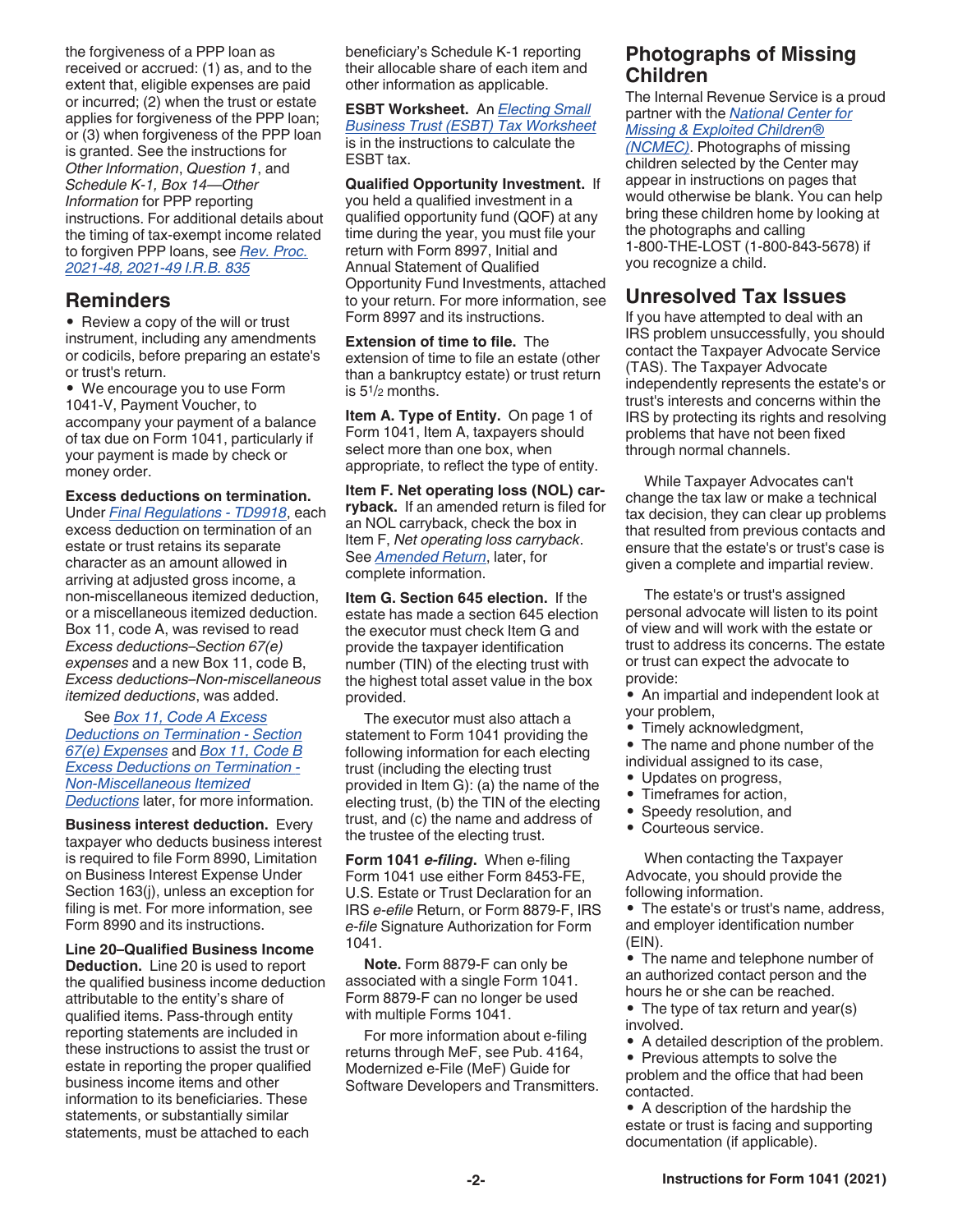the forgiveness of a PPP loan as received or accrued: (1) as, and to the extent that, eligible expenses are paid or incurred; (2) when the trust or estate applies for forgiveness of the PPP loan; or (3) when forgiveness of the PPP loan is granted. See the instructions for *Other Information*, *Question 1*, and *Schedule K-1, Box 14—Other Information* for PPP reporting instructions. For additional details about the timing of tax-exempt income related to forgiven PPP loans, see Rev. Proc. 2021-48, 2021-49 I.R.B. 835

## Reminders

- Review a copy of the will or trust instrument, including any amendments or codicils, before preparing an estate's or trust's return.
- We encourage you to use Form 1041-V, Payment Voucher, to accompany your payment of a balance of tax due on Form 1041, particularly if your payment is made by check or money order.

**Excess deductions on termination.** Under Final Regulations - TD9918, each excess deduction on termination of an estate or trust retains its separate character as an amount allowed in arriving at adjusted gross income, a non-miscellaneous itemized deduction, or a miscellaneous itemized deduction. Box 11, code A, was revised to read *Excess deductions–Section 67(e) expenses* and a new Box 11, code B, *Excess deductions–Non-miscellaneous itemized deductions*, was added.

See *Box 11, Code A Excess Deductions on Termination - Section 67(e) Expenses* and *Box 11, Code B Excess Deductions on Termination - Non-Miscellaneous Itemized Deductions* later, for more information.

**Business interest deduction.** Every taxpayer who deducts business interest is required to file Form 8990, Limitation on Business Interest Expense Under Section 163(j), unless an exception for filing is met. For more information, see Form 8990 and its instructions.

**Line 20–Qualified Business Income Deduction.** Line 20 is used to report the qualified business income deduction attributable to the entity's share of qualified items. Pass-through entity reporting statements are included in these instructions to assist the trust or estate in reporting the proper qualified business income items and other information to its beneficiaries. These statements, or substantially similar statements, must be attached to each beneficiary's Schedule K-1 reporting their allocable share of each item and other information as applicable.

**ESBT Worksheet.** An *Electing Small Business Trust (ESBT) Tax Worksheet* is in the instructions to calculate the ESBT tax.

**Qualified Opportunity Investment.** If you held a qualified investment in a qualified opportunity fund (QOF) at any time during the year, you must file your return with Form 8997, Initial and Annual Statement of Qualified Opportunity Fund Investments, attached to your return. For more information, see Form 8997 and its instructions.

**Extension of time to file.** The extension of time to file an estate (other than a bankruptcy estate) or trust return is 5$\frac{1}{2}$ months.

**Item A. Type of Entity.** On page 1 of Form 1041, Item A, taxpayers should select more than one box, when appropriate, to reflect the type of entity.

**Item F. Net operating loss (NOL) carryback.** If an amended return is filed for an NOL carryback, check the box in Item F, *Net operating loss carryback*. See *Amended Return*, later, for complete information.

**Item G. Section 645 election.** If the estate has made a section 645 election the executor must check Item G and provide the taxpayer identification number (TIN) of the electing trust with the highest total asset value in the box provided.

The executor must also attach a statement to Form 1041 providing the following information for each electing trust (including the electing trust provided in Item G): (a) the name of the electing trust, (b) the TIN of the electing trust, and (c) the name and address of the trustee of the electing trust.

**Form 1041 *e-filing*.** When e-filing Form 1041 use either Form 8453-FE, U.S. Estate or Trust Declaration for an IRS *e-file* Return, or Form 8879-F, IRS *e-file* Signature Authorization for Form 1041.

**Note.** Form 8879-F can only be associated with a single Form 1041. Form 8879-F can no longer be used with multiple Forms 1041.

For more information about e-filing returns through MeF, see Pub. 4164, Modernized e-File (MeF) Guide for Software Developers and Transmitters.

## Photographs of Missing Children

The Internal Revenue Service is a proud partner with the *National Center for Missing & Exploited Children® (NCMEC)*. Photographs of missing children selected by the Center may appear in instructions on pages that would otherwise be blank. You can help bring these children home by looking at the photographs and calling 1-800-THE-LOST (1-800-843-5678) if you recognize a child.

## Unresolved Tax Issues

If you have attempted to deal with an IRS problem unsuccessfully, you should contact the Taxpayer Advocate Service (TAS). The Taxpayer Advocate independently represents the estate's or trust's interests and concerns within the IRS by protecting its rights and resolving problems that have not been fixed through normal channels.

While Taxpayer Advocates can't change the tax law or make a technical tax decision, they can clear up problems that resulted from previous contacts and ensure that the estate's or trust's case is given a complete and impartial review.

The estate's or trust's assigned personal advocate will listen to its point of view and will work with the estate or trust to address its concerns. The estate or trust can expect the advocate to provide:

- An impartial and independent look at your problem,
- Timely acknowledgment,
- The name and phone number of the individual assigned to its case,
- Updates on progress,
- Timeframes for action,
- Speedy resolution, and
- Courteous service.

When contacting the Taxpayer Advocate, you should provide the following information.

- The estate's or trust's name, address, and employer identification number (EIN).
- The name and telephone number of an authorized contact person and the hours he or she can be reached.
- The type of tax return and year(s) involved.
- A detailed description of the problem.
- Previous attempts to solve the problem and the office that had been contacted.
- A description of the hardship the estate or trust is facing and supporting documentation (if applicable).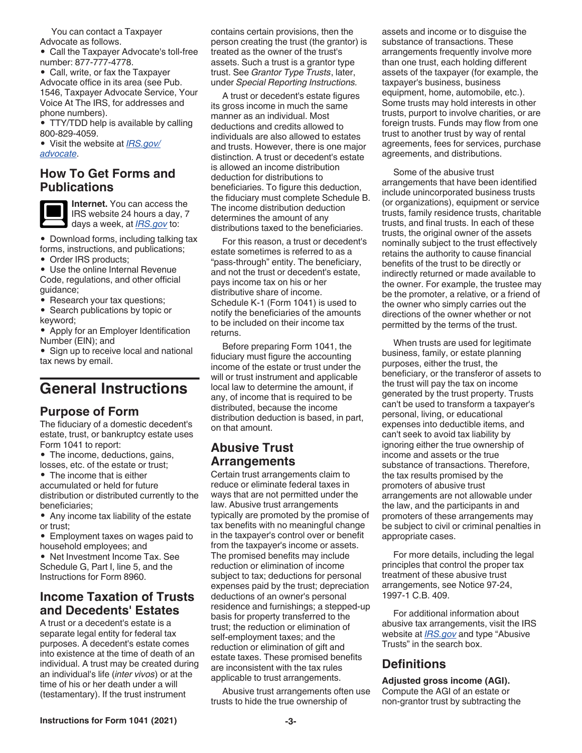You can contact a Taxpayer Advocate as follows.

- Call the Taxpayer Advocate's toll-free number: 877-777-4778.
- Call, write, or fax the Taxpayer Advocate office in its area (see Pub. 1546, Taxpayer Advocate Service, Your Voice At The IRS, for addresses and phone numbers).
- TTY/TDD help is available by calling 800-829-4059.
- Visit the website at *IRS.gov/advocate*.

## How To Get Forms and Publications

**Internet.** You can access the IRS website 24 hours a day, 7 days a week, at *IRS.gov* to:

- Download forms, including talking tax forms, instructions, and publications;
- Order IRS products;
- Use the online Internal Revenue Code, regulations, and other official guidance;
- Research your tax questions;
- Search publications by topic or keyword;
- Apply for an Employer Identification Number (EIN); and
- Sign up to receive local and national tax news by email.

# General Instructions

## Purpose of Form

The fiduciary of a domestic decedent's estate, trust, or bankruptcy estate uses Form 1041 to report:

- The income, deductions, gains, losses, etc. of the estate or trust;
- The income that is either accumulated or held for future distribution or distributed currently to the beneficiaries;
- Any income tax liability of the estate or trust;
- Employment taxes on wages paid to household employees; and
- Net Investment Income Tax. See Schedule G, Part I, line 5, and the Instructions for Form 8960.

## Income Taxation of Trusts and Decedents' Estates

A trust or a decedent's estate is a separate legal entity for federal tax purposes. A decedent's estate comes into existence at the time of death of an individual. A trust may be created during an individual's life (*inter vivos*) or at the time of his or her death under a will (testamentary). If the trust instrument contains certain provisions, then the person creating the trust (the grantor) is treated as the owner of the trust's assets. Such a trust is a grantor type trust. See *Grantor Type Trusts*, later, under *Special Reporting Instructions.*

A trust or decedent's estate figures its gross income in much the same manner as an individual. Most deductions and credits allowed to individuals are also allowed to estates and trusts. However, there is one major distinction. A trust or decedent's estate is allowed an income distribution deduction for distributions to beneficiaries. To figure this deduction, the fiduciary must complete Schedule B. The income distribution deduction determines the amount of any distributions taxed to the beneficiaries.

For this reason, a trust or decedent's estate sometimes is referred to as a "pass-through" entity. The beneficiary, and not the trust or decedent's estate, pays income tax on his or her distributive share of income. Schedule K-1 (Form 1041) is used to notify the beneficiaries of the amounts to be included on their income tax returns.

Before preparing Form 1041, the fiduciary must figure the accounting income of the estate or trust under the will or trust instrument and applicable local law to determine the amount, if any, of income that is required to be distributed, because the income distribution deduction is based, in part, on that amount.

## Abusive Trust Arrangements

Certain trust arrangements claim to reduce or eliminate federal taxes in ways that are not permitted under the law. Abusive trust arrangements typically are promoted by the promise of tax benefits with no meaningful change in the taxpayer's control over or benefit from the taxpayer's income or assets. The promised benefits may include reduction or elimination of income subject to tax; deductions for personal expenses paid by the trust; depreciation deductions of an owner's personal residence and furnishings; a stepped-up basis for property transferred to the trust; the reduction or elimination of self-employment taxes; and the reduction or elimination of gift and estate taxes. These promised benefits are inconsistent with the tax rules applicable to trust arrangements.

Abusive trust arrangements often use trusts to hide the true ownership of assets and income or to disguise the substance of transactions. These arrangements frequently involve more than one trust, each holding different assets of the taxpayer (for example, the taxpayer's business, business equipment, home, automobile, etc.). Some trusts may hold interests in other trusts, purport to involve charities, or are foreign trusts. Funds may flow from one trust to another trust by way of rental agreements, fees for services, purchase agreements, and distributions.

Some of the abusive trust arrangements that have been identified include unincorporated business trusts (or organizations), equipment or service trusts, family residence trusts, charitable trusts, and final trusts. In each of these trusts, the original owner of the assets nominally subject to the trust effectively retains the authority to cause financial benefits of the trust to be directly or indirectly returned or made available to the owner. For example, the trustee may be the promoter, a relative, or a friend of the owner who simply carries out the directions of the owner whether or not permitted by the terms of the trust.

When trusts are used for legitimate business, family, or estate planning purposes, either the trust, the beneficiary, or the transferor of assets to the trust will pay the tax on income generated by the trust property. Trusts can't be used to transform a taxpayer's personal, living, or educational expenses into deductible items, and can't seek to avoid tax liability by ignoring either the true ownership of income and assets or the true substance of transactions. Therefore, the tax results promised by the promoters of abusive trust arrangements are not allowable under the law, and the participants in and promoters of these arrangements may be subject to civil or criminal penalties in appropriate cases.

For more details, including the legal principles that control the proper tax treatment of these abusive trust arrangements, see Notice 97-24, 1997-1 C.B. 409.

For additional information about abusive tax arrangements, visit the IRS website at *IRS.gov* and type "Abusive Trusts" in the search box.

## Definitions

**Adjusted gross income (AGI).** Compute the AGI of an estate or non-grantor trust by subtracting the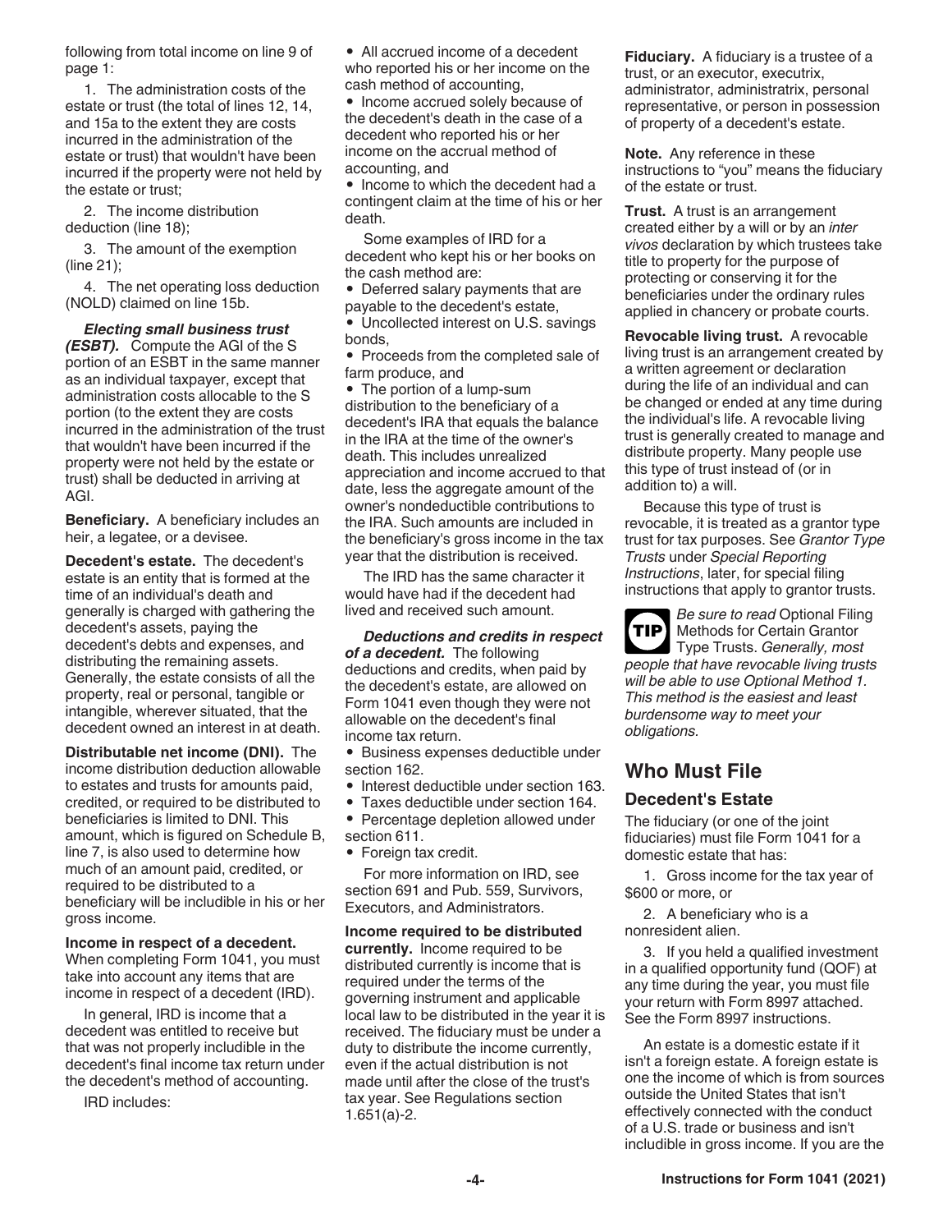following from total income on line 9 of page 1:

1. The administration costs of the estate or trust (the total of lines 12, 14, and 15a to the extent they are costs incurred in the administration of the estate or trust) that wouldn't have been incurred if the property were not held by the estate or trust;

2. The income distribution deduction (line 18);

3. The amount of the exemption (line 21);

4. The net operating loss deduction (NOLD) claimed on line 15b.

***Electing small business trust (ESBT).*** Compute the AGI of the S portion of an ESBT in the same manner as an individual taxpayer, except that administration costs allocable to the S portion (to the extent they are costs incurred in the administration of the trust that wouldn't have been incurred if the property were not held by the estate or trust) shall be deducted in arriving at AGI.

**Beneficiary.** A beneficiary includes an heir, a legatee, or a devisee.

**Decedent's estate.** The decedent's estate is an entity that is formed at the time of an individual's death and generally is charged with gathering the decedent's assets, paying the decedent's debts and expenses, and distributing the remaining assets. Generally, the estate consists of all the property, real or personal, tangible or intangible, wherever situated, that the decedent owned an interest in at death.

**Distributable net income (DNI).** The income distribution deduction allowable to estates and trusts for amounts paid, credited, or required to be distributed to beneficiaries is limited to DNI. This amount, which is figured on Schedule B, line 7, is also used to determine how much of an amount paid, credited, or required to be distributed to a beneficiary will be includible in his or her gross income.

**Income in respect of a decedent.** When completing Form 1041, you must take into account any items that are income in respect of a decedent (IRD).

In general, IRD is income that a decedent was entitled to receive but that was not properly includible in the decedent's final income tax return under the decedent's method of accounting.

IRD includes:

- All accrued income of a decedent who reported his or her income on the cash method of accounting,
- Income accrued solely because of the decedent's death in the case of a decedent who reported his or her income on the accrual method of accounting, and
- Income to which the decedent had a contingent claim at the time of his or her death.

Some examples of IRD for a decedent who kept his or her books on the cash method are:

- Deferred salary payments that are payable to the decedent's estate,
- Uncollected interest on U.S. savings bonds,
- Proceeds from the completed sale of farm produce, and
- The portion of a lump-sum distribution to the beneficiary of a decedent's IRA that equals the balance in the IRA at the time of the owner's death. This includes unrealized appreciation and income accrued to that date, less the aggregate amount of the owner's nondeductible contributions to the IRA. Such amounts are included in the beneficiary's gross income in the tax year that the distribution is received.

The IRD has the same character it would have had if the decedent had lived and received such amount.

***Deductions and credits in respect of a decedent.*** The following deductions and credits, when paid by the decedent's estate, are allowed on Form 1041 even though they were not allowable on the decedent's final income tax return.

- Business expenses deductible under section 162.
- Interest deductible under section 163.
- Taxes deductible under section 164.
- Percentage depletion allowed under section 611.
- Foreign tax credit.

For more information on IRD, see section 691 and Pub. 559, Survivors, Executors, and Administrators.

**Income required to be distributed currently.** Income required to be distributed currently is income that is required under the terms of the governing instrument and applicable local law to be distributed in the year it is received. The fiduciary must be under a duty to distribute the income currently, even if the actual distribution is not made until after the close of the trust's tax year. See Regulations section 1.651(a)-2.

**Fiduciary.** A fiduciary is a trustee of a trust, or an executor, executrix, administrator, administratrix, personal representative, or person in possession of property of a decedent's estate.

**Note.** Any reference in these instructions to "you" means the fiduciary of the estate or trust.

**Trust.** A trust is an arrangement created either by a will or by an *inter vivos* declaration by which trustees take title to property for the purpose of protecting or conserving it for the beneficiaries under the ordinary rules applied in chancery or probate courts.

**Revocable living trust.** A revocable living trust is an arrangement created by a written agreement or declaration during the life of an individual and can be changed or ended at any time during the individual's life. A revocable living trust is generally created to manage and distribute property. Many people use this type of trust instead of (or in addition to) a will.

Because this type of trust is revocable, it is treated as a grantor type trust for tax purposes. See *Grantor Type Trusts* under *Special Reporting Instructions*, later, for special filing instructions that apply to grantor trusts.

**TIP** *Be sure to read* Optional Filing Methods for Certain Grantor Type Trusts. *Generally, most people that have revocable living trusts will be able to use Optional Method 1. This method is the easiest and least burdensome way to meet your obligations.*

## Who Must File

### Decedent's Estate

The fiduciary (or one of the joint fiduciaries) must file Form 1041 for a domestic estate that has:

1. Gross income for the tax year of $600 or more, or

2. A beneficiary who is a nonresident alien.

3. If you held a qualified investment in a qualified opportunity fund (QOF) at any time during the year, you must file your return with Form 8997 attached. See the Form 8997 instructions.

An estate is a domestic estate if it isn't a foreign estate. A foreign estate is one the income of which is from sources outside the United States that isn't effectively connected with the conduct of a U.S. trade or business and isn't includible in gross income. If you are the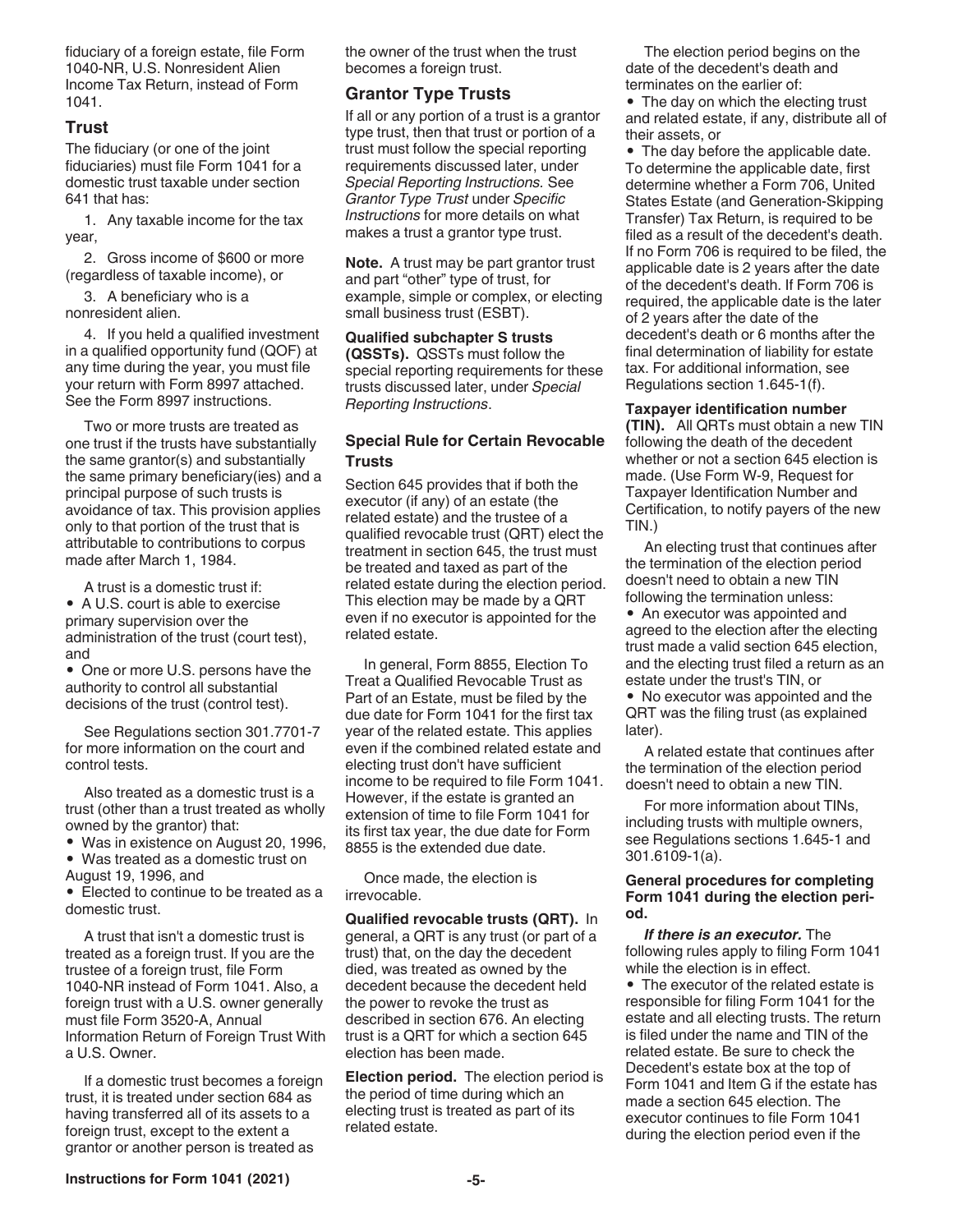fiduciary of a foreign estate, file Form 1040-NR, U.S. Nonresident Alien Income Tax Return, instead of Form 1041.

### Trust

The fiduciary (or one of the joint fiduciaries) must file Form 1041 for a domestic trust taxable under section 641 that has:

1. Any taxable income for the tax year,
2. Gross income of $600 or more (regardless of taxable income), or
3. A beneficiary who is a nonresident alien.
4. If you held a qualified investment in a qualified opportunity fund (QOF) at any time during the year, you must file your return with Form 8997 attached. See the Form 8997 instructions.

Two or more trusts are treated as one trust if the trusts have substantially the same grantor(s) and substantially the same primary beneficiary(ies) and a principal purpose of such trusts is avoidance of tax. This provision applies only to that portion of the trust that is attributable to contributions to corpus made after March 1, 1984.

A trust is a domestic trust if:

- A U.S. court is able to exercise primary supervision over the administration of the trust (court test), and
- One or more U.S. persons have the authority to control all substantial decisions of the trust (control test).

See Regulations section 301.7701-7 for more information on the court and control tests.

Also treated as a domestic trust is a trust (other than a trust treated as wholly owned by the grantor) that:

- Was in existence on August 20, 1996,
- Was treated as a domestic trust on August 19, 1996, and
- Elected to continue to be treated as a domestic trust.

A trust that isn't a domestic trust is treated as a foreign trust. If you are the trustee of a foreign trust, file Form 1040-NR instead of Form 1041. Also, a foreign trust with a U.S. owner generally must file Form 3520-A, Annual Information Return of Foreign Trust With a U.S. Owner.

If a domestic trust becomes a foreign trust, it is treated under section 684 as having transferred all of its assets to a foreign trust, except to the extent a grantor or another person is treated as the owner of the trust when the trust becomes a foreign trust.

### Grantor Type Trusts

If all or any portion of a trust is a grantor type trust, then that trust or portion of a trust must follow the special reporting requirements discussed later, under *Special Reporting Instructions.* See *Grantor Type Trust* under *Specific Instructions* for more details on what makes a trust a grantor type trust.

**Note.** A trust may be part grantor trust and part "other" type of trust, for example, simple or complex, or electing small business trust (ESBT).

**Qualified subchapter S trusts (QSSTs).** QSSTs must follow the special reporting requirements for these trusts discussed later, under *Special Reporting Instructions*.

#### Special Rule for Certain Revocable Trusts

Section 645 provides that if both the executor (if any) of an estate (the related estate) and the trustee of a qualified revocable trust (QRT) elect the treatment in section 645, the trust must be treated and taxed as part of the related estate during the election period. This election may be made by a QRT even if no executor is appointed for the related estate.

In general, Form 8855, Election To Treat a Qualified Revocable Trust as Part of an Estate, must be filed by the due date for Form 1041 for the first tax year of the related estate. This applies even if the combined related estate and electing trust don't have sufficient income to be required to file Form 1041. However, if the estate is granted an extension of time to file Form 1041 for its first tax year, the due date for Form 8855 is the extended due date.

Once made, the election is irrevocable.

**Qualified revocable trusts (QRT).** In general, a QRT is any trust (or part of a trust) that, on the day the decedent died, was treated as owned by the decedent because the decedent held the power to revoke the trust as described in section 676. An electing trust is a QRT for which a section 645 election has been made.

**Election period.** The election period is the period of time during which an electing trust is treated as part of its related estate.

The election period begins on the date of the decedent's death and terminates on the earlier of:

- The day on which the electing trust and related estate, if any, distribute all of their assets, or
- The day before the applicable date.

To determine the applicable date, first determine whether a Form 706, United States Estate (and Generation-Skipping Transfer) Tax Return, is required to be filed as a result of the decedent's death. If no Form 706 is required to be filed, the applicable date is 2 years after the date of the decedent's death. If Form 706 is required, the applicable date is the later of 2 years after the date of the decedent's death or 6 months after the final determination of liability for estate tax. For additional information, see Regulations section 1.645-1(f).

**Taxpayer identification number (TIN).** All QRTs must obtain a new TIN following the death of the decedent whether or not a section 645 election is made. (Use Form W-9, Request for Taxpayer Identification Number and Certification, to notify payers of the new TIN.)

An electing trust that continues after the termination of the election period doesn't need to obtain a new TIN following the termination unless:

- An executor was appointed and agreed to the election after the electing trust made a valid section 645 election, and the electing trust filed a return as an estate under the trust's TIN, or
- No executor was appointed and the QRT was the filing trust (as explained later).

A related estate that continues after the termination of the election period doesn't need to obtain a new TIN.

For more information about TINs, including trusts with multiple owners, see Regulations sections 1.645-1 and 301.6109-1(a).

**General procedures for completing Form 1041 during the election period.**

***If there is an executor.*** The following rules apply to filing Form 1041 while the election is in effect.

- The executor of the related estate is responsible for filing Form 1041 for the estate and all electing trusts. The return is filed under the name and TIN of the related estate. Be sure to check the Decedent's estate box at the top of Form 1041 and Item G if the estate has made a section 645 election. The executor continues to file Form 1041 during the election period even if the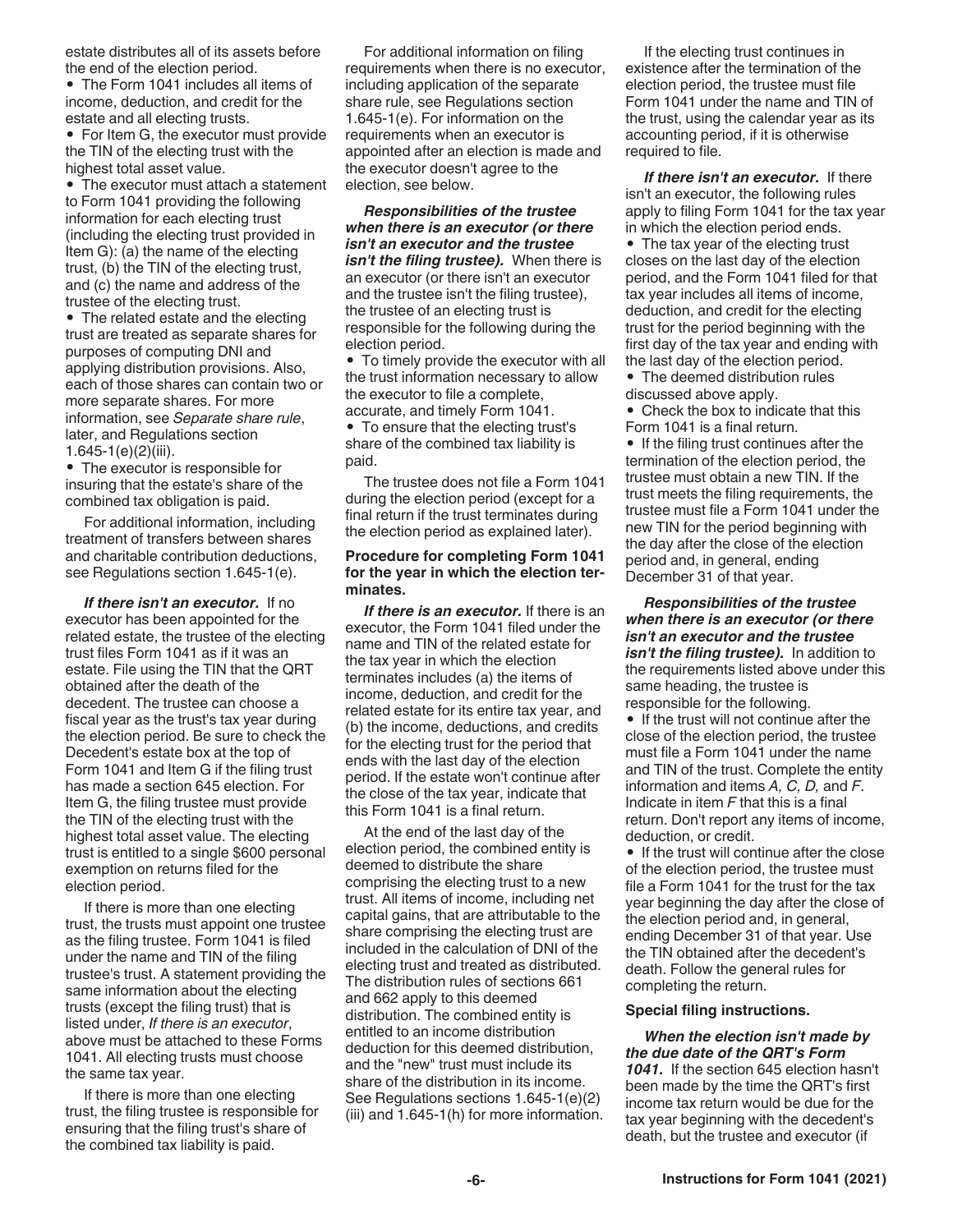estate distributes all of its assets before the end of the election period.

- The Form 1041 includes all items of income, deduction, and credit for the estate and all electing trusts.
- For Item G, the executor must provide the TIN of the electing trust with the highest total asset value.
- The executor must attach a statement to Form 1041 providing the following information for each electing trust (including the electing trust provided in Item G): (a) the name of the electing trust, (b) the TIN of the electing trust, and (c) the name and address of the trustee of the electing trust.
- The related estate and the electing trust are treated as separate shares for purposes of computing DNI and applying distribution provisions. Also, each of those shares can contain two or more separate shares. For more information, see *Separate share rule*, later, and Regulations section 1.645-1(e)(2)(iii).
- The executor is responsible for insuring that the estate's share of the combined tax obligation is paid.

For additional information, including treatment of transfers between shares and charitable contribution deductions, see Regulations section 1.645-1(e).

***If there isn't an executor.*** If no executor has been appointed for the related estate, the trustee of the electing trust files Form 1041 as if it was an estate. File using the TIN that the QRT obtained after the death of the decedent. The trustee can choose a fiscal year as the trust's tax year during the election period. Be sure to check the Decedent's estate box at the top of Form 1041 and Item G if the filing trust has made a section 645 election. For Item G, the filing trustee must provide the TIN of the electing trust with the highest total asset value. The electing trust is entitled to a single $600 personal exemption on returns filed for the election period.

If there is more than one electing trust, the trusts must appoint one trustee as the filing trustee. Form 1041 is filed under the name and TIN of the filing trustee's trust. A statement providing the same information about the electing trusts (except the filing trust) that is listed under, *If there is an executor*, above must be attached to these Forms 1041. All electing trusts must choose the same tax year.

If there is more than one electing trust, the filing trustee is responsible for ensuring that the filing trust's share of the combined tax liability is paid.

For additional information on filing requirements when there is no executor, including application of the separate share rule, see Regulations section 1.645-1(e). For information on the requirements when an executor is appointed after an election is made and the executor doesn't agree to the election, see below.

***Responsibilities of the trustee when there is an executor (or there isn't an executor and the trustee isn't the filing trustee).*** When there is an executor (or there isn't an executor and the trustee isn't the filing trustee), the trustee of an electing trust is responsible for the following during the election period.

- To timely provide the executor with all the trust information necessary to allow the executor to file a complete, accurate, and timely Form 1041.
- To ensure that the electing trust's share of the combined tax liability is paid.

The trustee does not file a Form 1041 during the election period (except for a final return if the trust terminates during the election period as explained later).

**Procedure for completing Form 1041 for the year in which the election terminates.**

***If there is an executor.*** If there is an executor, the Form 1041 filed under the name and TIN of the related estate for the tax year in which the election terminates includes (a) the items of income, deduction, and credit for the related estate for its entire tax year, and (b) the income, deductions, and credits for the electing trust for the period that ends with the last day of the election period. If the estate won't continue after the close of the tax year, indicate that this Form 1041 is a final return.

At the end of the last day of the election period, the combined entity is deemed to distribute the share comprising the electing trust to a new trust. All items of income, including net capital gains, that are attributable to the share comprising the electing trust are included in the calculation of DNI of the electing trust and treated as distributed. The distribution rules of sections 661 and 662 apply to this deemed distribution. The combined entity is entitled to an income distribution deduction for this deemed distribution, and the "new" trust must include its share of the distribution in its income. See Regulations sections 1.645-1(e)(2)(iii) and 1.645-1(h) for more information.

If the electing trust continues in existence after the termination of the election period, the trustee must file Form 1041 under the name and TIN of the trust, using the calendar year as its accounting period, if it is otherwise required to file.

***If there isn't an executor.*** If there isn't an executor, the following rules apply to filing Form 1041 for the tax year in which the election period ends.

- The tax year of the electing trust closes on the last day of the election period, and the Form 1041 filed for that tax year includes all items of income, deduction, and credit for the electing trust for the period beginning with the first day of the tax year and ending with the last day of the election period.
- The deemed distribution rules discussed above apply.
- Check the box to indicate that this Form 1041 is a final return.
- If the filing trust continues after the termination of the election period, the trustee must obtain a new TIN. If the trust meets the filing requirements, the trustee must file a Form 1041 under the new TIN for the period beginning with the day after the close of the election period and, in general, ending December 31 of that year.

***Responsibilities of the trustee when there is an executor (or there isn't an executor and the trustee isn't the filing trustee).*** In addition to the requirements listed above under this same heading, the trustee is responsible for the following.

- If the trust will not continue after the close of the election period, the trustee must file a Form 1041 under the name and TIN of the trust. Complete the entity information and items *A, C, D,* and *F*. Indicate in item *F* that this is a final return. Don't report any items of income, deduction, or credit.
- If the trust will continue after the close of the election period, the trustee must file a Form 1041 for the trust for the tax year beginning the day after the close of the election period and, in general, ending December 31 of that year. Use the TIN obtained after the decedent's death. Follow the general rules for completing the return.

**Special filing instructions.**

***When the election isn't made by the due date of the QRT's Form 1041.*** If the section 645 election hasn't been made by the time the QRT's first income tax return would be due for the tax year beginning with the decedent's death, but the trustee and executor (if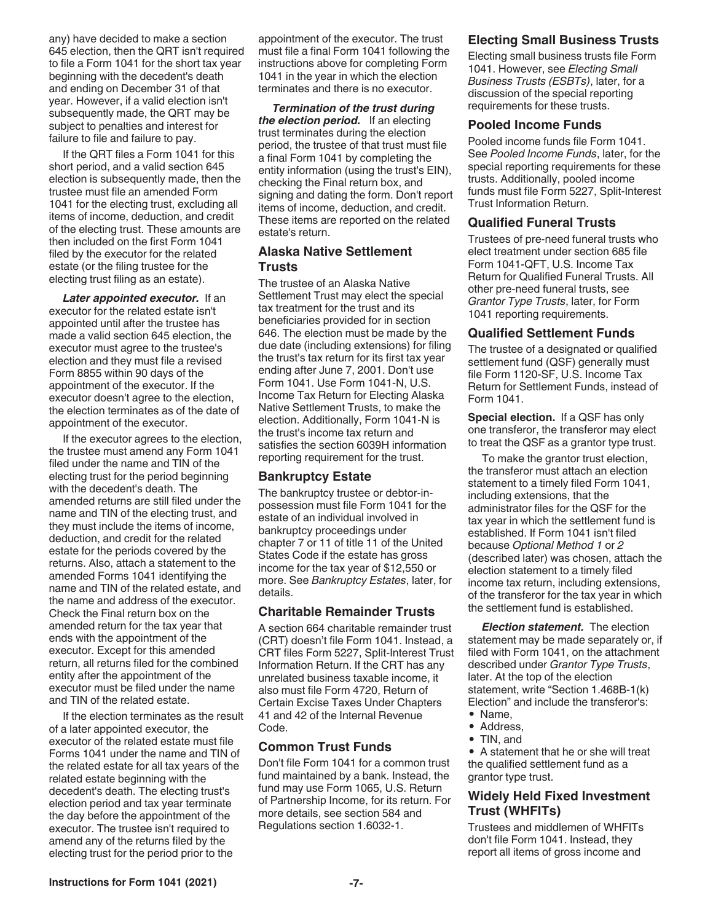any) have decided to make a section 645 election, then the QRT isn't required to file a Form 1041 for the short tax year beginning with the decedent's death and ending on December 31 of that year. However, if a valid election isn't subsequently made, the QRT may be subject to penalties and interest for failure to file and failure to pay.

If the QRT files a Form 1041 for this short period, and a valid section 645 election is subsequently made, then the trustee must file an amended Form 1041 for the electing trust, excluding all items of income, deduction, and credit of the electing trust. These amounts are then included on the first Form 1041 filed by the executor for the related estate (or the filing trustee for the electing trust filing as an estate).

***Later appointed executor.*** If an executor for the related estate isn't appointed until after the trustee has made a valid section 645 election, the executor must agree to the trustee's election and they must file a revised Form 8855 within 90 days of the appointment of the executor. If the executor doesn't agree to the election, the election terminates as of the date of appointment of the executor.

If the executor agrees to the election, the trustee must amend any Form 1041 filed under the name and TIN of the electing trust for the period beginning with the decedent's death. The amended returns are still filed under the name and TIN of the electing trust, and they must include the items of income, deduction, and credit for the related estate for the periods covered by the returns. Also, attach a statement to the amended Forms 1041 identifying the name and TIN of the related estate, and the name and address of the executor. Check the Final return box on the amended return for the tax year that ends with the appointment of the executor. Except for this amended return, all returns filed for the combined entity after the appointment of the executor must be filed under the name and TIN of the related estate.

If the election terminates as the result of a later appointed executor, the executor of the related estate must file Forms 1041 under the name and TIN of the related estate for all tax years of the related estate beginning with the decedent's death. The electing trust's election period and tax year terminate the day before the appointment of the executor. The trustee isn't required to amend any of the returns filed by the electing trust for the period prior to the appointment of the executor. The trust must file a final Form 1041 following the instructions above for completing Form 1041 in the year in which the election terminates and there is no executor.

***Termination of the trust during the election period.*** If an electing trust terminates during the election period, the trustee of that trust must file a final Form 1041 by completing the entity information (using the trust's EIN), checking the Final return box, and signing and dating the form. Don't report items of income, deduction, and credit. These items are reported on the related estate's return.

### Alaska Native Settlement Trusts

The trustee of an Alaska Native Settlement Trust may elect the special tax treatment for the trust and its beneficiaries provided for in section 646. The election must be made by the due date (including extensions) for filing the trust's tax return for its first tax year ending after June 7, 2001. Don't use Form 1041. Use Form 1041-N, U.S. Income Tax Return for Electing Alaska Native Settlement Trusts, to make the election. Additionally, Form 1041-N is the trust's income tax return and satisfies the section 6039H information reporting requirement for the trust.

### Bankruptcy Estate

The bankruptcy trustee or debtor-in-possession must file Form 1041 for the estate of an individual involved in bankruptcy proceedings under chapter 7 or 11 of title 11 of the United States Code if the estate has gross income for the tax year of $12,550 or more. See *Bankruptcy Estates*, later, for details.

### Charitable Remainder Trusts

A section 664 charitable remainder trust (CRT) doesn't file Form 1041. Instead, a CRT files Form 5227, Split-Interest Trust Information Return. If the CRT has any unrelated business taxable income, it also must file Form 4720, Return of Certain Excise Taxes Under Chapters 41 and 42 of the Internal Revenue Code.

### Common Trust Funds

Don't file Form 1041 for a common trust fund maintained by a bank. Instead, the fund may use Form 1065, U.S. Return of Partnership Income, for its return. For more details, see section 584 and Regulations section 1.6032-1.

### Electing Small Business Trusts

Electing small business trusts file Form 1041. However, see *Electing Small Business Trusts (ESBTs)*, later, for a discussion of the special reporting requirements for these trusts.

### Pooled Income Funds

Pooled income funds file Form 1041. See *Pooled Income Funds*, later, for the special reporting requirements for these trusts. Additionally, pooled income funds must file Form 5227, Split-Interest Trust Information Return.

### Qualified Funeral Trusts

Trustees of pre-need funeral trusts who elect treatment under section 685 file Form 1041-QFT, U.S. Income Tax Return for Qualified Funeral Trusts. All other pre-need funeral trusts, see *Grantor Type Trusts*, later, for Form 1041 reporting requirements.

### Qualified Settlement Funds

The trustee of a designated or qualified settlement fund (QSF) generally must file Form 1120-SF, U.S. Income Tax Return for Settlement Funds, instead of Form 1041.

**Special election.** If a QSF has only one transferor, the transferor may elect to treat the QSF as a grantor type trust.

To make the grantor trust election, the transferor must attach an election statement to a timely filed Form 1041, including extensions, that the administrator files for the QSF for the tax year in which the settlement fund is established. If Form 1041 isn't filed because *Optional Method 1* or *2* (described later) was chosen, attach the election statement to a timely filed income tax return, including extensions, of the transferor for the tax year in which the settlement fund is established.

***Election statement.*** The election statement may be made separately or, if filed with Form 1041, on the attachment described under *Grantor Type Trusts*, later. At the top of the election statement, write "Section 1.468B-1(k) Election" and include the transferor's:

- Name,
- Address,
- TIN, and
- A statement that he or she will treat the qualified settlement fund as a grantor type trust.

### Widely Held Fixed Investment Trust (WHFITs)

Trustees and middlemen of WHFITs don't file Form 1041. Instead, they report all items of gross income and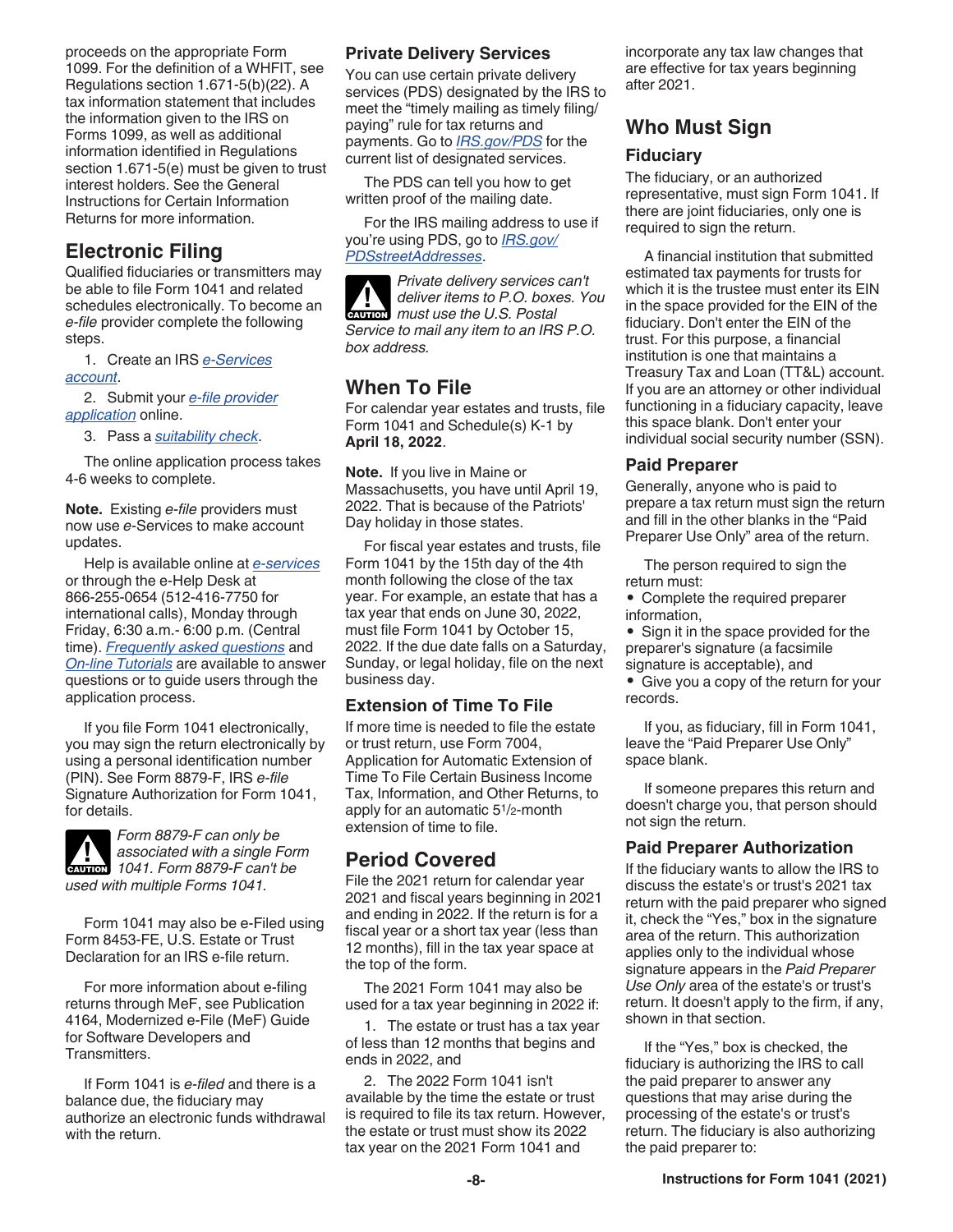proceeds on the appropriate Form 1099. For the definition of a WHFIT, see Regulations section 1.671-5(b)(22). A tax information statement that includes the information given to the IRS on Forms 1099, as well as additional information identified in Regulations section 1.671-5(e) must be given to trust interest holders. See the General Instructions for Certain Information Returns for more information.

## Electronic Filing

Qualified fiduciaries or transmitters may be able to file Form 1041 and related schedules electronically. To become an *e-file* provider complete the following steps.

1. Create an IRS *e-Services account*.
2. Submit your *e-file provider application* online.
3. Pass a *suitability check*.

The online application process takes 4-6 weeks to complete.

**Note.** Existing *e-file* providers must now use *e*-Services to make account updates.

Help is available online at *e-services* or through the e-Help Desk at 866-255-0654 (512-416-7750 for international calls), Monday through Friday, 6:30 a.m.- 6:00 p.m. (Central time). *Frequently asked questions* and *On-line Tutorials* are available to answer questions or to guide users through the application process.

If you file Form 1041 electronically, you may sign the return electronically by using a personal identification number (PIN). See Form 8879-F, IRS *e-file* Signature Authorization for Form 1041, for details.

**CAUTION** *Form 8879-F can only be associated with a single Form 1041. Form 8879-F can't be used with multiple Forms 1041.*

Form 1041 may also be e-Filed using Form 8453-FE, U.S. Estate or Trust Declaration for an IRS e-file return.

For more information about e-filing returns through MeF, see Publication 4164, Modernized e-File (MeF) Guide for Software Developers and Transmitters.

If Form 1041 is *e-filed* and there is a balance due, the fiduciary may authorize an electronic funds withdrawal with the return.

### Private Delivery Services

You can use certain private delivery services (PDS) designated by the IRS to meet the “timely mailing as timely filing/paying” rule for tax returns and payments. Go to *IRS.gov/PDS* for the current list of designated services.

The PDS can tell you how to get written proof of the mailing date.

For the IRS mailing address to use if you're using PDS, go to *IRS.gov/PDSstreetAddresses*.

**CAUTION** *Private delivery services can't deliver items to P.O. boxes. You must use the U.S. Postal Service to mail any item to an IRS P.O. box address.*

## When To File

For calendar year estates and trusts, file Form 1041 and Schedule(s) K-1 by **April 18, 2022**.

**Note.** If you live in Maine or Massachusetts, you have until April 19, 2022. That is because of the Patriots' Day holiday in those states.

For fiscal year estates and trusts, file Form 1041 by the 15th day of the 4th month following the close of the tax year. For example, an estate that has a tax year that ends on June 30, 2022, must file Form 1041 by October 15, 2022. If the due date falls on a Saturday, Sunday, or legal holiday, file on the next business day.

### Extension of Time To File

If more time is needed to file the estate or trust return, use Form 7004, Application for Automatic Extension of Time To File Certain Business Income Tax, Information, and Other Returns, to apply for an automatic 5½-month extension of time to file.

## Period Covered

File the 2021 return for calendar year 2021 and fiscal years beginning in 2021 and ending in 2022. If the return is for a fiscal year or a short tax year (less than 12 months), fill in the tax year space at the top of the form.

The 2021 Form 1041 may also be used for a tax year beginning in 2022 if:

1. The estate or trust has a tax year of less than 12 months that begins and ends in 2022, and
2. The 2022 Form 1041 isn't available by the time the estate or trust is required to file its tax return. However, the estate or trust must show its 2022 tax year on the 2021 Form 1041 and incorporate any tax law changes that are effective for tax years beginning after 2021.

## Who Must Sign

### Fiduciary

The fiduciary, or an authorized representative, must sign Form 1041. If there are joint fiduciaries, only one is required to sign the return.

A financial institution that submitted estimated tax payments for trusts for which it is the trustee must enter its EIN in the space provided for the EIN of the fiduciary. Don't enter the EIN of the trust. For this purpose, a financial institution is one that maintains a Treasury Tax and Loan (TT&L) account. If you are an attorney or other individual functioning in a fiduciary capacity, leave this space blank. Don't enter your individual social security number (SSN).

### Paid Preparer

Generally, anyone who is paid to prepare a tax return must sign the return and fill in the other blanks in the “Paid Preparer Use Only” area of the return.

The person required to sign the return must:

- Complete the required preparer information,
- Sign it in the space provided for the preparer's signature (a facsimile signature is acceptable), and
- Give you a copy of the return for your records.

If you, as fiduciary, fill in Form 1041, leave the “Paid Preparer Use Only” space blank.

If someone prepares this return and doesn't charge you, that person should not sign the return.

### Paid Preparer Authorization

If the fiduciary wants to allow the IRS to discuss the estate's or trust's 2021 tax return with the paid preparer who signed it, check the “Yes,” box in the signature area of the return. This authorization applies only to the individual whose signature appears in the *Paid Preparer Use Only* area of the estate's or trust's return. It doesn't apply to the firm, if any, shown in that section.

If the “Yes,” box is checked, the fiduciary is authorizing the IRS to call the paid preparer to answer any questions that may arise during the processing of the estate's or trust's return. The fiduciary is also authorizing the paid preparer to: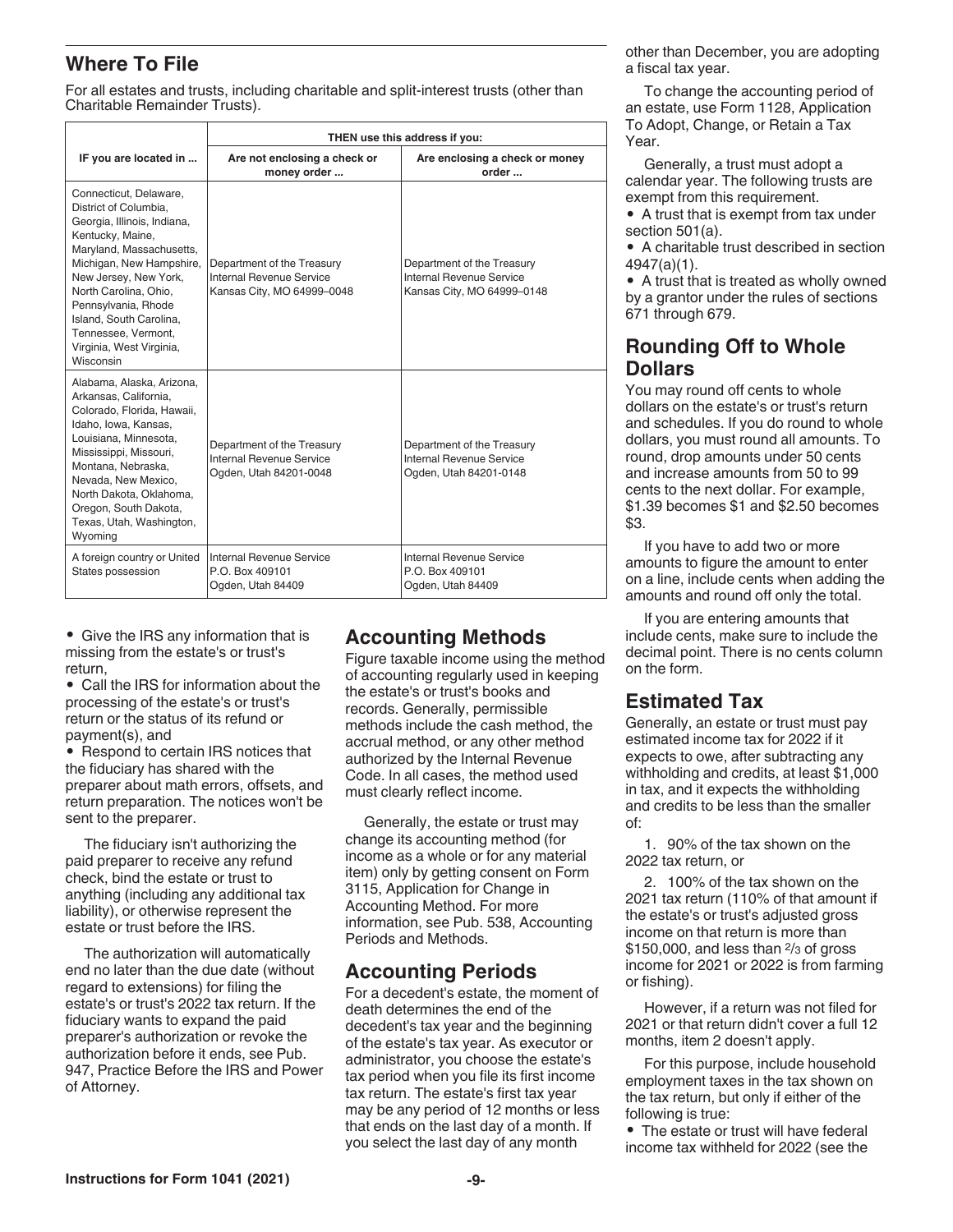## Where To File

For all estates and trusts, including charitable and split-interest trusts (other than Charitable Remainder Trusts).

| IF you are located in ... | THEN use this address if you: | |
|---|---|---|
| | Are not enclosing a check or money order ... | Are enclosing a check or money order ... |
| Connecticut, Delaware, District of Columbia, Georgia, Illinois, Indiana, Kentucky, Maine, Maryland, Massachusetts, Michigan, New Hampshire, New Jersey, New York, North Carolina, Ohio, Pennsylvania, Rhode Island, South Carolina, Tennessee, Vermont, Virginia, West Virginia, Wisconsin | Department of the Treasury Internal Revenue Service Kansas City, MO 64999–0048 | Department of the Treasury Internal Revenue Service Kansas City, MO 64999–0148 |
| Alabama, Alaska, Arizona, Arkansas, California, Colorado, Florida, Hawaii, Idaho, Iowa, Kansas, Louisiana, Minnesota, Mississippi, Missouri, Montana, Nebraska, Nevada, New Mexico, North Dakota, Oklahoma, Oregon, South Dakota, Texas, Utah, Washington, Wyoming | Department of the Treasury Internal Revenue Service Ogden, Utah 84201-0048 | Department of the Treasury Internal Revenue Service Ogden, Utah 84201-0148 |
| A foreign country or United States possession | Internal Revenue Service P.O. Box 409101 Ogden, Utah 84409 | Internal Revenue Service P.O. Box 409101 Ogden, Utah 84409 |

- Give the IRS any information that is missing from the estate's or trust's return,
- Call the IRS for information about the processing of the estate's or trust's return or the status of its refund or payment(s), and
- Respond to certain IRS notices that the fiduciary has shared with the preparer about math errors, offsets, and return preparation. The notices won't be sent to the preparer.

The fiduciary isn't authorizing the paid preparer to receive any refund check, bind the estate or trust to anything (including any additional tax liability), or otherwise represent the estate or trust before the IRS.

The authorization will automatically end no later than the due date (without regard to extensions) for filing the estate's or trust's 2022 tax return. If the fiduciary wants to expand the paid preparer's authorization or revoke the authorization before it ends, see Pub. 947, Practice Before the IRS and Power of Attorney.

## Accounting Methods

Figure taxable income using the method of accounting regularly used in keeping the estate's or trust's books and records. Generally, permissible methods include the cash method, the accrual method, or any other method authorized by the Internal Revenue Code. In all cases, the method used must clearly reflect income.

Generally, the estate or trust may change its accounting method (for income as a whole or for any material item) only by getting consent on Form 3115, Application for Change in Accounting Method. For more information, see Pub. 538, Accounting Periods and Methods.

## Accounting Periods

For a decedent's estate, the moment of death determines the end of the decedent's tax year and the beginning of the estate's tax year. As executor or administrator, you choose the estate's tax period when you file its first income tax return. The estate's first tax year may be any period of 12 months or less that ends on the last day of a month. If you select the last day of any month other than December, you are adopting a fiscal tax year.

To change the accounting period of an estate, use Form 1128, Application To Adopt, Change, or Retain a Tax Year.

Generally, a trust must adopt a calendar year. The following trusts are exempt from this requirement.

- A trust that is exempt from tax under section 501(a).
- A charitable trust described in section 4947(a)(1).
- A trust that is treated as wholly owned by a grantor under the rules of sections 671 through 679.

## Rounding Off to Whole Dollars

You may round off cents to whole dollars on the estate's or trust's return and schedules. If you do round to whole dollars, you must round all amounts. To round, drop amounts under 50 cents and increase amounts from 50 to 99 cents to the next dollar. For example, $1.39 becomes $1 and $2.50 becomes $3.

If you have to add two or more amounts to figure the amount to enter on a line, include cents when adding the amounts and round off only the total.

If you are entering amounts that include cents, make sure to include the decimal point. There is no cents column on the form.

## Estimated Tax

Generally, an estate or trust must pay estimated income tax for 2022 if it expects to owe, after subtracting any withholding and credits, at least $1,000 in tax, and it expects the withholding and credits to be less than the smaller of:

1. 90% of the tax shown on the 2022 tax return, or
2. 100% of the tax shown on the 2021 tax return (110% of that amount if the estate's or trust's adjusted gross income on that return is more than $150,000, and less than 2/3 of gross income for 2021 or 2022 is from farming or fishing).

However, if a return was not filed for 2021 or that return didn't cover a full 12 months, item 2 doesn't apply.

For this purpose, include household employment taxes in the tax shown on the tax return, but only if either of the following is true:

- The estate or trust will have federal income tax withheld for 2022 (see the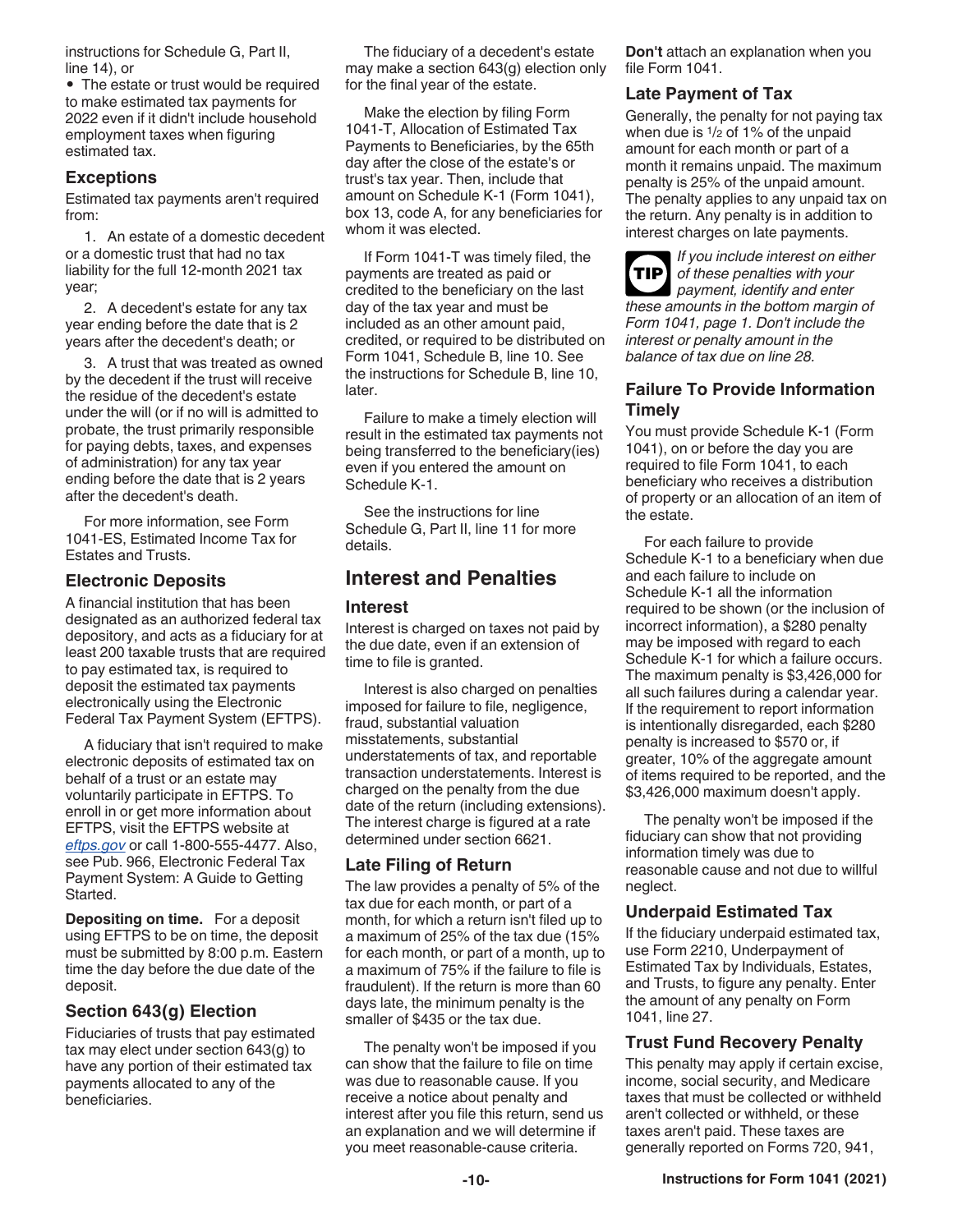instructions for Schedule G, Part II, line 14), or

- The estate or trust would be required to make estimated tax payments for 2022 even if it didn't include household employment taxes when figuring estimated tax.

### Exceptions

Estimated tax payments aren't required from:

1. An estate of a domestic decedent or a domestic trust that had no tax liability for the full 12-month 2021 tax year;
2. A decedent's estate for any tax year ending before the date that is 2 years after the decedent's death; or
3. A trust that was treated as owned by the decedent if the trust will receive the residue of the decedent's estate under the will (or if no will is admitted to probate, the trust primarily responsible for paying debts, taxes, and expenses of administration) for any tax year ending before the date that is 2 years after the decedent's death.

For more information, see Form 1041-ES, Estimated Income Tax for Estates and Trusts.

### Electronic Deposits

A financial institution that has been designated as an authorized federal tax depository, and acts as a fiduciary for at least 200 taxable trusts that are required to pay estimated tax, is required to deposit the estimated tax payments electronically using the Electronic Federal Tax Payment System (EFTPS).

A fiduciary that isn't required to make electronic deposits of estimated tax on behalf of a trust or an estate may voluntarily participate in EFTPS. To enroll in or get more information about EFTPS, visit the EFTPS website at *eftps.gov* or call 1-800-555-4477. Also, see Pub. 966, Electronic Federal Tax Payment System: A Guide to Getting Started.

**Depositing on time.** For a deposit using EFTPS to be on time, the deposit must be submitted by 8:00 p.m. Eastern time the day before the due date of the deposit.

### Section 643(g) Election

Fiduciaries of trusts that pay estimated tax may elect under section 643(g) to have any portion of their estimated tax payments allocated to any of the beneficiaries.

The fiduciary of a decedent's estate may make a section 643(g) election only for the final year of the estate.

Make the election by filing Form 1041-T, Allocation of Estimated Tax Payments to Beneficiaries, by the 65th day after the close of the estate's or trust's tax year. Then, include that amount on Schedule K-1 (Form 1041), box 13, code A, for any beneficiaries for whom it was elected.

If Form 1041-T was timely filed, the payments are treated as paid or credited to the beneficiary on the last day of the tax year and must be included as an other amount paid, credited, or required to be distributed on Form 1041, Schedule B, line 10. See the instructions for Schedule B, line 10, later.

Failure to make a timely election will result in the estimated tax payments not being transferred to the beneficiary(ies) even if you entered the amount on Schedule K-1.

See the instructions for line Schedule G, Part II, line 11 for more details.

## Interest and Penalties

### Interest

Interest is charged on taxes not paid by the due date, even if an extension of time to file is granted.

Interest is also charged on penalties imposed for failure to file, negligence, fraud, substantial valuation misstatements, substantial understatements of tax, and reportable transaction understatements. Interest is charged on the penalty from the due date of the return (including extensions). The interest charge is figured at a rate determined under section 6621.

### Late Filing of Return

The law provides a penalty of 5% of the tax due for each month, or part of a month, for which a return isn't filed up to a maximum of 25% of the tax due (15% for each month, or part of a month, up to a maximum of 75% if the failure to file is fraudulent). If the return is more than 60 days late, the minimum penalty is the smaller of $435 or the tax due.

The penalty won't be imposed if you can show that the failure to file on time was due to reasonable cause. If you receive a notice about penalty and interest after you file this return, send us an explanation and we will determine if you meet reasonable-cause criteria. **Don't** attach an explanation when you file Form 1041.

### Late Payment of Tax

Generally, the penalty for not paying tax when due is 1/2 of 1% of the unpaid amount for each month or part of a month it remains unpaid. The maximum penalty is 25% of the unpaid amount. The penalty applies to any unpaid tax on the return. Any penalty is in addition to interest charges on late payments.

**TIP** *If you include interest on either of these penalties with your payment, identify and enter these amounts in the bottom margin of Form 1041, page 1. Don't include the interest or penalty amount in the balance of tax due on line 28.*

### Failure To Provide Information Timely

You must provide Schedule K-1 (Form 1041), on or before the day you are required to file Form 1041, to each beneficiary who receives a distribution of property or an allocation of an item of the estate.

For each failure to provide Schedule K-1 to a beneficiary when due and each failure to include on Schedule K-1 all the information required to be shown (or the inclusion of incorrect information), a $280 penalty may be imposed with regard to each Schedule K-1 for which a failure occurs. The maximum penalty is $3,426,000 for all such failures during a calendar year. If the requirement to report information is intentionally disregarded, each $280 penalty is increased to $570 or, if greater, 10% of the aggregate amount of items required to be reported, and the $3,426,000 maximum doesn't apply.

The penalty won't be imposed if the fiduciary can show that not providing information timely was due to reasonable cause and not due to willful neglect.

### Underpaid Estimated Tax

If the fiduciary underpaid estimated tax, use Form 2210, Underpayment of Estimated Tax by Individuals, Estates, and Trusts, to figure any penalty. Enter the amount of any penalty on Form 1041, line 27.

### Trust Fund Recovery Penalty

This penalty may apply if certain excise, income, social security, and Medicare taxes that must be collected or withheld aren't collected or withheld, or these taxes aren't paid. These taxes are generally reported on Forms 720, 941,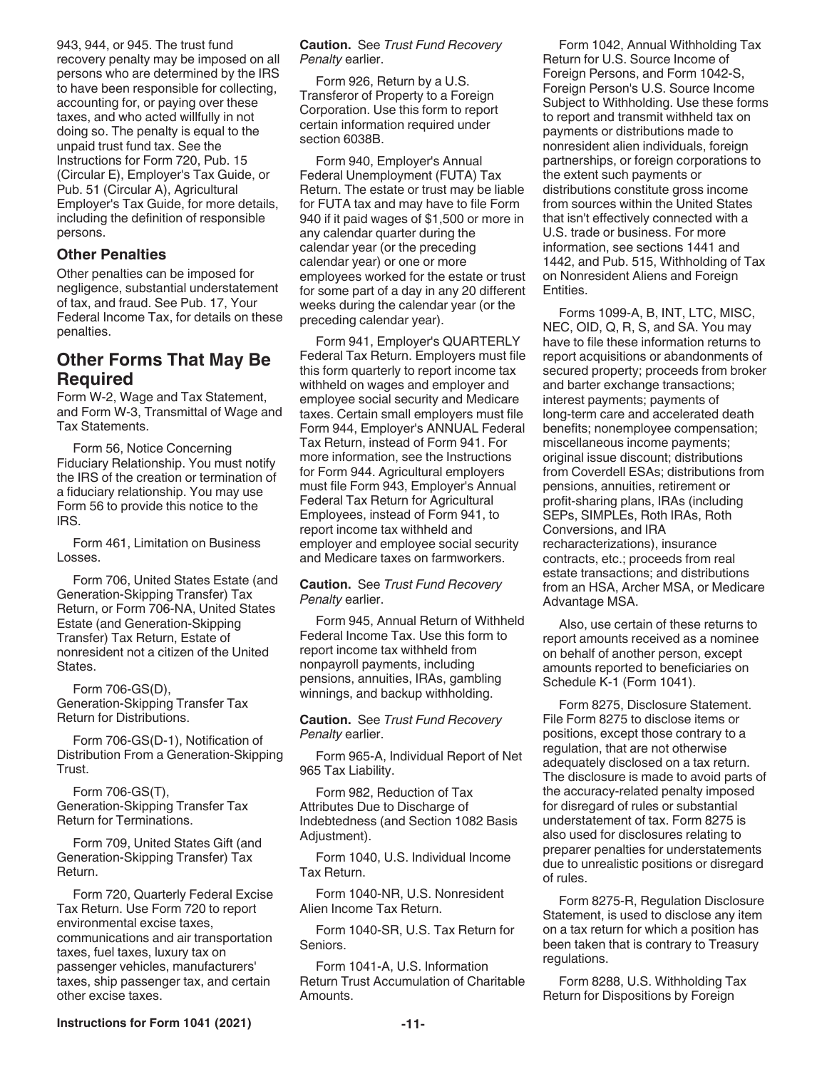943, 944, or 945. The trust fund recovery penalty may be imposed on all persons who are determined by the IRS to have been responsible for collecting, accounting for, or paying over these taxes, and who acted willfully in not doing so. The penalty is equal to the unpaid trust fund tax. See the Instructions for Form 720, Pub. 15 (Circular E), Employer's Tax Guide, or Pub. 51 (Circular A), Agricultural Employer's Tax Guide, for more details, including the definition of responsible persons.

### Other Penalties

Other penalties can be imposed for negligence, substantial understatement of tax, and fraud. See Pub. 17, Your Federal Income Tax, for details on these penalties.

## Other Forms That May Be Required

Form W-2, Wage and Tax Statement, and Form W-3, Transmittal of Wage and Tax Statements.

Form 56, Notice Concerning Fiduciary Relationship. You must notify the IRS of the creation or termination of a fiduciary relationship. You may use Form 56 to provide this notice to the IRS.

Form 461, Limitation on Business Losses.

Form 706, United States Estate (and Generation-Skipping Transfer) Tax Return, or Form 706-NA, United States Estate (and Generation-Skipping Transfer) Tax Return, Estate of nonresident not a citizen of the United States.

Form 706-GS(D), Generation-Skipping Transfer Tax Return for Distributions.

Form 706-GS(D-1), Notification of Distribution From a Generation-Skipping Trust.

Form 706-GS(T), Generation-Skipping Transfer Tax Return for Terminations.

Form 709, United States Gift (and Generation-Skipping Transfer) Tax Return.

Form 720, Quarterly Federal Excise Tax Return. Use Form 720 to report environmental excise taxes, communications and air transportation taxes, fuel taxes, luxury tax on passenger vehicles, manufacturers' taxes, ship passenger tax, and certain other excise taxes.

**Caution.** See *Trust Fund Recovery Penalty* earlier.

Form 926, Return by a U.S. Transferor of Property to a Foreign Corporation. Use this form to report certain information required under section 6038B.

Form 940, Employer's Annual Federal Unemployment (FUTA) Tax Return. The estate or trust may be liable for FUTA tax and may have to file Form 940 if it paid wages of $1,500 or more in any calendar quarter during the calendar year (or the preceding calendar year) or one or more employees worked for the estate or trust for some part of a day in any 20 different weeks during the calendar year (or the preceding calendar year).

Form 941, Employer's QUARTERLY Federal Tax Return. Employers must file this form quarterly to report income tax withheld on wages and employer and employee social security and Medicare taxes. Certain small employers must file Form 944, Employer's ANNUAL Federal Tax Return, instead of Form 941. For more information, see the Instructions for Form 944. Agricultural employers must file Form 943, Employer's Annual Federal Tax Return for Agricultural Employees, instead of Form 941, to report income tax withheld and employer and employee social security and Medicare taxes on farmworkers.

**Caution.** See *Trust Fund Recovery Penalty* earlier.

Form 945, Annual Return of Withheld Federal Income Tax. Use this form to report income tax withheld from nonpayroll payments, including pensions, annuities, IRAs, gambling winnings, and backup withholding.

**Caution.** See *Trust Fund Recovery Penalty* earlier.

Form 965-A, Individual Report of Net 965 Tax Liability.

Form 982, Reduction of Tax Attributes Due to Discharge of Indebtedness (and Section 1082 Basis Adjustment).

Form 1040, U.S. Individual Income Tax Return.

Form 1040-NR, U.S. Nonresident Alien Income Tax Return.

Form 1040-SR, U.S. Tax Return for Seniors.

Form 1041-A, U.S. Information Return Trust Accumulation of Charitable Amounts.

Form 1042, Annual Withholding Tax Return for U.S. Source Income of Foreign Persons, and Form 1042-S, Foreign Person's U.S. Source Income Subject to Withholding. Use these forms to report and transmit withheld tax on payments or distributions made to nonresident alien individuals, foreign partnerships, or foreign corporations to the extent such payments or distributions constitute gross income from sources within the United States that isn't effectively connected with a U.S. trade or business. For more information, see sections 1441 and 1442, and Pub. 515, Withholding of Tax on Nonresident Aliens and Foreign Entities.

Forms 1099-A, B, INT, LTC, MISC, NEC, OID, Q, R, S, and SA. You may have to file these information returns to report acquisitions or abandonments of secured property; proceeds from broker and barter exchange transactions; interest payments; payments of long-term care and accelerated death benefits; nonemployee compensation; miscellaneous income payments; original issue discount; distributions from Coverdell ESAs; distributions from pensions, annuities, retirement or profit-sharing plans, IRAs (including SEPs, SIMPLEs, Roth IRAs, Roth Conversions, and IRA recharacterizations), insurance contracts, etc.; proceeds from real estate transactions; and distributions from an HSA, Archer MSA, or Medicare Advantage MSA.

Also, use certain of these returns to report amounts received as a nominee on behalf of another person, except amounts reported to beneficiaries on Schedule K-1 (Form 1041).

Form 8275, Disclosure Statement. File Form 8275 to disclose items or positions, except those contrary to a regulation, that are not otherwise adequately disclosed on a tax return. The disclosure is made to avoid parts of the accuracy-related penalty imposed for disregard of rules or substantial understatement of tax. Form 8275 is also used for disclosures relating to preparer penalties for understatements due to unrealistic positions or disregard of rules.

Form 8275-R, Regulation Disclosure Statement, is used to disclose any item on a tax return for which a position has been taken that is contrary to Treasury regulations.

Form 8288, U.S. Withholding Tax Return for Dispositions by Foreign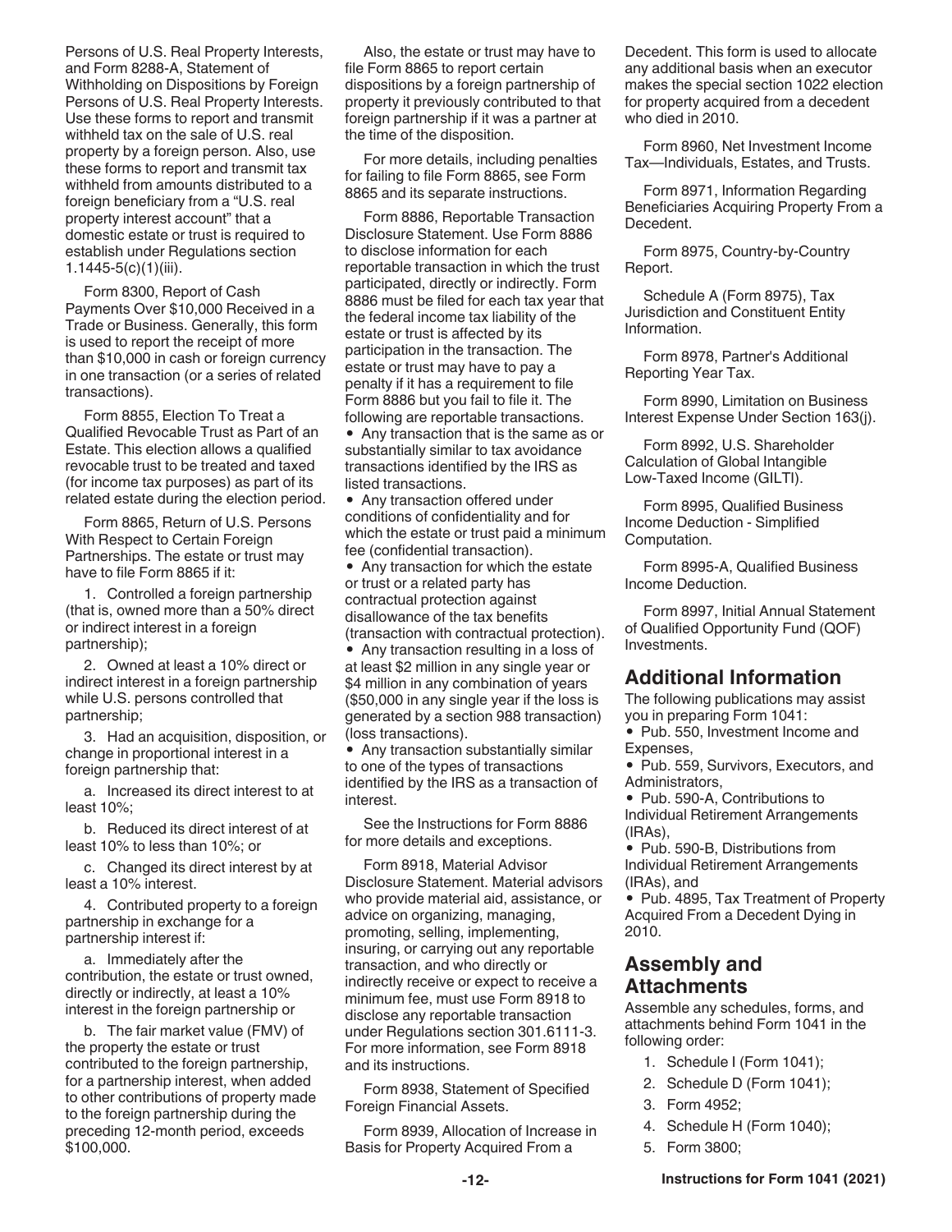Persons of U.S. Real Property Interests, and Form 8288-A, Statement of Withholding on Dispositions by Foreign Persons of U.S. Real Property Interests. Use these forms to report and transmit withheld tax on the sale of U.S. real property by a foreign person. Also, use these forms to report and transmit tax withheld from amounts distributed to a foreign beneficiary from a "U.S. real property interest account" that a domestic estate or trust is required to establish under Regulations section 1.1445-5(c)(1)(iii).

Form 8300, Report of Cash Payments Over $10,000 Received in a Trade or Business. Generally, this form is used to report the receipt of more than $10,000 in cash or foreign currency in one transaction (or a series of related transactions).

Form 8855, Election To Treat a Qualified Revocable Trust as Part of an Estate. This election allows a qualified revocable trust to be treated and taxed (for income tax purposes) as part of its related estate during the election period.

Form 8865, Return of U.S. Persons With Respect to Certain Foreign Partnerships. The estate or trust may have to file Form 8865 if it:

1. Controlled a foreign partnership (that is, owned more than a 50% direct or indirect interest in a foreign partnership);

2. Owned at least a 10% direct or indirect interest in a foreign partnership while U.S. persons controlled that partnership;

3. Had an acquisition, disposition, or change in proportional interest in a foreign partnership that:

a. Increased its direct interest to at least 10%;

b. Reduced its direct interest of at least 10% to less than 10%; or

c. Changed its direct interest by at least a 10% interest.

4. Contributed property to a foreign partnership in exchange for a partnership interest if:

a. Immediately after the contribution, the estate or trust owned, directly or indirectly, at least a 10% interest in the foreign partnership or

b. The fair market value (FMV) of the property the estate or trust contributed to the foreign partnership, for a partnership interest, when added to other contributions of property made to the foreign partnership during the preceding 12-month period, exceeds $100,000.

Also, the estate or trust may have to file Form 8865 to report certain dispositions by a foreign partnership of property it previously contributed to that foreign partnership if it was a partner at the time of the disposition.

For more details, including penalties for failing to file Form 8865, see Form 8865 and its separate instructions.

Form 8886, Reportable Transaction Disclosure Statement. Use Form 8886 to disclose information for each reportable transaction in which the trust participated, directly or indirectly. Form 8886 must be filed for each tax year that the federal income tax liability of the estate or trust is affected by its participation in the transaction. The estate or trust may have to pay a penalty if it has a requirement to file Form 8886 but you fail to file it. The following are reportable transactions.

- Any transaction that is the same as or substantially similar to tax avoidance transactions identified by the IRS as listed transactions.
- Any transaction offered under conditions of confidentiality and for which the estate or trust paid a minimum fee (confidential transaction).
- Any transaction for which the estate or trust or a related party has contractual protection against disallowance of the tax benefits (transaction with contractual protection).
- Any transaction resulting in a loss of at least $2 million in any single year or $4 million in any combination of years ($50,000 in any single year if the loss is generated by a section 988 transaction) (loss transactions).
- Any transaction substantially similar to one of the types of transactions identified by the IRS as a transaction of interest.

See the Instructions for Form 8886 for more details and exceptions.

Form 8918, Material Advisor Disclosure Statement. Material advisors who provide material aid, assistance, or advice on organizing, managing, promoting, selling, implementing, insuring, or carrying out any reportable transaction, and who directly or indirectly receive or expect to receive a minimum fee, must use Form 8918 to disclose any reportable transaction under Regulations section 301.6111-3. For more information, see Form 8918 and its instructions.

Form 8938, Statement of Specified Foreign Financial Assets.

Form 8939, Allocation of Increase in Basis for Property Acquired From a Decedent. This form is used to allocate any additional basis when an executor makes the special section 1022 election for property acquired from a decedent who died in 2010.

Form 8960, Net Investment Income Tax—Individuals, Estates, and Trusts.

Form 8971, Information Regarding Beneficiaries Acquiring Property From a Decedent.

Form 8975, Country-by-Country Report.

Schedule A (Form 8975), Tax Jurisdiction and Constituent Entity Information.

Form 8978, Partner's Additional Reporting Year Tax.

Form 8990, Limitation on Business Interest Expense Under Section 163(j).

Form 8992, U.S. Shareholder Calculation of Global Intangible Low-Taxed Income (GILTI).

Form 8995, Qualified Business Income Deduction - Simplified Computation.

Form 8995-A, Qualified Business Income Deduction.

Form 8997, Initial Annual Statement of Qualified Opportunity Fund (QOF) Investments.

## Additional Information

The following publications may assist you in preparing Form 1041:

- Pub. 550, Investment Income and Expenses,
- Pub. 559, Survivors, Executors, and Administrators,
- Pub. 590-A, Contributions to Individual Retirement Arrangements (IRAs),
- Pub. 590-B, Distributions from Individual Retirement Arrangements (IRAs), and
- Pub. 4895, Tax Treatment of Property Acquired From a Decedent Dying in 2010.

## Assembly and Attachments

Assemble any schedules, forms, and attachments behind Form 1041 in the following order:

1. Schedule I (Form 1041);
2. Schedule D (Form 1041);
3. Form 4952;
4. Schedule H (Form 1040);
5. Form 3800;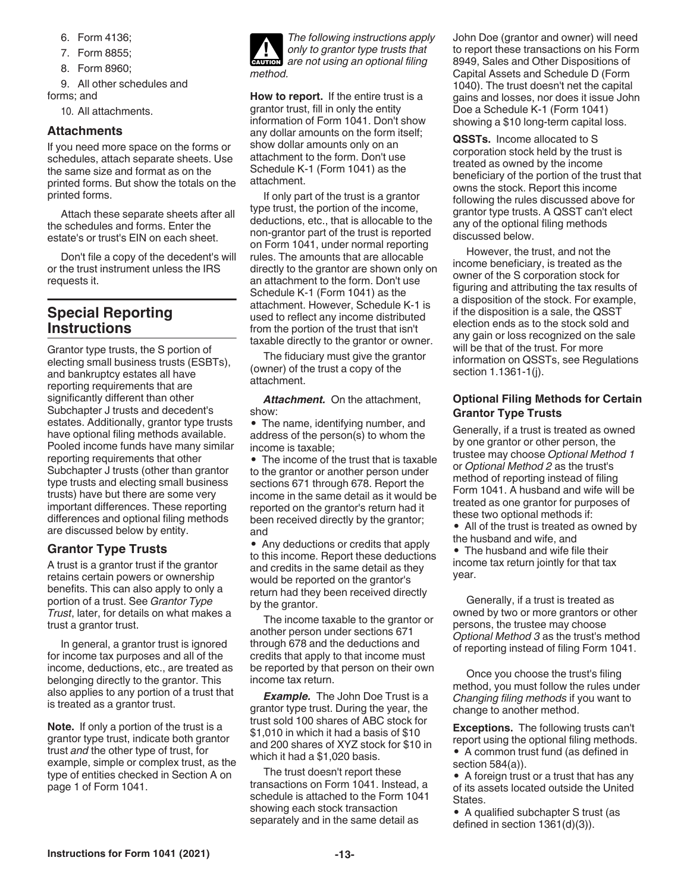6. Form 4136;
7. Form 8855;
8. Form 8960;
9. All other schedules and forms; and
10. All attachments.

### Attachments

If you need more space on the forms or schedules, attach separate sheets. Use the same size and format as on the printed forms. But show the totals on the printed forms.

Attach these separate sheets after all the schedules and forms. Enter the estate's or trust's EIN on each sheet.

Don't file a copy of the decedent's will or the trust instrument unless the IRS requests it.

## Special Reporting Instructions

Grantor type trusts, the S portion of electing small business trusts (ESBTs), and bankruptcy estates all have reporting requirements that are significantly different than other Subchapter J trusts and decedent's estates. Additionally, grantor type trusts have optional filing methods available. Pooled income funds have many similar reporting requirements that other Subchapter J trusts (other than grantor type trusts and electing small business trusts) have but there are some very important differences. These reporting differences and optional filing methods are discussed below by entity.

### Grantor Type Trusts

A trust is a grantor trust if the grantor retains certain powers or ownership benefits. This can also apply to only a portion of a trust. See *Grantor Type Trust*, later, for details on what makes a trust a grantor trust.

In general, a grantor trust is ignored for income tax purposes and all of the income, deductions, etc., are treated as belonging directly to the grantor. This also applies to any portion of a trust that is treated as a grantor trust.

**Note.** If only a portion of the trust is a grantor type trust, indicate both grantor trust *and* the other type of trust, for example, simple or complex trust, as the type of entities checked in Section A on page 1 of Form 1041.

**CAUTION** *The following instructions apply only to grantor type trusts that are not using an optional filing method.*

**How to report.** If the entire trust is a grantor trust, fill in only the entity information of Form 1041. Don't show any dollar amounts on the form itself; show dollar amounts only on an attachment to the form. Don't use Schedule K-1 (Form 1041) as the attachment.

If only part of the trust is a grantor type trust, the portion of the income, deductions, etc., that is allocable to the non-grantor part of the trust is reported on Form 1041, under normal reporting rules. The amounts that are allocable directly to the grantor are shown only on an attachment to the form. Don't use Schedule K-1 (Form 1041) as the attachment. However, Schedule K-1 is used to reflect any income distributed from the portion of the trust that isn't taxable directly to the grantor or owner.

The fiduciary must give the grantor (owner) of the trust a copy of the attachment.

***Attachment.*** On the attachment, show:

- The name, identifying number, and address of the person(s) to whom the income is taxable;
- The income of the trust that is taxable to the grantor or another person under sections 671 through 678. Report the income in the same detail as it would be reported on the grantor's return had it been received directly by the grantor; and
- Any deductions or credits that apply to this income. Report these deductions and credits in the same detail as they would be reported on the grantor's return had they been received directly by the grantor.

The income taxable to the grantor or another person under sections 671 through 678 and the deductions and credits that apply to that income must be reported by that person on their own income tax return.

***Example.*** The John Doe Trust is a grantor type trust. During the year, the trust sold 100 shares of ABC stock for $1,010 in which it had a basis of $10 and 200 shares of XYZ stock for $10 in which it had a $1,020 basis.

The trust doesn't report these transactions on Form 1041. Instead, a schedule is attached to the Form 1041 showing each stock transaction separately and in the same detail as John Doe (grantor and owner) will need to report these transactions on his Form 8949, Sales and Other Dispositions of Capital Assets and Schedule D (Form 1040). The trust doesn't net the capital gains and losses, nor does it issue John Doe a Schedule K-1 (Form 1041) showing a $10 long-term capital loss.

**QSSTs.** Income allocated to S corporation stock held by the trust is treated as owned by the income beneficiary of the portion of the trust that owns the stock. Report this income following the rules discussed above for grantor type trusts. A QSST can't elect any of the optional filing methods discussed below.

However, the trust, and not the income beneficiary, is treated as the owner of the S corporation stock for figuring and attributing the tax results of a disposition of the stock. For example, if the disposition is a sale, the QSST election ends as to the stock sold and any gain or loss recognized on the sale will be that of the trust. For more information on QSSTs, see Regulations section 1.1361-1(j).

### Optional Filing Methods for Certain Grantor Type Trusts

Generally, if a trust is treated as owned by one grantor or other person, the trustee may choose *Optional Method 1* or *Optional Method 2* as the trust's method of reporting instead of filing Form 1041. A husband and wife will be treated as one grantor for purposes of these two optional methods if:

- All of the trust is treated as owned by the husband and wife, and
- The husband and wife file their income tax return jointly for that tax year.

Generally, if a trust is treated as owned by two or more grantors or other persons, the trustee may choose *Optional Method 3* as the trust's method of reporting instead of filing Form 1041.

Once you choose the trust's filing method, you must follow the rules under *Changing filing methods* if you want to change to another method.

**Exceptions.** The following trusts can't report using the optional filing methods.

- A common trust fund (as defined in section 584(a)).
- A foreign trust or a trust that has any of its assets located outside the United States.
- A qualified subchapter S trust (as defined in section 1361(d)(3)).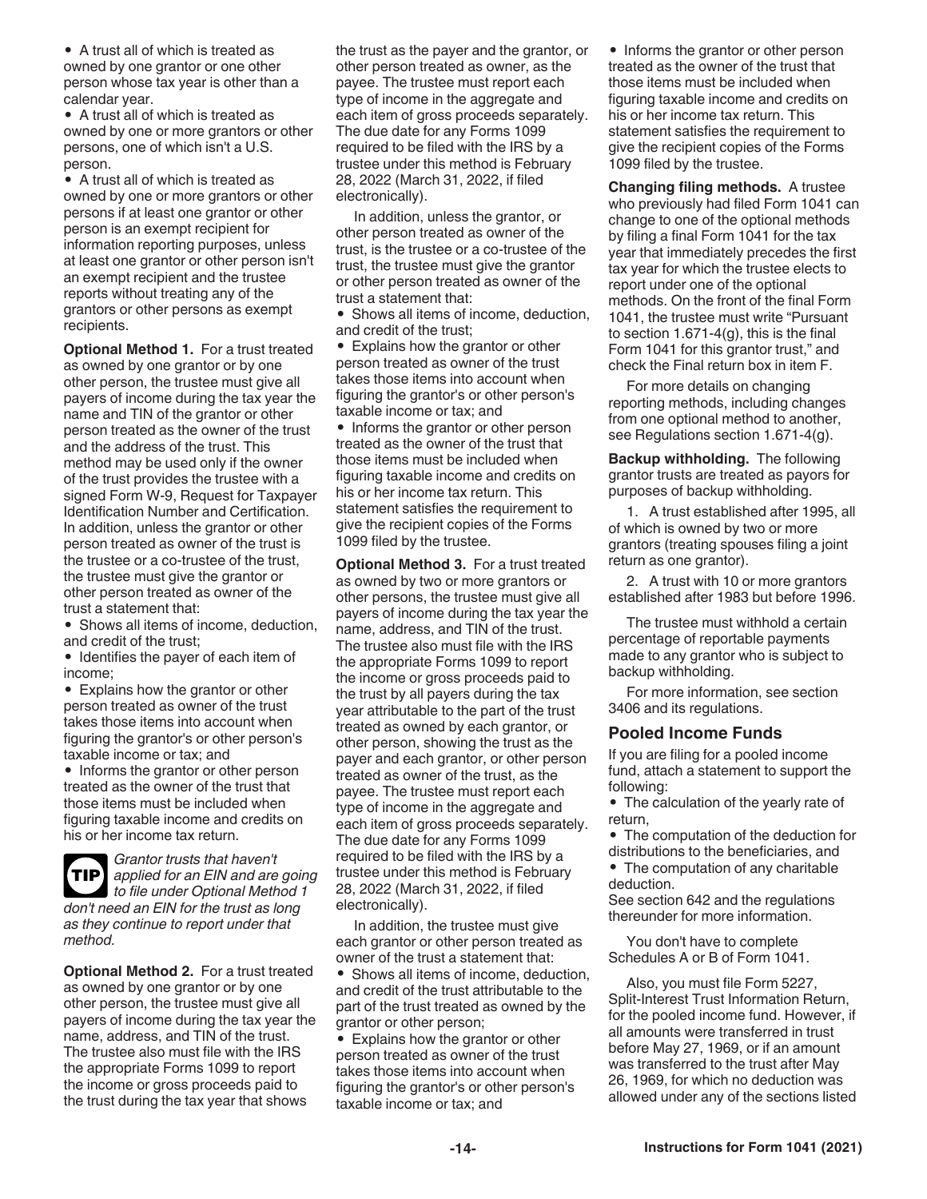- A trust all of which is treated as owned by one grantor or one other person whose tax year is other than a calendar year.
- A trust all of which is treated as owned by one or more grantors or other persons, one of which isn't a U.S. person.
- A trust all of which is treated as owned by one or more grantors or other persons if at least one grantor or other person is an exempt recipient for information reporting purposes, unless at least one grantor or other person isn't an exempt recipient and the trustee reports without treating any of the grantors or other persons as exempt recipients.

**Optional Method 1.** For a trust treated as owned by one grantor or by one other person, the trustee must give all payers of income during the tax year the name and TIN of the grantor or other person treated as the owner of the trust and the address of the trust. This method may be used only if the owner of the trust provides the trustee with a signed Form W-9, Request for Taxpayer Identification Number and Certification. In addition, unless the grantor or other person treated as owner of the trust is the trustee or a co-trustee of the trust, the trustee must give the grantor or other person treated as owner of the trust a statement that:

- Shows all items of income, deduction, and credit of the trust;
- Identifies the payer of each item of income;
- Explains how the grantor or other person treated as owner of the trust takes those items into account when figuring the grantor's or other person's taxable income or tax; and
- Informs the grantor or other person treated as the owner of the trust that those items must be included when figuring taxable income and credits on his or her income tax return.

**TIP** *Grantor trusts that haven't applied for an EIN and are going to file under Optional Method 1 don't need an EIN for the trust as long as they continue to report under that method.*

**Optional Method 2.** For a trust treated as owned by one grantor or by one other person, the trustee must give all payers of income during the tax year the name, address, and TIN of the trust. The trustee also must file with the IRS the appropriate Forms 1099 to report the income or gross proceeds paid to the trust during the tax year that shows the trust as the payer and the grantor, or other person treated as owner, as the payee. The trustee must report each type of income in the aggregate and each item of gross proceeds separately. The due date for any Forms 1099 required to be filed with the IRS by a trustee under this method is February 28, 2022 (March 31, 2022, if filed electronically).

In addition, unless the grantor, or other person treated as owner of the trust, is the trustee or a co-trustee of the trust, the trustee must give the grantor or other person treated as owner of the trust a statement that:

- Shows all items of income, deduction, and credit of the trust;
- Explains how the grantor or other person treated as owner of the trust takes those items into account when figuring the grantor's or other person's taxable income or tax; and
- Informs the grantor or other person treated as the owner of the trust that those items must be included when figuring taxable income and credits on his or her income tax return. This statement satisfies the requirement to give the recipient copies of the Forms 1099 filed by the trustee.

**Optional Method 3.** For a trust treated as owned by two or more grantors or other persons, the trustee must give all payers of income during the tax year the name, address, and TIN of the trust. The trustee also must file with the IRS the appropriate Forms 1099 to report the income or gross proceeds paid to the trust by all payers during the tax year attributable to the part of the trust treated as owned by each grantor, or other person, showing the trust as the payer and each grantor, or other person treated as owner of the trust, as the payee. The trustee must report each type of income in the aggregate and each item of gross proceeds separately. The due date for any Forms 1099 required to be filed with the IRS by a trustee under this method is February 28, 2022 (March 31, 2022, if filed electronically).

In addition, the trustee must give each grantor or other person treated as owner of the trust a statement that:

- Shows all items of income, deduction, and credit of the trust attributable to the part of the trust treated as owned by the grantor or other person;
- Explains how the grantor or other person treated as owner of the trust takes those items into account when figuring the grantor's or other person's taxable income or tax; and
- Informs the grantor or other person treated as the owner of the trust that those items must be included when figuring taxable income and credits on his or her income tax return. This statement satisfies the requirement to give the recipient copies of the Forms 1099 filed by the trustee.

**Changing filing methods.** A trustee who previously had filed Form 1041 can change to one of the optional methods by filing a final Form 1041 for the tax year that immediately precedes the first tax year for which the trustee elects to report under one of the optional methods. On the front of the final Form 1041, the trustee must write "Pursuant to section 1.671-4(g), this is the final Form 1041 for this grantor trust," and check the Final return box in item F.

For more details on changing reporting methods, including changes from one optional method to another, see Regulations section 1.671-4(g).

**Backup withholding.** The following grantor trusts are treated as payors for purposes of backup withholding.

1. A trust established after 1995, all of which is owned by two or more grantors (treating spouses filing a joint return as one grantor).

2. A trust with 10 or more grantors established after 1983 but before 1996.

The trustee must withhold a certain percentage of reportable payments made to any grantor who is subject to backup withholding.

For more information, see section 3406 and its regulations.

## Pooled Income Funds

If you are filing for a pooled income fund, attach a statement to support the following:

- The calculation of the yearly rate of return,
- The computation of the deduction for distributions to the beneficiaries, and
- The computation of any charitable deduction.

See section 642 and the regulations thereunder for more information.

You don't have to complete Schedules A or B of Form 1041.

Also, you must file Form 5227, Split-Interest Trust Information Return, for the pooled income fund. However, if all amounts were transferred in trust before May 27, 1969, or if an amount was transferred to the trust after May 26, 1969, for which no deduction was allowed under any of the sections listed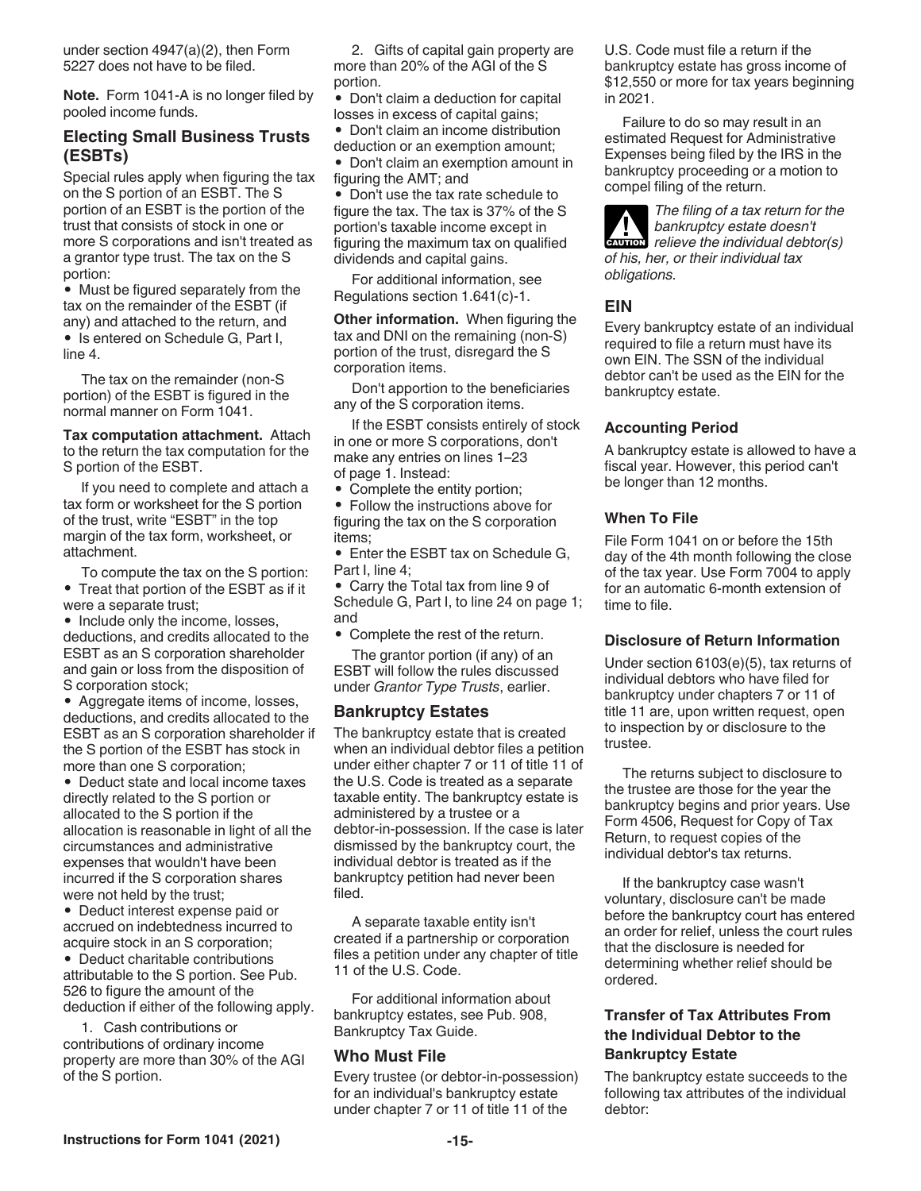under section 4947(a)(2), then Form 5227 does not have to be filed.

**Note.** Form 1041-A is no longer filed by pooled income funds.

### Electing Small Business Trusts (ESBTs)

Special rules apply when figuring the tax on the S portion of an ESBT. The S portion of an ESBT is the portion of the trust that consists of stock in one or more S corporations and isn't treated as a grantor type trust. The tax on the S portion:

- Must be figured separately from the tax on the remainder of the ESBT (if any) and attached to the return, and
- Is entered on Schedule G, Part I, line 4.

The tax on the remainder (non-S portion) of the ESBT is figured in the normal manner on Form 1041.

**Tax computation attachment.** Attach to the return the tax computation for the S portion of the ESBT.

If you need to complete and attach a tax form or worksheet for the S portion of the trust, write "ESBT" in the top margin of the tax form, worksheet, or attachment.

To compute the tax on the S portion:

- Treat that portion of the ESBT as if it were a separate trust;
- Include only the income, losses, deductions, and credits allocated to the ESBT as an S corporation shareholder and gain or loss from the disposition of S corporation stock;
- Aggregate items of income, losses, deductions, and credits allocated to the ESBT as an S corporation shareholder if the S portion of the ESBT has stock in more than one S corporation;
- Deduct state and local income taxes directly related to the S portion or allocated to the S portion if the allocation is reasonable in light of all the circumstances and administrative expenses that wouldn't have been incurred if the S corporation shares were not held by the trust;
- Deduct interest expense paid or accrued on indebtedness incurred to acquire stock in an S corporation;
- Deduct charitable contributions attributable to the S portion. See Pub. 526 to figure the amount of the deduction if either of the following apply.

1. Cash contributions or contributions of ordinary income property are more than 30% of the AGI of the S portion.
2. Gifts of capital gain property are more than 20% of the AGI of the S portion.

- Don't claim a deduction for capital losses in excess of capital gains;
- Don't claim an income distribution deduction or an exemption amount;
- Don't claim an exemption amount in figuring the AMT; and
- Don't use the tax rate schedule to figure the tax. The tax is 37% of the S portion's taxable income except in figuring the maximum tax on qualified dividends and capital gains.

For additional information, see Regulations section 1.641(c)-1.

**Other information.** When figuring the tax and DNI on the remaining (non-S) portion of the trust, disregard the S corporation items.

Don't apportion to the beneficiaries any of the S corporation items.

If the ESBT consists entirely of stock in one or more S corporations, don't make any entries on lines 1–23 of page 1. Instead:

- Complete the entity portion;
- Follow the instructions above for figuring the tax on the S corporation items;
- Enter the ESBT tax on Schedule G, Part I, line 4;
- Carry the Total tax from line 9 of Schedule G, Part I, to line 24 on page 1; and
- Complete the rest of the return.

The grantor portion (if any) of an ESBT will follow the rules discussed under *Grantor Type Trusts*, earlier.

### Bankruptcy Estates

The bankruptcy estate that is created when an individual debtor files a petition under either chapter 7 or 11 of title 11 of the U.S. Code is treated as a separate taxable entity. The bankruptcy estate is administered by a trustee or a debtor-in-possession. If the case is later dismissed by the bankruptcy court, the individual debtor is treated as if the bankruptcy petition had never been filed.

A separate taxable entity isn't created if a partnership or corporation files a petition under any chapter of title 11 of the U.S. Code.

For additional information about bankruptcy estates, see Pub. 908, Bankruptcy Tax Guide.

### Who Must File

Every trustee (or debtor-in-possession) for an individual's bankruptcy estate under chapter 7 or 11 of title 11 of the U.S. Code must file a return if the bankruptcy estate has gross income of $12,550 or more for tax years beginning in 2021.

Failure to do so may result in an estimated Request for Administrative Expenses being filed by the IRS in the bankruptcy proceeding or a motion to compel filing of the return.

**CAUTION:** *The filing of a tax return for the bankruptcy estate doesn't relieve the individual debtor(s) of his, her, or their individual tax obligations.*

### EIN

Every bankruptcy estate of an individual required to file a return must have its own EIN. The SSN of the individual debtor can't be used as the EIN for the bankruptcy estate.

#### Accounting Period

A bankruptcy estate is allowed to have a fiscal year. However, this period can't be longer than 12 months.

#### When To File

File Form 1041 on or before the 15th day of the 4th month following the close of the tax year. Use Form 7004 to apply for an automatic 6-month extension of time to file.

#### Disclosure of Return Information

Under section 6103(e)(5), tax returns of individual debtors who have filed for bankruptcy under chapters 7 or 11 of title 11 are, upon written request, open to inspection by or disclosure to the trustee.

The returns subject to disclosure to the trustee are those for the year the bankruptcy begins and prior years. Use Form 4506, Request for Copy of Tax Return, to request copies of the individual debtor's tax returns.

If the bankruptcy case wasn't voluntary, disclosure can't be made before the bankruptcy court has entered an order for relief, unless the court rules that the disclosure is needed for determining whether relief should be ordered.

#### Transfer of Tax Attributes From the Individual Debtor to the Bankruptcy Estate

The bankruptcy estate succeeds to the following tax attributes of the individual debtor: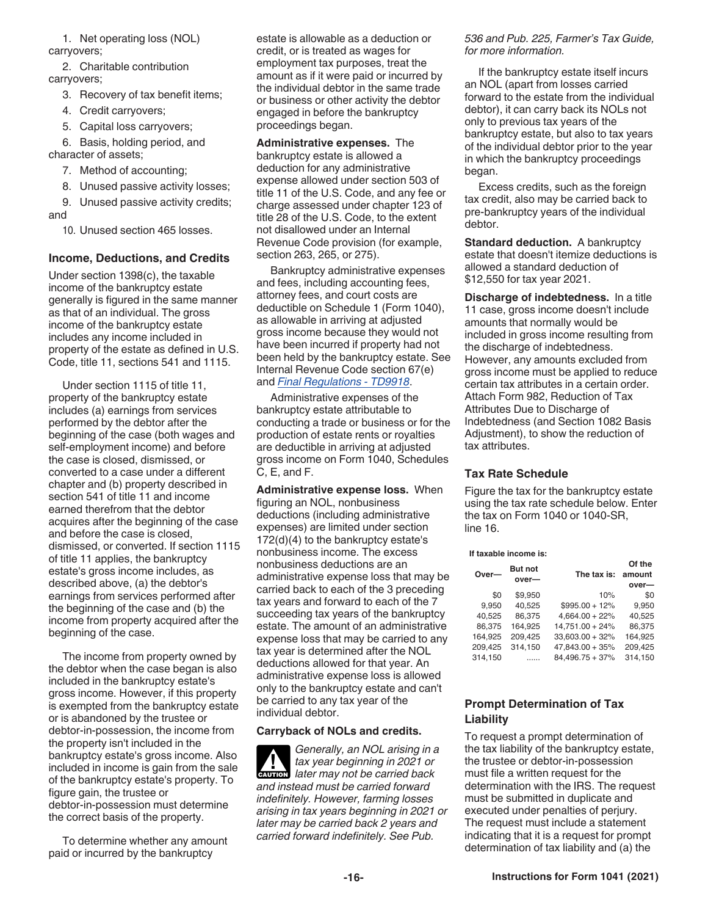1. Net operating loss (NOL) carryovers;

2. Charitable contribution carryovers;

3. Recovery of tax benefit items;

4. Credit carryovers;

5. Capital loss carryovers;

6. Basis, holding period, and character of assets;

7. Method of accounting;

8. Unused passive activity losses;

9. Unused passive activity credits; and

10. Unused section 465 losses.

### Income, Deductions, and Credits

Under section 1398(c), the taxable income of the bankruptcy estate generally is figured in the same manner as that of an individual. The gross income of the bankruptcy estate includes any income included in property of the estate as defined in U.S. Code, title 11, sections 541 and 1115.

Under section 1115 of title 11, property of the bankruptcy estate includes (a) earnings from services performed by the debtor after the beginning of the case (both wages and self-employment income) and before the case is closed, dismissed, or converted to a case under a different chapter and (b) property described in section 541 of title 11 and income earned therefrom that the debtor acquires after the beginning of the case and before the case is closed, dismissed, or converted. If section 1115 of title 11 applies, the bankruptcy estate's gross income includes, as described above, (a) the debtor's earnings from services performed after the beginning of the case and (b) the income from property acquired after the beginning of the case.

The income from property owned by the debtor when the case began is also included in the bankruptcy estate's gross income. However, if this property is exempted from the bankruptcy estate or is abandoned by the trustee or debtor-in-possession, the income from the property isn't included in the bankruptcy estate's gross income. Also included in income is gain from the sale of the bankruptcy estate's property. To figure gain, the trustee or debtor-in-possession must determine the correct basis of the property.

To determine whether any amount paid or incurred by the bankruptcy estate is allowable as a deduction or credit, or is treated as wages for employment tax purposes, treat the amount as if it were paid or incurred by the individual debtor in the same trade or business or other activity the debtor engaged in before the bankruptcy proceedings began.

**Administrative expenses.** The bankruptcy estate is allowed a deduction for any administrative expense allowed under section 503 of title 11 of the U.S. Code, and any fee or charge assessed under chapter 123 of title 28 of the U.S. Code, to the extent not disallowed under an Internal Revenue Code provision (for example, section 263, 265, or 275).

Bankruptcy administrative expenses and fees, including accounting fees, attorney fees, and court costs are deductible on Schedule 1 (Form 1040), as allowable in arriving at adjusted gross income because they would not have been incurred if property had not been held by the bankruptcy estate. See Internal Revenue Code section 67(e) and *Final Regulations - TD9918*.

Administrative expenses of the bankruptcy estate attributable to conducting a trade or business or for the production of estate rents or royalties are deductible in arriving at adjusted gross income on Form 1040, Schedules C, E, and F.

**Administrative expense loss.** When figuring an NOL, nonbusiness deductions (including administrative expenses) are limited under section 172(d)(4) to the bankruptcy estate's nonbusiness income. The excess nonbusiness deductions are an administrative expense loss that may be carried back to each of the 3 preceding tax years and forward to each of the 7 succeeding tax years of the bankruptcy estate. The amount of an administrative expense loss that may be carried to any tax year is determined after the NOL deductions allowed for that year. An administrative expense loss is allowed only to the bankruptcy estate and can't be carried to any tax year of the individual debtor.

**Carryback of NOLs and credits.**

**CAUTION** *Generally, an NOL arising in a tax year beginning in 2021 or later may not be carried back and instead must be carried forward indefinitely. However, farming losses arising in tax years beginning in 2021 or later may be carried back 2 years and carried forward indefinitely. See Pub. 536 and Pub. 225, Farmer's Tax Guide, for more information.*

If the bankruptcy estate itself incurs an NOL (apart from losses carried forward to the estate from the individual debtor), it can carry back its NOLs not only to previous tax years of the bankruptcy estate, but also to tax years of the individual debtor prior to the year in which the bankruptcy proceedings began.

Excess credits, such as the foreign tax credit, also may be carried back to pre-bankruptcy years of the individual debtor.

**Standard deduction.** A bankruptcy estate that doesn't itemize deductions is allowed a standard deduction of $12,550 for tax year 2021.

**Discharge of indebtedness.** In a title 11 case, gross income doesn't include amounts that normally would be included in gross income resulting from the discharge of indebtedness. However, any amounts excluded from gross income must be applied to reduce certain tax attributes in a certain order. Attach Form 982, Reduction of Tax Attributes Due to Discharge of Indebtedness (and Section 1082 Basis Adjustment), to show the reduction of tax attributes.

### Tax Rate Schedule

Figure the tax for the bankruptcy estate using the tax rate schedule below. Enter the tax on Form 1040 or 1040-SR, line 16.

**If taxable income is:**

| Over— | But not over— | The tax is: | Of the amount over— |
|---|---|---|---|
| $0 | $9,950 | 10% | $0 |
| 9,950 | 40,525 | $995.00 + 12% | 9,950 |
| 40,525 | 86,375 | 4,664.00 + 22% | 40,525 |
| 86,375 | 164,925 | 14,751.00 + 24% | 86,375 |
| 164,925 | 209,425 | 33,603.00 + 32% | 164,925 |
| 209,425 | 314,150 | 47,843.00 + 35% | 209,425 |
| 314,150 | ...... | 84,496.75 + 37% | 314,150 |

### Prompt Determination of Tax Liability

To request a prompt determination of the tax liability of the bankruptcy estate, the trustee or debtor-in-possession must file a written request for the determination with the IRS. The request must be submitted in duplicate and executed under penalties of perjury. The request must include a statement indicating that it is a request for prompt determination of tax liability and (a) the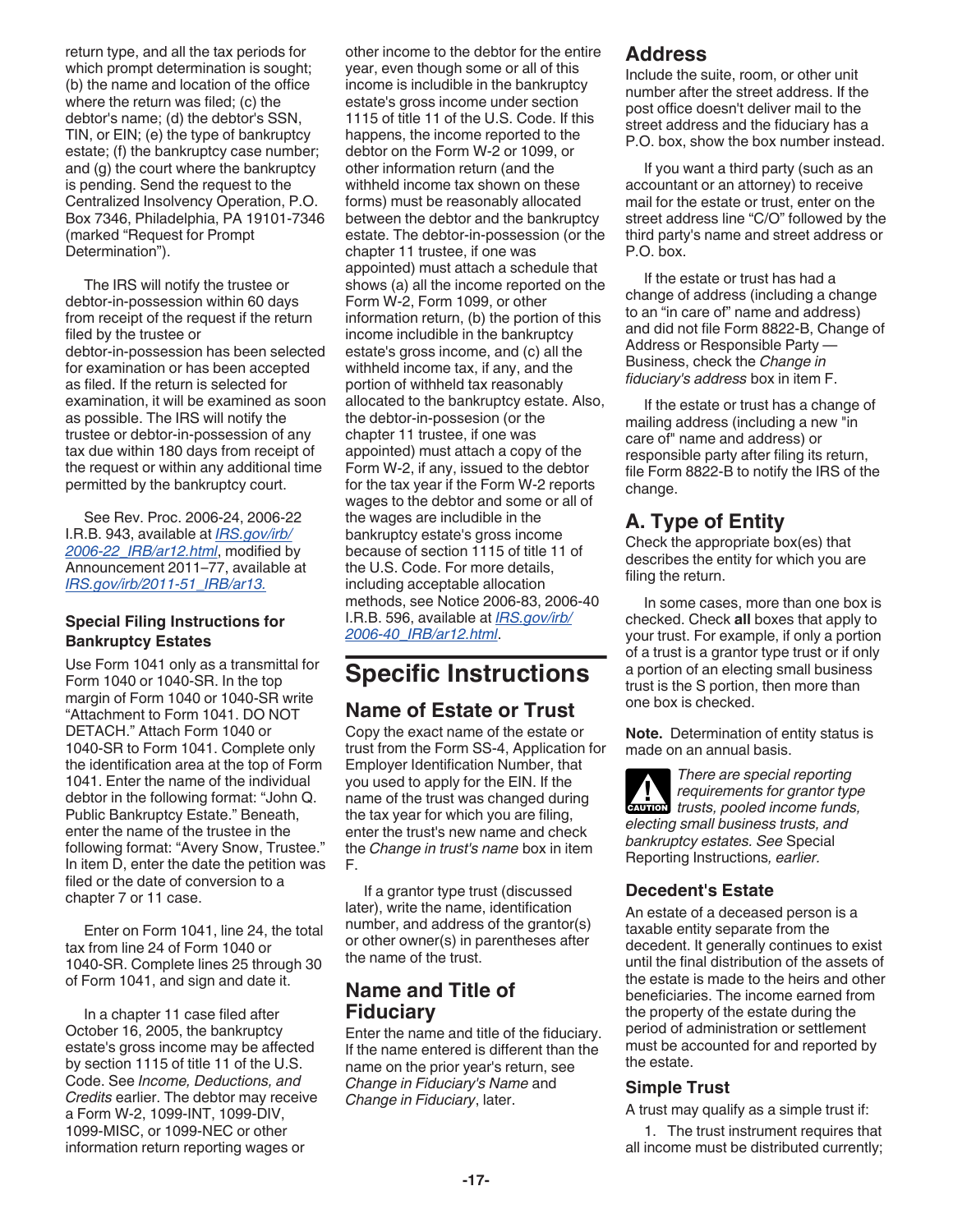return type, and all the tax periods for which prompt determination is sought; (b) the name and location of the office where the return was filed; (c) the debtor's name; (d) the debtor's SSN, TIN, or EIN; (e) the type of bankruptcy estate; (f) the bankruptcy case number; and (g) the court where the bankruptcy is pending. Send the request to the Centralized Insolvency Operation, P.O. Box 7346, Philadelphia, PA 19101-7346 (marked "Request for Prompt Determination").

The IRS will notify the trustee or debtor-in-possession within 60 days from receipt of the request if the return filed by the trustee or debtor-in-possession has been selected for examination or has been accepted as filed. If the return is selected for examination, it will be examined as soon as possible. The IRS will notify the trustee or debtor-in-possession of any tax due within 180 days from receipt of the request or within any additional time permitted by the bankruptcy court.

See Rev. Proc. 2006-24, 2006-22 I.R.B. 943, available at *IRS.gov/irb/2006-22_IRB/ar12.html*, modified by Announcement 2011–77, available at *IRS.gov/irb/2011-51_IRB/ar13.*

### Special Filing Instructions for Bankruptcy Estates

Use Form 1041 only as a transmittal for Form 1040 or 1040-SR. In the top margin of Form 1040 or 1040-SR write "Attachment to Form 1041. DO NOT DETACH." Attach Form 1040 or 1040-SR to Form 1041. Complete only the identification area at the top of Form 1041. Enter the name of the individual debtor in the following format: "John Q. Public Bankruptcy Estate." Beneath, enter the name of the trustee in the following format: "Avery Snow, Trustee." In item D, enter the date the petition was filed or the date of conversion to a chapter 7 or 11 case.

Enter on Form 1041, line 24, the total tax from line 24 of Form 1040 or 1040-SR. Complete lines 25 through 30 of Form 1041, and sign and date it.

In a chapter 11 case filed after October 16, 2005, the bankruptcy estate's gross income may be affected by section 1115 of title 11 of the U.S. Code. See *Income, Deductions, and Credits* earlier. The debtor may receive a Form W-2, 1099-INT, 1099-DIV, 1099-MISC, or 1099-NEC or other information return reporting wages or other income to the debtor for the entire year, even though some or all of this income is includible in the bankruptcy estate's gross income under section 1115 of title 11 of the U.S. Code. If this happens, the income reported to the debtor on the Form W-2 or 1099, or other information return (and the withheld income tax shown on these forms) must be reasonably allocated between the debtor and the bankruptcy estate. The debtor-in-possession (or the chapter 11 trustee, if one was appointed) must attach a schedule that shows (a) all the income reported on the Form W-2, Form 1099, or other information return, (b) the portion of this income includible in the bankruptcy estate's gross income, and (c) all the withheld income tax, if any, and the portion of withheld tax reasonably allocated to the bankruptcy estate. Also, the debtor-in-possesion (or the chapter 11 trustee, if one was appointed) must attach a copy of the Form W-2, if any, issued to the debtor for the tax year if the Form W-2 reports wages to the debtor and some or all of the wages are includible in the bankruptcy estate's gross income because of section 1115 of title 11 of the U.S. Code. For more details, including acceptable allocation methods, see Notice 2006-83, 2006-40 I.R.B. 596, available at *IRS.gov/irb/2006-40_IRB/ar12.html*.

# Specific Instructions

## Name of Estate or Trust

Copy the exact name of the estate or trust from the Form SS-4, Application for Employer Identification Number, that you used to apply for the EIN. If the name of the trust was changed during the tax year for which you are filing, enter the trust's new name and check the *Change in trust's name* box in item F.

If a grantor type trust (discussed later), write the name, identification number, and address of the grantor(s) or other owner(s) in parentheses after the name of the trust.

## Name and Title of Fiduciary

Enter the name and title of the fiduciary. If the name entered is different than the name on the prior year's return, see *Change in Fiduciary's Name* and *Change in Fiduciary*, later.

## Address

Include the suite, room, or other unit number after the street address. If the post office doesn't deliver mail to the street address and the fiduciary has a P.O. box, show the box number instead.

If you want a third party (such as an accountant or an attorney) to receive mail for the estate or trust, enter on the street address line "C/O" followed by the third party's name and street address or P.O. box.

If the estate or trust has had a change of address (including a change to an "in care of" name and address) and did not file Form 8822-B, Change of Address or Responsible Party — Business, check the *Change in fiduciary's address* box in item F.

If the estate or trust has a change of mailing address (including a new "in care of" name and address) or responsible party after filing its return, file Form 8822-B to notify the IRS of the change.

## A. Type of Entity

Check the appropriate box(es) that describes the entity for which you are filing the return.

In some cases, more than one box is checked. Check **all** boxes that apply to your trust. For example, if only a portion of a trust is a grantor type trust or if only a portion of an electing small business trust is the S portion, then more than one box is checked.

**Note.** Determination of entity status is made on an annual basis.

CAUTION *There are special reporting requirements for grantor type trusts, pooled income funds, electing small business trusts, and bankruptcy estates. See* Special Reporting Instructions*, earlier.*

### Decedent's Estate

An estate of a deceased person is a taxable entity separate from the decedent. It generally continues to exist until the final distribution of the assets of the estate is made to the heirs and other beneficiaries. The income earned from the property of the estate during the period of administration or settlement must be accounted for and reported by the estate.

### Simple Trust

A trust may qualify as a simple trust if:

1. The trust instrument requires that all income must be distributed currently;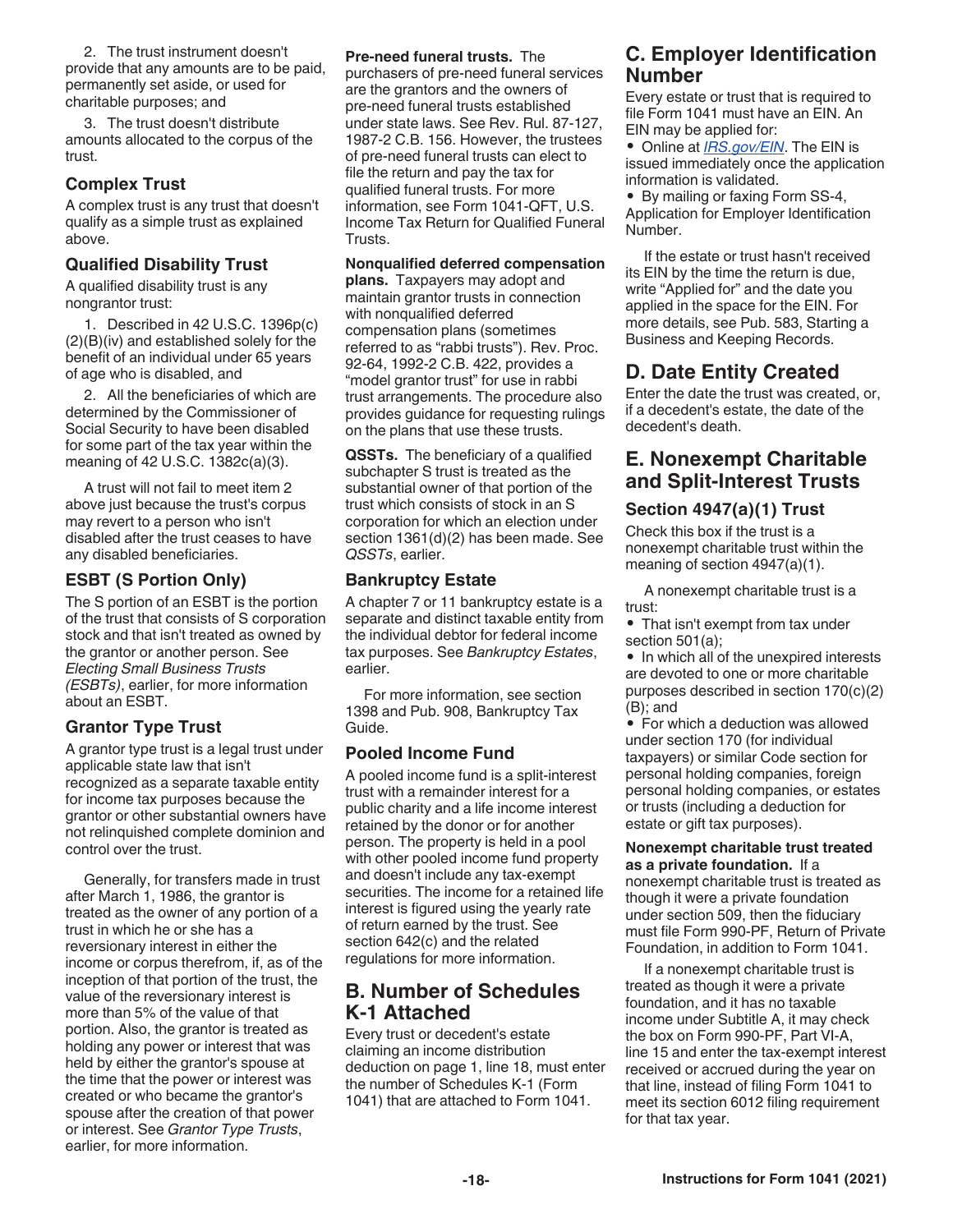2. The trust instrument doesn't provide that any amounts are to be paid, permanently set aside, or used for charitable purposes; and

3. The trust doesn't distribute amounts allocated to the corpus of the trust.

### Complex Trust

A complex trust is any trust that doesn't qualify as a simple trust as explained above.

### Qualified Disability Trust

A qualified disability trust is any nongrantor trust:

1. Described in 42 U.S.C. 1396p(c)(2)(B)(iv) and established solely for the benefit of an individual under 65 years of age who is disabled, and

2. All the beneficiaries of which are determined by the Commissioner of Social Security to have been disabled for some part of the tax year within the meaning of 42 U.S.C. 1382c(a)(3).

A trust will not fail to meet item 2 above just because the trust's corpus may revert to a person who isn't disabled after the trust ceases to have any disabled beneficiaries.

### ESBT (S Portion Only)

The S portion of an ESBT is the portion of the trust that consists of S corporation stock and that isn't treated as owned by the grantor or another person. See *Electing Small Business Trusts (ESBTs)*, earlier, for more information about an ESBT.

### Grantor Type Trust

A grantor type trust is a legal trust under applicable state law that isn't recognized as a separate taxable entity for income tax purposes because the grantor or other substantial owners have not relinquished complete dominion and control over the trust.

Generally, for transfers made in trust after March 1, 1986, the grantor is treated as the owner of any portion of a trust in which he or she has a reversionary interest in either the income or corpus therefrom, if, as of the inception of that portion of the trust, the value of the reversionary interest is more than 5% of the value of that portion. Also, the grantor is treated as holding any power or interest that was held by either the grantor's spouse at the time that the power or interest was created or who became the grantor's spouse after the creation of that power or interest. See *Grantor Type Trusts*, earlier, for more information.

**Pre-need funeral trusts.** The purchasers of pre-need funeral services are the grantors and the owners of pre-need funeral trusts established under state laws. See Rev. Rul. 87-127, 1987-2 C.B. 156. However, the trustees of pre-need funeral trusts can elect to file the return and pay the tax for qualified funeral trusts. For more information, see Form 1041-QFT, U.S. Income Tax Return for Qualified Funeral Trusts.

**Nonqualified deferred compensation plans.** Taxpayers may adopt and maintain grantor trusts in connection with nonqualified deferred compensation plans (sometimes referred to as “rabbi trusts”). Rev. Proc. 92-64, 1992-2 C.B. 422, provides a “model grantor trust” for use in rabbi trust arrangements. The procedure also provides guidance for requesting rulings on the plans that use these trusts.

**QSSTs.** The beneficiary of a qualified subchapter S trust is treated as the substantial owner of that portion of the trust which consists of stock in an S corporation for which an election under section 1361(d)(2) has been made. See *QSSTs*, earlier.

### Bankruptcy Estate

A chapter 7 or 11 bankruptcy estate is a separate and distinct taxable entity from the individual debtor for federal income tax purposes. See *Bankruptcy Estates*, earlier.

For more information, see section 1398 and Pub. 908, Bankruptcy Tax Guide.

### Pooled Income Fund

A pooled income fund is a split-interest trust with a remainder interest for a public charity and a life income interest retained by the donor or for another person. The property is held in a pool with other pooled income fund property and doesn't include any tax-exempt securities. The income for a retained life interest is figured using the yearly rate of return earned by the trust. See section 642(c) and the related regulations for more information.

## B. Number of Schedules K-1 Attached

Every trust or decedent's estate claiming an income distribution deduction on page 1, line 18, must enter the number of Schedules K-1 (Form 1041) that are attached to Form 1041.

## C. Employer Identification Number

Every estate or trust that is required to file Form 1041 must have an EIN. An EIN may be applied for:

- Online at *IRS.gov/EIN*. The EIN is issued immediately once the application information is validated.
- By mailing or faxing Form SS-4, Application for Employer Identification Number.

If the estate or trust hasn't received its EIN by the time the return is due, write “Applied for” and the date you applied in the space for the EIN. For more details, see Pub. 583, Starting a Business and Keeping Records.

## D. Date Entity Created

Enter the date the trust was created, or, if a decedent's estate, the date of the decedent's death.

## E. Nonexempt Charitable and Split-Interest Trusts

### Section 4947(a)(1) Trust

Check this box if the trust is a nonexempt charitable trust within the meaning of section 4947(a)(1).

A nonexempt charitable trust is a trust:

- That isn't exempt from tax under section 501(a);
- In which all of the unexpired interests are devoted to one or more charitable purposes described in section 170(c)(2)(B); and
- For which a deduction was allowed under section 170 (for individual taxpayers) or similar Code section for personal holding companies, foreign personal holding companies, or estates or trusts (including a deduction for estate or gift tax purposes).

**Nonexempt charitable trust treated as a private foundation.** If a nonexempt charitable trust is treated as though it were a private foundation under section 509, then the fiduciary must file Form 990-PF, Return of Private Foundation, in addition to Form 1041.

If a nonexempt charitable trust is treated as though it were a private foundation, and it has no taxable income under Subtitle A, it may check the box on Form 990-PF, Part VI-A, line 15 and enter the tax-exempt interest received or accrued during the year on that line, instead of filing Form 1041 to meet its section 6012 filing requirement for that tax year.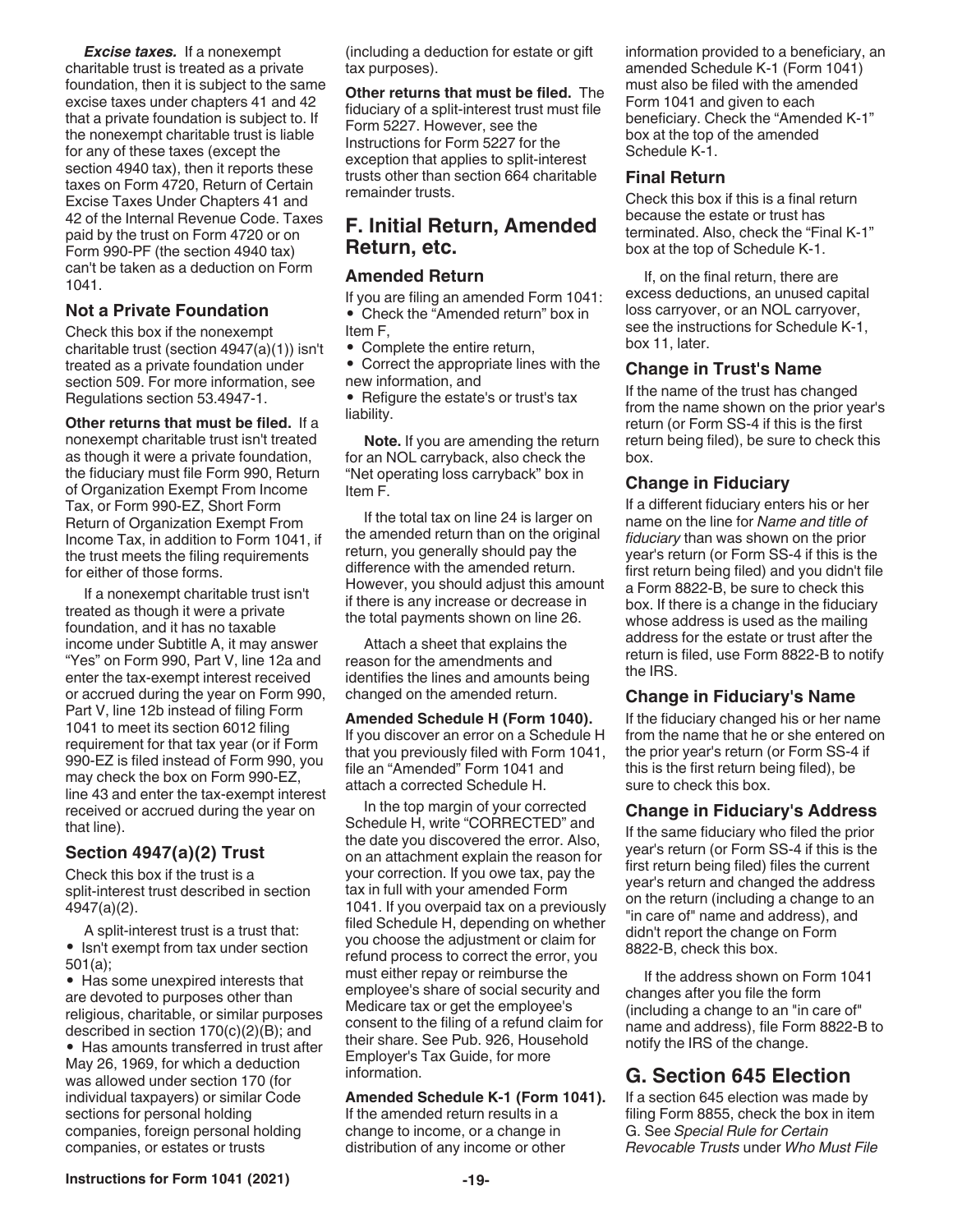***Excise taxes.*** If a nonexempt charitable trust is treated as a private foundation, then it is subject to the same excise taxes under chapters 41 and 42 that a private foundation is subject to. If the nonexempt charitable trust is liable for any of these taxes (except the section 4940 tax), then it reports these taxes on Form 4720, Return of Certain Excise Taxes Under Chapters 41 and 42 of the Internal Revenue Code. Taxes paid by the trust on Form 4720 or on Form 990-PF (the section 4940 tax) can't be taken as a deduction on Form 1041.

### Not a Private Foundation

Check this box if the nonexempt charitable trust (section 4947(a)(1)) isn't treated as a private foundation under section 509. For more information, see Regulations section 53.4947-1.

**Other returns that must be filed.** If a nonexempt charitable trust isn't treated as though it were a private foundation, the fiduciary must file Form 990, Return of Organization Exempt From Income Tax, or Form 990-EZ, Short Form Return of Organization Exempt From Income Tax, in addition to Form 1041, if the trust meets the filing requirements for either of those forms.

If a nonexempt charitable trust isn't treated as though it were a private foundation, and it has no taxable income under Subtitle A, it may answer "Yes" on Form 990, Part V, line 12a and enter the tax-exempt interest received or accrued during the year on Form 990, Part V, line 12b instead of filing Form 1041 to meet its section 6012 filing requirement for that tax year (or if Form 990-EZ is filed instead of Form 990, you may check the box on Form 990-EZ, line 43 and enter the tax-exempt interest received or accrued during the year on that line).

### Section 4947(a)(2) Trust

Check this box if the trust is a split-interest trust described in section 4947(a)(2).

A split-interest trust is a trust that:

- Isn't exempt from tax under section 501(a);
- Has some unexpired interests that are devoted to purposes other than religious, charitable, or similar purposes described in section 170(c)(2)(B); and
- Has amounts transferred in trust after May 26, 1969, for which a deduction was allowed under section 170 (for individual taxpayers) or similar Code sections for personal holding companies, foreign personal holding companies, or estates or trusts (including a deduction for estate or gift tax purposes).

**Other returns that must be filed.** The fiduciary of a split-interest trust must file Form 5227. However, see the Instructions for Form 5227 for the exception that applies to split-interest trusts other than section 664 charitable remainder trusts.

## F. Initial Return, Amended Return, etc.

### Amended Return

If you are filing an amended Form 1041:

- Check the "Amended return" box in Item F,
- Complete the entire return,
- Correct the appropriate lines with the new information, and
- Refigure the estate's or trust's tax liability.

**Note.** If you are amending the return for an NOL carryback, also check the "Net operating loss carryback" box in Item F.

If the total tax on line 24 is larger on the amended return than on the original return, you generally should pay the difference with the amended return. However, you should adjust this amount if there is any increase or decrease in the total payments shown on line 26.

Attach a sheet that explains the reason for the amendments and identifies the lines and amounts being changed on the amended return.

**Amended Schedule H (Form 1040).** If you discover an error on a Schedule H that you previously filed with Form 1041, file an "Amended" Form 1041 and attach a corrected Schedule H.

In the top margin of your corrected Schedule H, write "CORRECTED" and the date you discovered the error. Also, on an attachment explain the reason for your correction. If you owe tax, pay the tax in full with your amended Form 1041. If you overpaid tax on a previously filed Schedule H, depending on whether you choose the adjustment or claim for refund process to correct the error, you must either repay or reimburse the employee's share of social security and Medicare tax or get the employee's consent to the filing of a refund claim for their share. See Pub. 926, Household Employer's Tax Guide, for more information.

**Amended Schedule K-1 (Form 1041).** If the amended return results in a change to income, or a change in distribution of any income or other information provided to a beneficiary, an amended Schedule K-1 (Form 1041) must also be filed with the amended Form 1041 and given to each beneficiary. Check the "Amended K-1" box at the top of the amended Schedule K-1.

### Final Return

Check this box if this is a final return because the estate or trust has terminated. Also, check the "Final K-1" box at the top of Schedule K-1.

If, on the final return, there are excess deductions, an unused capital loss carryover, or an NOL carryover, see the instructions for Schedule K-1, box 11, later.

### Change in Trust's Name

If the name of the trust has changed from the name shown on the prior year's return (or Form SS-4 if this is the first return being filed), be sure to check this box.

### Change in Fiduciary

If a different fiduciary enters his or her name on the line for *Name and title of fiduciary* than was shown on the prior year's return (or Form SS-4 if this is the first return being filed) and you didn't file a Form 8822-B, be sure to check this box. If there is a change in the fiduciary whose address is used as the mailing address for the estate or trust after the return is filed, use Form 8822-B to notify the IRS.

### Change in Fiduciary's Name

If the fiduciary changed his or her name from the name that he or she entered on the prior year's return (or Form SS-4 if this is the first return being filed), be sure to check this box.

### Change in Fiduciary's Address

If the same fiduciary who filed the prior year's return (or Form SS-4 if this is the first return being filed) files the current year's return and changed the address on the return (including a change to an "in care of" name and address), and didn't report the change on Form 8822-B, check this box.

If the address shown on Form 1041 changes after you file the form (including a change to an "in care of" name and address), file Form 8822-B to notify the IRS of the change.

## G. Section 645 Election

If a section 645 election was made by filing Form 8855, check the box in item G. See *Special Rule for Certain Revocable Trusts* under *Who Must File*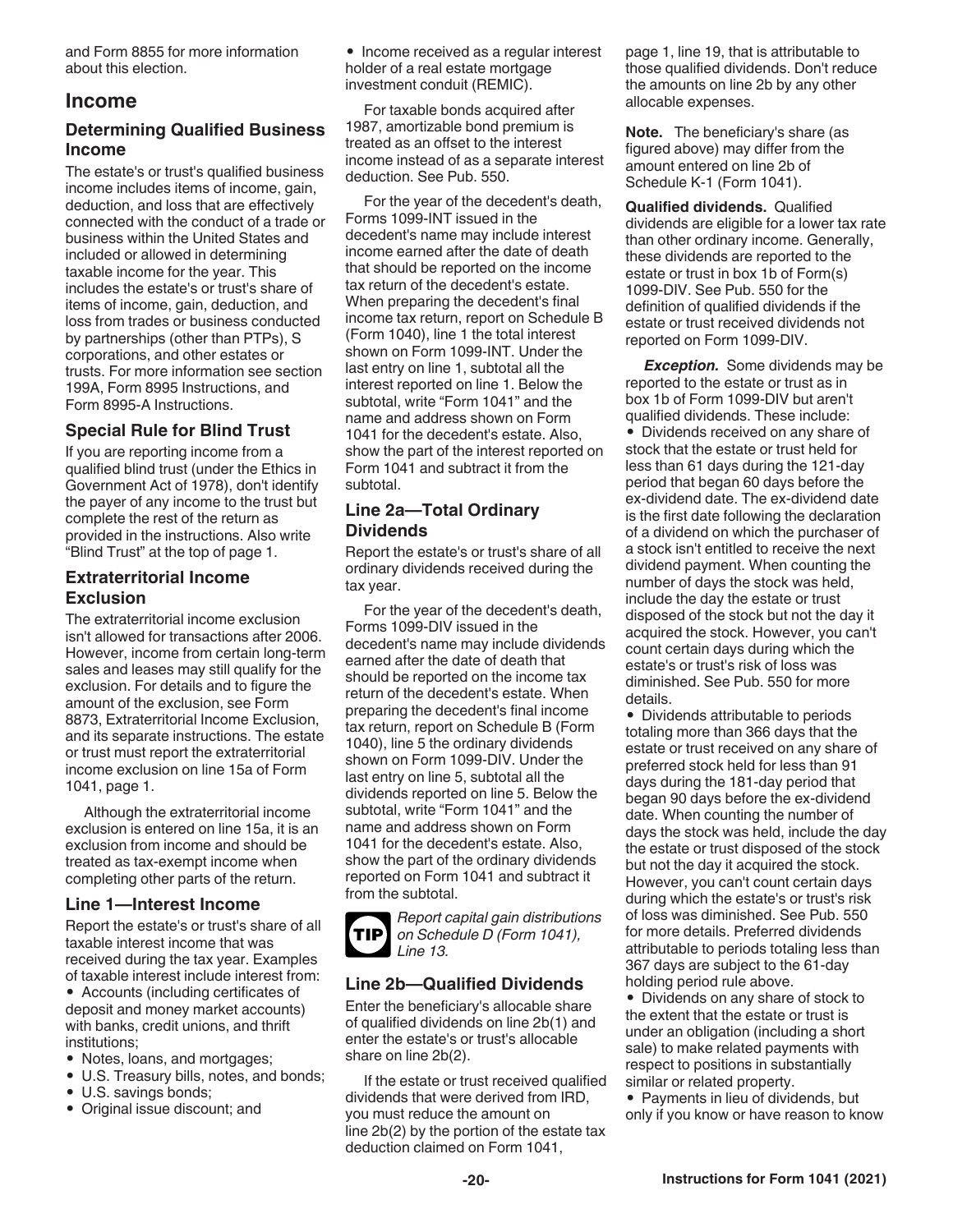and Form 8855 for more information about this election.

## Income

### Determining Qualified Business Income

The estate's or trust's qualified business income includes items of income, gain, deduction, and loss that are effectively connected with the conduct of a trade or business within the United States and included or allowed in determining taxable income for the year. This includes the estate's or trust's share of items of income, gain, deduction, and loss from trades or business conducted by partnerships (other than PTPs), S corporations, and other estates or trusts. For more information see section 199A, Form 8995 Instructions, and Form 8995-A Instructions.

### Special Rule for Blind Trust

If you are reporting income from a qualified blind trust (under the Ethics in Government Act of 1978), don't identify the payer of any income to the trust but complete the rest of the return as provided in the instructions. Also write "Blind Trust" at the top of page 1.

### Extraterritorial Income Exclusion

The extraterritorial income exclusion isn't allowed for transactions after 2006. However, income from certain long-term sales and leases may still qualify for the exclusion. For details and to figure the amount of the exclusion, see Form 8873, Extraterritorial Income Exclusion, and its separate instructions. The estate or trust must report the extraterritorial income exclusion on line 15a of Form 1041, page 1.

Although the extraterritorial income exclusion is entered on line 15a, it is an exclusion from income and should be treated as tax-exempt income when completing other parts of the return.

### Line 1—Interest Income

Report the estate's or trust's share of all taxable interest income that was received during the tax year. Examples of taxable interest include interest from:

- Accounts (including certificates of deposit and money market accounts) with banks, credit unions, and thrift institutions;
- Notes, loans, and mortgages;
- U.S. Treasury bills, notes, and bonds;
- U.S. savings bonds;
- Original issue discount; and
- Income received as a regular interest holder of a real estate mortgage investment conduit (REMIC).

For taxable bonds acquired after 1987, amortizable bond premium is treated as an offset to the interest income instead of as a separate interest deduction. See Pub. 550.

For the year of the decedent's death, Forms 1099-INT issued in the decedent's name may include interest income earned after the date of death that should be reported on the income tax return of the decedent's estate. When preparing the decedent's final income tax return, report on Schedule B (Form 1040), line 1 the total interest shown on Form 1099-INT. Under the last entry on line 1, subtotal all the interest reported on line 1. Below the subtotal, write "Form 1041" and the name and address shown on Form 1041 for the decedent's estate. Also, show the part of the interest reported on Form 1041 and subtract it from the subtotal.

### Line 2a—Total Ordinary Dividends

Report the estate's or trust's share of all ordinary dividends received during the tax year.

For the year of the decedent's death, Forms 1099-DIV issued in the decedent's name may include dividends earned after the date of death that should be reported on the income tax return of the decedent's estate. When preparing the decedent's final income tax return, report on Schedule B (Form 1040), line 5 the ordinary dividends shown on Form 1099-DIV. Under the last entry on line 5, subtotal all the dividends reported on line 5. Below the subtotal, write "Form 1041" and the name and address shown on Form 1041 for the decedent's estate. Also, show the part of the ordinary dividends reported on Form 1041 and subtract it from the subtotal.

**TIP** *Report capital gain distributions on Schedule D (Form 1041), Line 13.*

### Line 2b—Qualified Dividends

Enter the beneficiary's allocable share of qualified dividends on line 2b(1) and enter the estate's or trust's allocable share on line 2b(2).

If the estate or trust received qualified dividends that were derived from IRD, you must reduce the amount on line 2b(2) by the portion of the estate tax deduction claimed on Form 1041, page 1, line 19, that is attributable to those qualified dividends. Don't reduce the amounts on line 2b by any other allocable expenses.

**Note.** The beneficiary's share (as figured above) may differ from the amount entered on line 2b of Schedule K-1 (Form 1041).

**Qualified dividends.** Qualified dividends are eligible for a lower tax rate than other ordinary income. Generally, these dividends are reported to the estate or trust in box 1b of Form(s) 1099-DIV. See Pub. 550 for the definition of qualified dividends if the estate or trust received dividends not reported on Form 1099-DIV.

***Exception.*** Some dividends may be reported to the estate or trust as in box 1b of Form 1099-DIV but aren't qualified dividends. These include:

- Dividends received on any share of stock that the estate or trust held for less than 61 days during the 121-day period that began 60 days before the ex-dividend date. The ex-dividend date is the first date following the declaration of a dividend on which the purchaser of a stock isn't entitled to receive the next dividend payment. When counting the number of days the stock was held, include the day the estate or trust disposed of the stock but not the day it acquired the stock. However, you can't count certain days during which the estate's or trust's risk of loss was diminished. See Pub. 550 for more details.
- Dividends attributable to periods totaling more than 366 days that the estate or trust received on any share of preferred stock held for less than 91 days during the 181-day period that began 90 days before the ex-dividend date. When counting the number of days the stock was held, include the day the estate or trust disposed of the stock but not the day it acquired the stock. However, you can't count certain days during which the estate's or trust's risk of loss was diminished. See Pub. 550 for more details. Preferred dividends attributable to periods totaling less than 367 days are subject to the 61-day holding period rule above.
- Dividends on any share of stock to the extent that the estate or trust is under an obligation (including a short sale) to make related payments with respect to positions in substantially similar or related property.
- Payments in lieu of dividends, but only if you know or have reason to know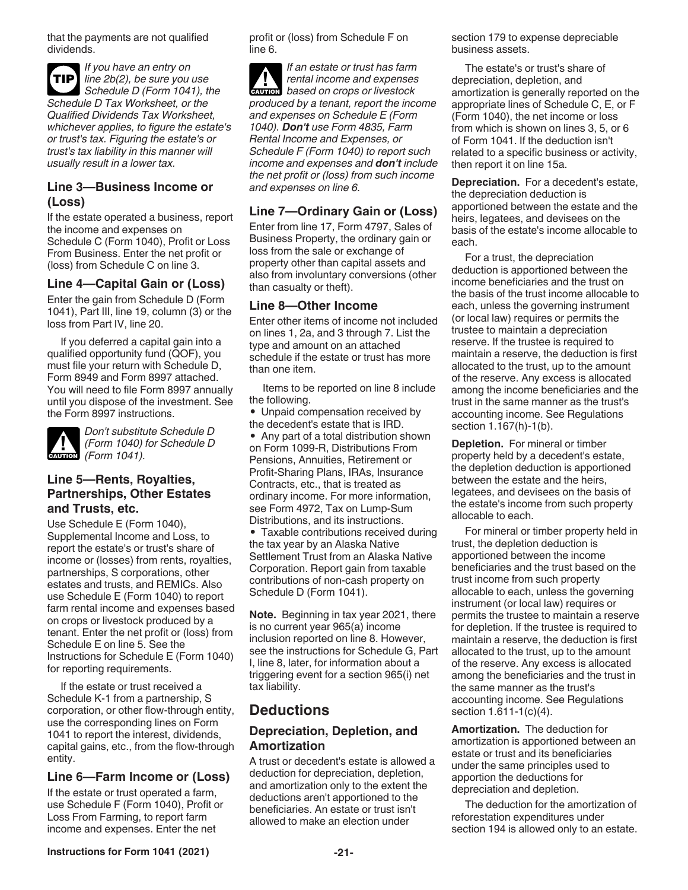that the payments are not qualified dividends.

**TIP** *If you have an entry on line 2b(2), be sure you use Schedule D (Form 1041), the Schedule D Tax Worksheet, or the Qualified Dividends Tax Worksheet, whichever applies, to figure the estate's or trust's tax. Figuring the estate's or trust's tax liability in this manner will usually result in a lower tax.*

### Line 3—Business Income or (Loss)

If the estate operated a business, report the income and expenses on Schedule C (Form 1040), Profit or Loss From Business. Enter the net profit or (loss) from Schedule C on line 3.

### Line 4—Capital Gain or (Loss)

Enter the gain from Schedule D (Form 1041), Part III, line 19, column (3) or the loss from Part IV, line 20.

If you deferred a capital gain into a qualified opportunity fund (QOF), you must file your return with Schedule D, Form 8949 and Form 8997 attached. You will need to file Form 8997 annually until you dispose of the investment. See the Form 8997 instructions.

**CAUTION** *Don't substitute Schedule D (Form 1040) for Schedule D (Form 1041).*

### Line 5—Rents, Royalties, Partnerships, Other Estates and Trusts, etc.

Use Schedule E (Form 1040), Supplemental Income and Loss, to report the estate's or trust's share of income or (losses) from rents, royalties, partnerships, S corporations, other estates and trusts, and REMICs. Also use Schedule E (Form 1040) to report farm rental income and expenses based on crops or livestock produced by a tenant. Enter the net profit or (loss) from Schedule E on line 5. See the Instructions for Schedule E (Form 1040) for reporting requirements.

If the estate or trust received a Schedule K-1 from a partnership, S corporation, or other flow-through entity, use the corresponding lines on Form 1041 to report the interest, dividends, capital gains, etc., from the flow-through entity.

### Line 6—Farm Income or (Loss)

If the estate or trust operated a farm, use Schedule F (Form 1040), Profit or Loss From Farming, to report farm income and expenses. Enter the net profit or (loss) from Schedule F on line 6.

**CAUTION** *If an estate or trust has farm rental income and expenses based on crops or livestock produced by a tenant, report the income and expenses on Schedule E (Form 1040). **Don't** use Form 4835, Farm Rental Income and Expenses, or Schedule F (Form 1040) to report such income and expenses and **don't** include the net profit or (loss) from such income and expenses on line 6.*

### Line 7—Ordinary Gain or (Loss)

Enter from line 17, Form 4797, Sales of Business Property, the ordinary gain or loss from the sale or exchange of property other than capital assets and also from involuntary conversions (other than casualty or theft).

### Line 8—Other Income

Enter other items of income not included on lines 1, 2a, and 3 through 7. List the type and amount on an attached schedule if the estate or trust has more than one item.

Items to be reported on line 8 include the following.

- Unpaid compensation received by the decedent's estate that is IRD.
- Any part of a total distribution shown on Form 1099-R, Distributions From Pensions, Annuities, Retirement or Profit-Sharing Plans, IRAs, Insurance Contracts, etc., that is treated as ordinary income. For more information, see Form 4972, Tax on Lump-Sum Distributions, and its instructions.
- Taxable contributions received during the tax year by an Alaska Native Settlement Trust from an Alaska Native Corporation. Report gain from taxable contributions of non-cash property on Schedule D (Form 1041).

**Note.** Beginning in tax year 2021, there is no current year 965(a) income inclusion reported on line 8. However, see the instructions for Schedule G, Part I, line 8, later, for information about a triggering event for a section 965(i) net tax liability.

## Deductions

### Depreciation, Depletion, and Amortization

A trust or decedent's estate is allowed a deduction for depreciation, depletion, and amortization only to the extent the deductions aren't apportioned to the beneficiaries. An estate or trust isn't allowed to make an election under section 179 to expense depreciable business assets.

The estate's or trust's share of depreciation, depletion, and amortization is generally reported on the appropriate lines of Schedule C, E, or F (Form 1040), the net income or loss from which is shown on lines 3, 5, or 6 of Form 1041. If the deduction isn't related to a specific business or activity, then report it on line 15a.

**Depreciation.** For a decedent's estate, the depreciation deduction is apportioned between the estate and the heirs, legatees, and devisees on the basis of the estate's income allocable to each.

For a trust, the depreciation deduction is apportioned between the income beneficiaries and the trust on the basis of the trust income allocable to each, unless the governing instrument (or local law) requires or permits the trustee to maintain a depreciation reserve. If the trustee is required to maintain a reserve, the deduction is first allocated to the trust, up to the amount of the reserve. Any excess is allocated among the income beneficiaries and the trust in the same manner as the trust's accounting income. See Regulations section 1.167(h)-1(b).

**Depletion.** For mineral or timber property held by a decedent's estate, the depletion deduction is apportioned between the estate and the heirs, legatees, and devisees on the basis of the estate's income from such property allocable to each.

For mineral or timber property held in trust, the depletion deduction is apportioned between the income beneficiaries and the trust based on the trust income from such property allocable to each, unless the governing instrument (or local law) requires or permits the trustee to maintain a reserve for depletion. If the trustee is required to maintain a reserve, the deduction is first allocated to the trust, up to the amount of the reserve. Any excess is allocated among the beneficiaries and the trust in the same manner as the trust's accounting income. See Regulations section 1.611-1(c)(4).

**Amortization.** The deduction for amortization is apportioned between an estate or trust and its beneficiaries under the same principles used to apportion the deductions for depreciation and depletion.

The deduction for the amortization of reforestation expenditures under section 194 is allowed only to an estate.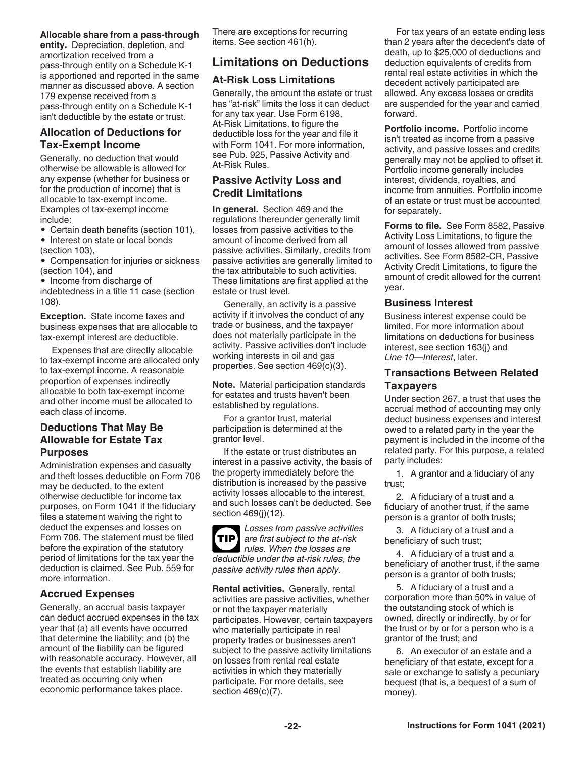**Allocable share from a pass-through entity.** Depreciation, depletion, and amortization received from a pass-through entity on a Schedule K-1 is apportioned and reported in the same manner as discussed above. A section 179 expense received from a pass-through entity on a Schedule K-1 isn't deductible by the estate or trust.

### Allocation of Deductions for Tax-Exempt Income

Generally, no deduction that would otherwise be allowable is allowed for any expense (whether for business or for the production of income) that is allocable to tax-exempt income. Examples of tax-exempt income include:

- Certain death benefits (section 101),
- Interest on state or local bonds (section 103),
- Compensation for injuries or sickness (section 104), and
- Income from discharge of indebtedness in a title 11 case (section 108).

**Exception.** State income taxes and business expenses that are allocable to tax-exempt interest are deductible.

Expenses that are directly allocable to tax-exempt income are allocated only to tax-exempt income. A reasonable proportion of expenses indirectly allocable to both tax-exempt income and other income must be allocated to each class of income.

### Deductions That May Be Allowable for Estate Tax Purposes

Administration expenses and casualty and theft losses deductible on Form 706 may be deducted, to the extent otherwise deductible for income tax purposes, on Form 1041 if the fiduciary files a statement waiving the right to deduct the expenses and losses on Form 706. The statement must be filed before the expiration of the statutory period of limitations for the tax year the deduction is claimed. See Pub. 559 for more information.

### Accrued Expenses

Generally, an accrual basis taxpayer can deduct accrued expenses in the tax year that (a) all events have occurred that determine the liability; and (b) the amount of the liability can be figured with reasonable accuracy. However, all the events that establish liability are treated as occurring only when economic performance takes place. There are exceptions for recurring items. See section 461(h).

## Limitations on Deductions

### At-Risk Loss Limitations

Generally, the amount the estate or trust has "at-risk" limits the loss it can deduct for any tax year. Use Form 6198, At-Risk Limitations, to figure the deductible loss for the year and file it with Form 1041. For more information, see Pub. 925, Passive Activity and At-Risk Rules.

### Passive Activity Loss and Credit Limitations

**In general.** Section 469 and the regulations thereunder generally limit losses from passive activities to the amount of income derived from all passive activities. Similarly, credits from passive activities are generally limited to the tax attributable to such activities. These limitations are first applied at the estate or trust level.

Generally, an activity is a passive activity if it involves the conduct of any trade or business, and the taxpayer does not materially participate in the activity. Passive activities don't include working interests in oil and gas properties. See section 469(c)(3).

**Note.** Material participation standards for estates and trusts haven't been established by regulations.

For a grantor trust, material participation is determined at the grantor level.

If the estate or trust distributes an interest in a passive activity, the basis of the property immediately before the distribution is increased by the passive activity losses allocable to the interest, and such losses can't be deducted. See section 469(j)(12).

**TIP** *Losses from passive activities are first subject to the at-risk rules. When the losses are deductible under the at-risk rules, the passive activity rules then apply.*

**Rental activities.** Generally, rental activities are passive activities, whether or not the taxpayer materially participates. However, certain taxpayers who materially participate in real property trades or businesses aren't subject to the passive activity limitations on losses from rental real estate activities in which they materially participate. For more details, see section 469(c)(7).

For tax years of an estate ending less than 2 years after the decedent's date of death, up to $25,000 of deductions and deduction equivalents of credits from rental real estate activities in which the decedent actively participated are allowed. Any excess losses or credits are suspended for the year and carried forward.

**Portfolio income.** Portfolio income isn't treated as income from a passive activity, and passive losses and credits generally may not be applied to offset it. Portfolio income generally includes interest, dividends, royalties, and income from annuities. Portfolio income of an estate or trust must be accounted for separately.

**Forms to file.** See Form 8582, Passive Activity Loss Limitations, to figure the amount of losses allowed from passive activities. See Form 8582-CR, Passive Activity Credit Limitations, to figure the amount of credit allowed for the current year.

### Business Interest

Business interest expense could be limited. For more information about limitations on deductions for business interest, see section 163(j) and *Line 10—Interest*, later.

### Transactions Between Related Taxpayers

Under section 267, a trust that uses the accrual method of accounting may only deduct business expenses and interest owed to a related party in the year the payment is included in the income of the related party. For this purpose, a related party includes:

1. A grantor and a fiduciary of any trust;
2. A fiduciary of a trust and a fiduciary of another trust, if the same person is a grantor of both trusts;
3. A fiduciary of a trust and a beneficiary of such trust;
4. A fiduciary of a trust and a beneficiary of another trust, if the same person is a grantor of both trusts;
5. A fiduciary of a trust and a corporation more than 50% in value of the outstanding stock of which is owned, directly or indirectly, by or for the trust or by or for a person who is a grantor of the trust; and
6. An executor of an estate and a beneficiary of that estate, except for a sale or exchange to satisfy a pecuniary bequest (that is, a bequest of a sum of money).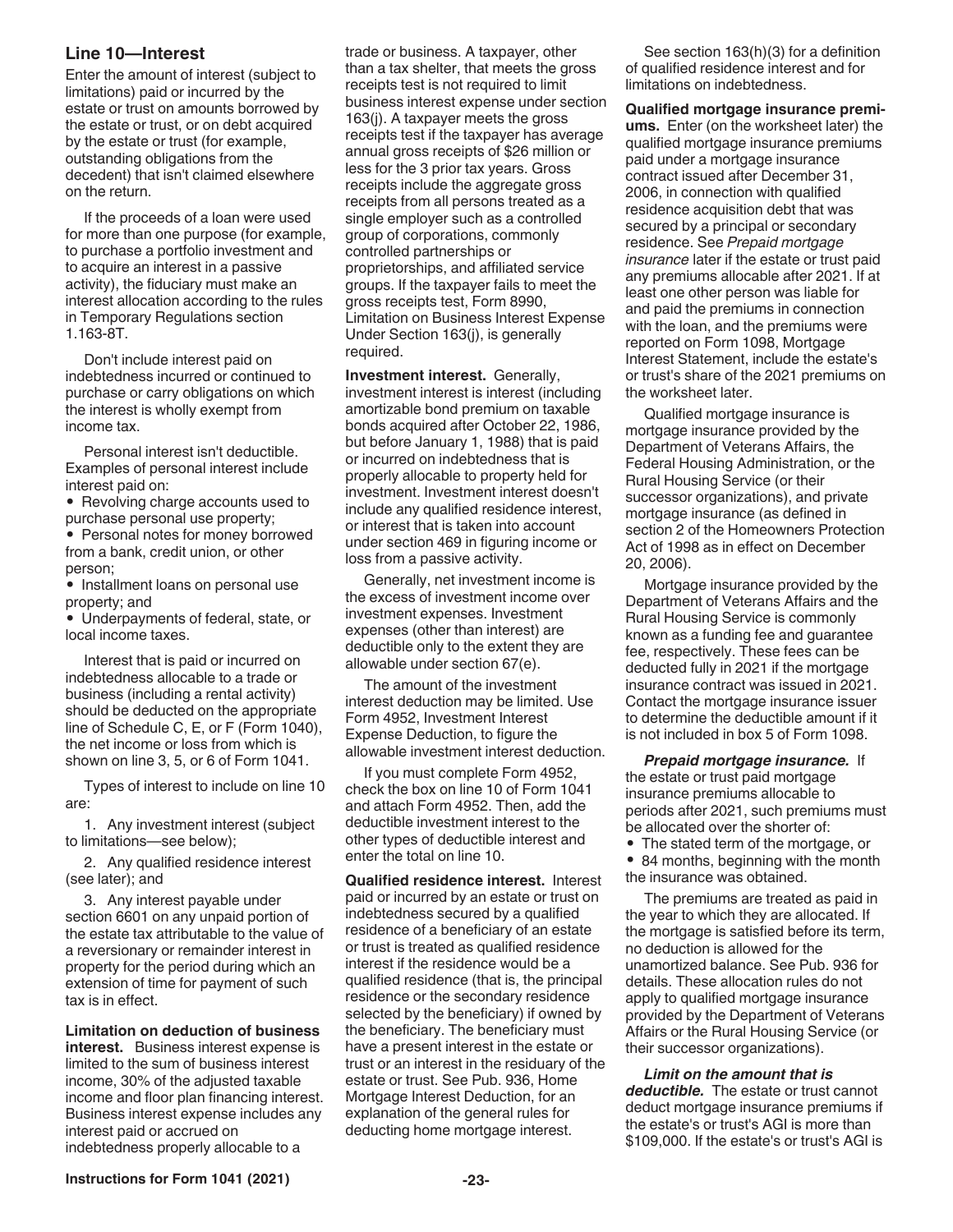### Line 10—Interest

Enter the amount of interest (subject to limitations) paid or incurred by the estate or trust on amounts borrowed by the estate or trust, or on debt acquired by the estate or trust (for example, outstanding obligations from the decedent) that isn't claimed elsewhere on the return.

If the proceeds of a loan were used for more than one purpose (for example, to purchase a portfolio investment and to acquire an interest in a passive activity), the fiduciary must make an interest allocation according to the rules in Temporary Regulations section 1.163-8T.

Don't include interest paid on indebtedness incurred or continued to purchase or carry obligations on which the interest is wholly exempt from income tax.

Personal interest isn't deductible. Examples of personal interest include interest paid on:

- Revolving charge accounts used to purchase personal use property;
- Personal notes for money borrowed from a bank, credit union, or other person;
- Installment loans on personal use property; and
- Underpayments of federal, state, or local income taxes.

Interest that is paid or incurred on indebtedness allocable to a trade or business (including a rental activity) should be deducted on the appropriate line of Schedule C, E, or F (Form 1040), the net income or loss from which is shown on line 3, 5, or 6 of Form 1041.

Types of interest to include on line 10 are:

1. Any investment interest (subject to limitations—see below);
2. Any qualified residence interest (see later); and
3. Any interest payable under section 6601 on any unpaid portion of the estate tax attributable to the value of a reversionary or remainder interest in property for the period during which an extension of time for payment of such tax is in effect.

**Limitation on deduction of business interest.** Business interest expense is limited to the sum of business interest income, 30% of the adjusted taxable income and floor plan financing interest. Business interest expense includes any interest paid or accrued on indebtedness properly allocable to a trade or business. A taxpayer, other than a tax shelter, that meets the gross receipts test is not required to limit business interest expense under section 163(j). A taxpayer meets the gross receipts test if the taxpayer has average annual gross receipts of $26 million or less for the 3 prior tax years. Gross receipts include the aggregate gross receipts from all persons treated as a single employer such as a controlled group of corporations, commonly controlled partnerships or proprietorships, and affiliated service groups. If the taxpayer fails to meet the gross receipts test, Form 8990, Limitation on Business Interest Expense Under Section 163(j), is generally required.

**Investment interest.** Generally, investment interest is interest (including amortizable bond premium on taxable bonds acquired after October 22, 1986, but before January 1, 1988) that is paid or incurred on indebtedness that is properly allocable to property held for investment. Investment interest doesn't include any qualified residence interest, or interest that is taken into account under section 469 in figuring income or loss from a passive activity.

Generally, net investment income is the excess of investment income over investment expenses. Investment expenses (other than interest) are deductible only to the extent they are allowable under section 67(e).

The amount of the investment interest deduction may be limited. Use Form 4952, Investment Interest Expense Deduction, to figure the allowable investment interest deduction.

If you must complete Form 4952, check the box on line 10 of Form 1041 and attach Form 4952. Then, add the deductible investment interest to the other types of deductible interest and enter the total on line 10.

**Qualified residence interest.** Interest paid or incurred by an estate or trust on indebtedness secured by a qualified residence of a beneficiary of an estate or trust is treated as qualified residence interest if the residence would be a qualified residence (that is, the principal residence or the secondary residence selected by the beneficiary) if owned by the beneficiary. The beneficiary must have a present interest in the estate or trust or an interest in the residuary of the estate or trust. See Pub. 936, Home Mortgage Interest Deduction, for an explanation of the general rules for deducting home mortgage interest.

See section 163(h)(3) for a definition of qualified residence interest and for limitations on indebtedness.

**Qualified mortgage insurance premiums.** Enter (on the worksheet later) the qualified mortgage insurance premiums paid under a mortgage insurance contract issued after December 31, 2006, in connection with qualified residence acquisition debt that was secured by a principal or secondary residence. See *Prepaid mortgage insurance* later if the estate or trust paid any premiums allocable after 2021. If at least one other person was liable for and paid the premiums in connection with the loan, and the premiums were reported on Form 1098, Mortgage Interest Statement, include the estate's or trust's share of the 2021 premiums on the worksheet later.

Qualified mortgage insurance is mortgage insurance provided by the Department of Veterans Affairs, the Federal Housing Administration, or the Rural Housing Service (or their successor organizations), and private mortgage insurance (as defined in section 2 of the Homeowners Protection Act of 1998 as in effect on December 20, 2006).

Mortgage insurance provided by the Department of Veterans Affairs and the Rural Housing Service is commonly known as a funding fee and guarantee fee, respectively. These fees can be deducted fully in 2021 if the mortgage insurance contract was issued in 2021. Contact the mortgage insurance issuer to determine the deductible amount if it is not included in box 5 of Form 1098.

***Prepaid mortgage insurance.*** If the estate or trust paid mortgage insurance premiums allocable to periods after 2021, such premiums must be allocated over the shorter of:

- The stated term of the mortgage, or
- 84 months, beginning with the month the insurance was obtained.

The premiums are treated as paid in the year to which they are allocated. If the mortgage is satisfied before its term, no deduction is allowed for the unamortized balance. See Pub. 936 for details. These allocation rules do not apply to qualified mortgage insurance provided by the Department of Veterans Affairs or the Rural Housing Service (or their successor organizations).

***Limit on the amount that is deductible.*** The estate or trust cannot deduct mortgage insurance premiums if the estate's or trust's AGI is more than $109,000. If the estate's or trust's AGI is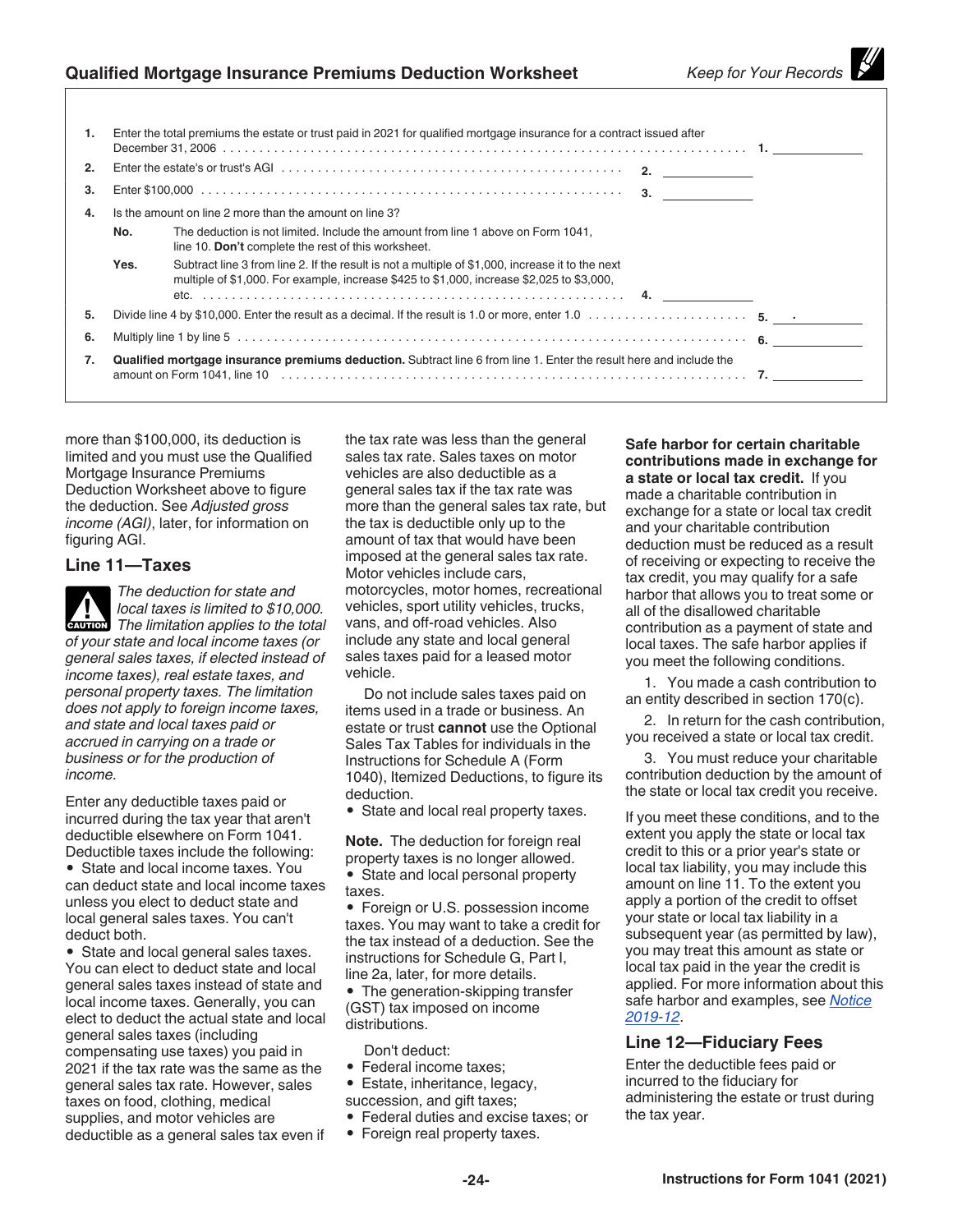## Qualified Mortgage Insurance Premiums Deduction Worksheet

*Keep for Your Records*

| | | | |
|---|---|---|---|
| **1.** | Enter the total premiums the estate or trust paid in 2021 for qualified mortgage insurance for a contract issued after December 31, 2006 | | **1.** ______ |
| **2.** | Enter the estate's or trust's AGI | **2.** ______ | |
| **3.** | Enter $100,000 | **3.** ______ | |
| **4.** | Is the amount on line 2 more than the amount on line 3?<br>**No.** The deduction is not limited. Include the amount from line 1 above on Form 1041, line 10. **Don't** complete the rest of this worksheet.<br>**Yes.** Subtract line 3 from line 2. If the result is not a multiple of $1,000, increase it to the next multiple of $1,000. For example, increase $425 to $1,000, increase $2,025 to $3,000, etc. | **4.** ______ | |
| **5.** | Divide line 4 by $10,000. Enter the result as a decimal. If the result is 1.0 or more, enter 1.0 | | **5.** ___.______ |
| **6.** | Multiply line 1 by line 5 | | **6.** ______ |
| **7.** | **Qualified mortgage insurance premiums deduction.** Subtract line 6 from line 1. Enter the result here and include the amount on Form 1041, line 10 | | **7.** ______ |

more than $100,000, its deduction is limited and you must use the Qualified Mortgage Insurance Premiums Deduction Worksheet above to figure the deduction. See *Adjusted gross income (AGI)*, later, for information on figuring AGI.

### Line 11—Taxes

**CAUTION:** *The deduction for state and local taxes is limited to $10,000. The limitation applies to the total of your state and local income taxes (or general sales taxes, if elected instead of income taxes), real estate taxes, and personal property taxes. The limitation does not apply to foreign income taxes, and state and local taxes paid or accrued in carrying on a trade or business or for the production of income.*

Enter any deductible taxes paid or incurred during the tax year that aren't deductible elsewhere on Form 1041. Deductible taxes include the following:

- State and local income taxes. You can deduct state and local income taxes unless you elect to deduct state and local general sales taxes. You can't deduct both.
- State and local general sales taxes. You can elect to deduct state and local general sales taxes instead of state and local income taxes. Generally, you can elect to deduct the actual state and local general sales taxes (including compensating use taxes) you paid in 2021 if the tax rate was the same as the general sales tax rate. However, sales taxes on food, clothing, medical supplies, and motor vehicles are deductible as a general sales tax even if the tax rate was less than the general sales tax rate. Sales taxes on motor vehicles are also deductible as a general sales tax if the tax rate was more than the general sales tax rate, but the tax is deductible only up to the amount of tax that would have been imposed at the general sales tax rate. Motor vehicles include cars, motorcycles, motor homes, recreational vehicles, sport utility vehicles, trucks, vans, and off-road vehicles. Also include any state and local general sales taxes paid for a leased motor vehicle.

  Do not include sales taxes paid on items used in a trade or business. An estate or trust **cannot** use the Optional Sales Tax Tables for individuals in the Instructions for Schedule A (Form 1040), Itemized Deductions, to figure its deduction.
- State and local real property taxes.

**Note.** The deduction for foreign real property taxes is no longer allowed.

- State and local personal property taxes.
- Foreign or U.S. possession income taxes. You may want to take a credit for the tax instead of a deduction. See the instructions for Schedule G, Part I, line 2a, later, for more details.
- The generation-skipping transfer (GST) tax imposed on income distributions.

Don't deduct:

- Federal income taxes;
- Estate, inheritance, legacy, succession, and gift taxes;
- Federal duties and excise taxes; or
- Foreign real property taxes.

**Safe harbor for certain charitable contributions made in exchange for a state or local tax credit.** If you made a charitable contribution in exchange for a state or local tax credit and your charitable contribution deduction must be reduced as a result of receiving or expecting to receive the tax credit, you may qualify for a safe harbor that allows you to treat some or all of the disallowed charitable contribution as a payment of state and local taxes. The safe harbor applies if you meet the following conditions.

1. You made a cash contribution to an entity described in section 170(c).
2. In return for the cash contribution, you received a state or local tax credit.
3. You must reduce your charitable contribution deduction by the amount of the state or local tax credit you receive.

If you meet these conditions, and to the extent you apply the state or local tax credit to this or a prior year's state or local tax liability, you may include this amount on line 11. To the extent you apply a portion of the credit to offset your state or local tax liability in a subsequent year (as permitted by law), you may treat this amount as state or local tax paid in the year the credit is applied. For more information about this safe harbor and examples, see *Notice 2019-12*.

### Line 12—Fiduciary Fees

Enter the deductible fees paid or incurred to the fiduciary for administering the estate or trust during the tax year.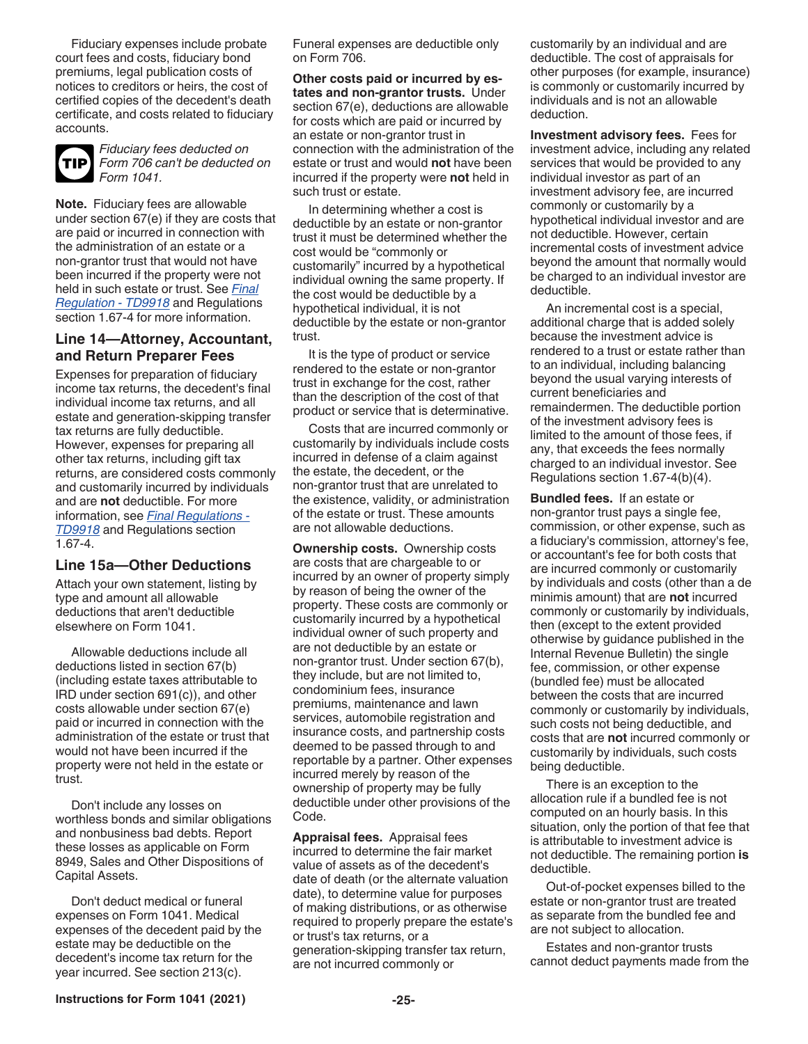Fiduciary expenses include probate court fees and costs, fiduciary bond premiums, legal publication costs of notices to creditors or heirs, the cost of certified copies of the decedent's death certificate, and costs related to fiduciary accounts.

**TIP** *Fiduciary fees deducted on Form 706 can't be deducted on Form 1041.*

**Note.** Fiduciary fees are allowable under section 67(e) if they are costs that are paid or incurred in connection with the administration of an estate or a non-grantor trust that would not have been incurred if the property were not held in such estate or trust. See *Final Regulation - TD9918* and Regulations section 1.67-4 for more information.

### Line 14—Attorney, Accountant, and Return Preparer Fees

Expenses for preparation of fiduciary income tax returns, the decedent's final individual income tax returns, and all estate and generation-skipping transfer tax returns are fully deductible. However, expenses for preparing all other tax returns, including gift tax returns, are considered costs commonly and customarily incurred by individuals and are **not** deductible. For more information, see *Final Regulations - TD9918* and Regulations section 1.67-4.

### Line 15a—Other Deductions

Attach your own statement, listing by type and amount all allowable deductions that aren't deductible elsewhere on Form 1041.

Allowable deductions include all deductions listed in section 67(b) (including estate taxes attributable to IRD under section 691(c)), and other costs allowable under section 67(e) paid or incurred in connection with the administration of the estate or trust that would not have been incurred if the property were not held in the estate or trust.

Don't include any losses on worthless bonds and similar obligations and nonbusiness bad debts. Report these losses as applicable on Form 8949, Sales and Other Dispositions of Capital Assets.

Don't deduct medical or funeral expenses on Form 1041. Medical expenses of the decedent paid by the estate may be deductible on the decedent's income tax return for the year incurred. See section 213(c). Funeral expenses are deductible only on Form 706.

**Other costs paid or incurred by estates and non-grantor trusts.** Under section 67(e), deductions are allowable for costs which are paid or incurred by an estate or non-grantor trust in connection with the administration of the estate or trust and would **not** have been incurred if the property were **not** held in such trust or estate.

In determining whether a cost is deductible by an estate or non-grantor trust it must be determined whether the cost would be "commonly or customarily" incurred by a hypothetical individual owning the same property. If the cost would be deductible by a hypothetical individual, it is not deductible by the estate or non-grantor trust.

It is the type of product or service rendered to the estate or non-grantor trust in exchange for the cost, rather than the description of the cost of that product or service that is determinative.

Costs that are incurred commonly or customarily by individuals include costs incurred in defense of a claim against the estate, the decedent, or the non-grantor trust that are unrelated to the existence, validity, or administration of the estate or trust. These amounts are not allowable deductions.

**Ownership costs.** Ownership costs are costs that are chargeable to or incurred by an owner of property simply by reason of being the owner of the property. These costs are commonly or customarily incurred by a hypothetical individual owner of such property and are not deductible by an estate or non-grantor trust. Under section 67(b), they include, but are not limited to, condominium fees, insurance premiums, maintenance and lawn services, automobile registration and insurance costs, and partnership costs deemed to be passed through to and reportable by a partner. Other expenses incurred merely by reason of the ownership of property may be fully deductible under other provisions of the Code.

**Appraisal fees.** Appraisal fees incurred to determine the fair market value of assets as of the decedent's date of death (or the alternate valuation date), to determine value for purposes of making distributions, or as otherwise required to properly prepare the estate's or trust's tax returns, or a generation-skipping transfer tax return, are not incurred commonly or customarily by an individual and are deductible. The cost of appraisals for other purposes (for example, insurance) is commonly or customarily incurred by individuals and is not an allowable deduction.

**Investment advisory fees.** Fees for investment advice, including any related services that would be provided to any individual investor as part of an investment advisory fee, are incurred commonly or customarily by a hypothetical individual investor and are not deductible. However, certain incremental costs of investment advice beyond the amount that normally would be charged to an individual investor are deductible.

An incremental cost is a special, additional charge that is added solely because the investment advice is rendered to a trust or estate rather than to an individual, including balancing beyond the usual varying interests of current beneficiaries and remaindermen. The deductible portion of the investment advisory fees is limited to the amount of those fees, if any, that exceeds the fees normally charged to an individual investor. See Regulations section 1.67-4(b)(4).

**Bundled fees.** If an estate or non-grantor trust pays a single fee, commission, or other expense, such as a fiduciary's commission, attorney's fee, or accountant's fee for both costs that are incurred commonly or customarily by individuals and costs (other than a de minimis amount) that are **not** incurred commonly or customarily by individuals, then (except to the extent provided otherwise by guidance published in the Internal Revenue Bulletin) the single fee, commission, or other expense (bundled fee) must be allocated between the costs that are incurred commonly or customarily by individuals, such costs not being deductible, and costs that are **not** incurred commonly or customarily by individuals, such costs being deductible.

There is an exception to the allocation rule if a bundled fee is not computed on an hourly basis. In this situation, only the portion of that fee that is attributable to investment advice is not deductible. The remaining portion **is** deductible.

Out-of-pocket expenses billed to the estate or non-grantor trust are treated as separate from the bundled fee and are not subject to allocation.

Estates and non-grantor trusts cannot deduct payments made from the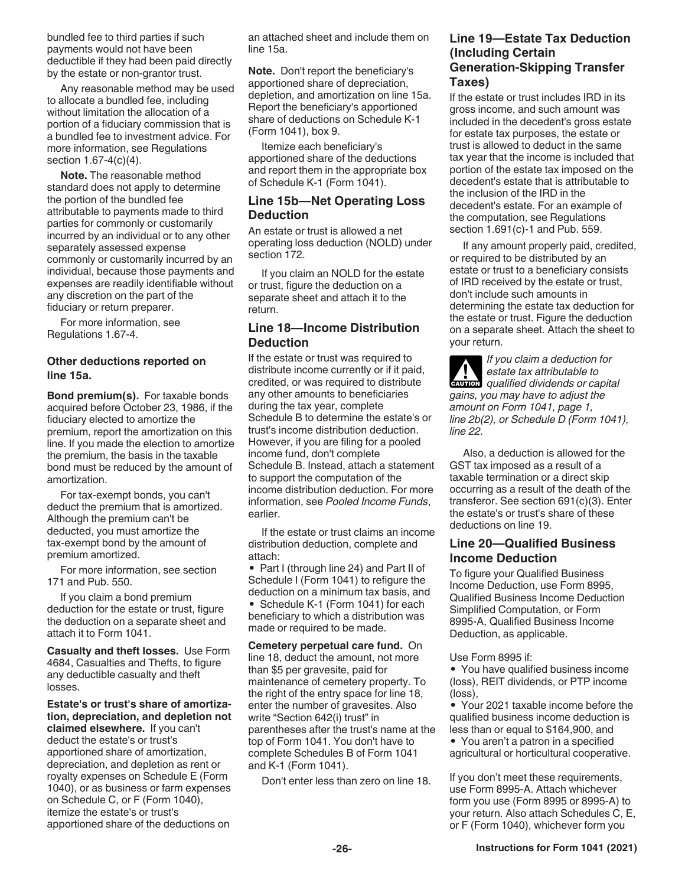bundled fee to third parties if such payments would not have been deductible if they had been paid directly by the estate or non-grantor trust.

Any reasonable method may be used to allocate a bundled fee, including without limitation the allocation of a portion of a fiduciary commission that is a bundled fee to investment advice. For more information, see Regulations section 1.67-4(c)(4).

**Note.** The reasonable method standard does not apply to determine the portion of the bundled fee attributable to payments made to third parties for commonly or customarily incurred by an individual or to any other separately assessed expense commonly or customarily incurred by an individual, because those payments and expenses are readily identifiable without any discretion on the part of the fiduciary or return preparer.

For more information, see Regulations 1.67-4.

#### Other deductions reported on line 15a.

**Bond premium(s).** For taxable bonds acquired before October 23, 1986, if the fiduciary elected to amortize the premium, report the amortization on this line. If you made the election to amortize the premium, the basis in the taxable bond must be reduced by the amount of amortization.

For tax-exempt bonds, you can't deduct the premium that is amortized. Although the premium can't be deducted, you must amortize the tax-exempt bond by the amount of premium amortized.

For more information, see section 171 and Pub. 550.

If you claim a bond premium deduction for the estate or trust, figure the deduction on a separate sheet and attach it to Form 1041.

**Casualty and theft losses.** Use Form 4684, Casualties and Thefts, to figure any deductible casualty and theft losses.

**Estate's or trust's share of amortization, depreciation, and depletion not claimed elsewhere.** If you can't deduct the estate's or trust's apportioned share of amortization, depreciation, and depletion as rent or royalty expenses on Schedule E (Form 1040), or as business or farm expenses on Schedule C, or F (Form 1040), itemize the estate's or trust's apportioned share of the deductions on an attached sheet and include them on line 15a.

**Note.** Don't report the beneficiary's apportioned share of depreciation, depletion, and amortization on line 15a. Report the beneficiary's apportioned share of deductions on Schedule K-1 (Form 1041), box 9.

Itemize each beneficiary's apportioned share of the deductions and report them in the appropriate box of Schedule K-1 (Form 1041).

### Line 15b—Net Operating Loss Deduction

An estate or trust is allowed a net operating loss deduction (NOLD) under section 172.

If you claim an NOLD for the estate or trust, figure the deduction on a separate sheet and attach it to the return.

### Line 18—Income Distribution Deduction

If the estate or trust was required to distribute income currently or if it paid, credited, or was required to distribute any other amounts to beneficiaries during the tax year, complete Schedule B to determine the estate's or trust's income distribution deduction. However, if you are filing for a pooled income fund, don't complete Schedule B. Instead, attach a statement to support the computation of the income distribution deduction. For more information, see *Pooled Income Funds*, earlier.

If the estate or trust claims an income distribution deduction, complete and attach:

- Part I (through line 24) and Part II of Schedule I (Form 1041) to refigure the deduction on a minimum tax basis, and
- Schedule K-1 (Form 1041) for each beneficiary to which a distribution was made or required to be made.

**Cemetery perpetual care fund.** On line 18, deduct the amount, not more than $5 per gravesite, paid for maintenance of cemetery property. To the right of the entry space for line 18, enter the number of gravesites. Also write "Section 642(i) trust" in parentheses after the trust's name at the top of Form 1041. You don't have to complete Schedules B of Form 1041 and K-1 (Form 1041).

Don't enter less than zero on line 18.

### Line 19—Estate Tax Deduction (Including Certain Generation-Skipping Transfer Taxes)

If the estate or trust includes IRD in its gross income, and such amount was included in the decedent's gross estate for estate tax purposes, the estate or trust is allowed to deduct in the same tax year that the income is included that portion of the estate tax imposed on the decedent's estate that is attributable to the inclusion of the IRD in the decedent's estate. For an example of the computation, see Regulations section 1.691(c)-1 and Pub. 559.

If any amount properly paid, credited, or required to be distributed by an estate or trust to a beneficiary consists of IRD received by the estate or trust, don't include such amounts in determining the estate tax deduction for the estate or trust. Figure the deduction on a separate sheet. Attach the sheet to your return.

CAUTION: *If you claim a deduction for estate tax attributable to qualified dividends or capital gains, you may have to adjust the amount on Form 1041, page 1, line 2b(2), or Schedule D (Form 1041), line 22.*

Also, a deduction is allowed for the GST tax imposed as a result of a taxable termination or a direct skip occurring as a result of the death of the transferor. See section 691(c)(3). Enter the estate's or trust's share of these deductions on line 19.

### Line 20—Qualified Business Income Deduction

To figure your Qualified Business Income Deduction, use Form 8995, Qualified Business Income Deduction Simplified Computation, or Form 8995-A, Qualified Business Income Deduction, as applicable.

Use Form 8995 if:

- You have qualified business income (loss), REIT dividends, or PTP income (loss),
- Your 2021 taxable income before the qualified business income deduction is less than or equal to $164,900, and
- You aren't a patron in a specified agricultural or horticultural cooperative.

If you don't meet these requirements, use Form 8995-A. Attach whichever form you use (Form 8995 or 8995-A) to your return. Also attach Schedules C, E, or F (Form 1040), whichever form you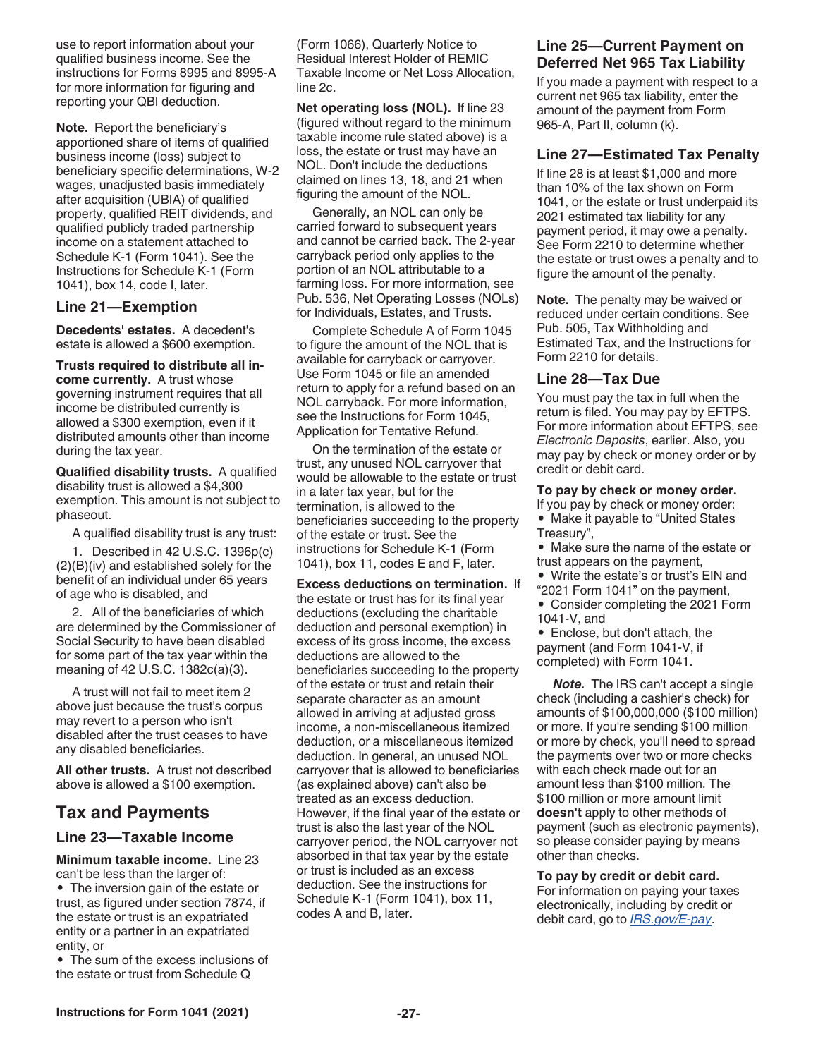use to report information about your qualified business income. See the instructions for Forms 8995 and 8995-A for more information for figuring and reporting your QBI deduction.

**Note.** Report the beneficiary's apportioned share of items of qualified business income (loss) subject to beneficiary specific determinations, W-2 wages, unadjusted basis immediately after acquisition (UBIA) of qualified property, qualified REIT dividends, and qualified publicly traded partnership income on a statement attached to Schedule K-1 (Form 1041). See the Instructions for Schedule K-1 (Form 1041), box 14, code I, later.

### Line 21—Exemption

**Decedents' estates.** A decedent's estate is allowed a $600 exemption.

**Trusts required to distribute all income currently.** A trust whose governing instrument requires that all income be distributed currently is allowed a $300 exemption, even if it distributed amounts other than income during the tax year.

**Qualified disability trusts.** A qualified disability trust is allowed a $4,300 exemption. This amount is not subject to phaseout.

A qualified disability trust is any trust:

1. Described in 42 U.S.C. 1396p(c)(2)(B)(iv) and established solely for the benefit of an individual under 65 years of age who is disabled, and

2. All of the beneficiaries of which are determined by the Commissioner of Social Security to have been disabled for some part of the tax year within the meaning of 42 U.S.C. 1382c(a)(3).

A trust will not fail to meet item 2 above just because the trust's corpus may revert to a person who isn't disabled after the trust ceases to have any disabled beneficiaries.

**All other trusts.** A trust not described above is allowed a $100 exemption.

## Tax and Payments

### Line 23—Taxable Income

**Minimum taxable income.** Line 23 can't be less than the larger of:

- The inversion gain of the estate or trust, as figured under section 7874, if the estate or trust is an expatriated entity or a partner in an expatriated entity, or
- The sum of the excess inclusions of the estate or trust from Schedule Q (Form 1066), Quarterly Notice to Residual Interest Holder of REMIC Taxable Income or Net Loss Allocation, line 2c.

**Net operating loss (NOL).** If line 23 (figured without regard to the minimum taxable income rule stated above) is a loss, the estate or trust may have an NOL. Don't include the deductions claimed on lines 13, 18, and 21 when figuring the amount of the NOL.

Generally, an NOL can only be carried forward to subsequent years and cannot be carried back. The 2-year carryback period only applies to the portion of an NOL attributable to a farming loss. For more information, see Pub. 536, Net Operating Losses (NOLs) for Individuals, Estates, and Trusts.

Complete Schedule A of Form 1045 to figure the amount of the NOL that is available for carryback or carryover. Use Form 1045 or file an amended return to apply for a refund based on an NOL carryback. For more information, see the Instructions for Form 1045, Application for Tentative Refund.

On the termination of the estate or trust, any unused NOL carryover that would be allowable to the estate or trust in a later tax year, but for the termination, is allowed to the beneficiaries succeeding to the property of the estate or trust. See the instructions for Schedule K-1 (Form 1041), box 11, codes E and F, later.

**Excess deductions on termination.** If the estate or trust has for its final year deductions (excluding the charitable deduction and personal exemption) in excess of its gross income, the excess deductions are allowed to the beneficiaries succeeding to the property of the estate or trust and retain their separate character as an amount allowed in arriving at adjusted gross income, a non-miscellaneous itemized deduction, or a miscellaneous itemized deduction. In general, an unused NOL carryover that is allowed to beneficiaries (as explained above) can't also be treated as an excess deduction. However, if the final year of the estate or trust is also the last year of the NOL carryover period, the NOL carryover not absorbed in that tax year by the estate or trust is included as an excess deduction. See the instructions for Schedule K-1 (Form 1041), box 11, codes A and B, later.

### Line 25—Current Payment on Deferred Net 965 Tax Liability

If you made a payment with respect to a current net 965 tax liability, enter the amount of the payment from Form 965-A, Part II, column (k).

### Line 27—Estimated Tax Penalty

If line 28 is at least $1,000 and more than 10% of the tax shown on Form 1041, or the estate or trust underpaid its 2021 estimated tax liability for any payment period, it may owe a penalty. See Form 2210 to determine whether the estate or trust owes a penalty and to figure the amount of the penalty.

**Note.** The penalty may be waived or reduced under certain conditions. See Pub. 505, Tax Withholding and Estimated Tax, and the Instructions for Form 2210 for details.

### Line 28—Tax Due

You must pay the tax in full when the return is filed. You may pay by EFTPS. For more information about EFTPS, see *Electronic Deposits*, earlier. Also, you may pay by check or money order or by credit or debit card.

**To pay by check or money order.** If you pay by check or money order:

- Make it payable to "United States Treasury",
- Make sure the name of the estate or trust appears on the payment,
- Write the estate's or trust's EIN and "2021 Form 1041" on the payment,
- Consider completing the 2021 Form 1041-V, and
- Enclose, but don't attach, the payment (and Form 1041-V, if completed) with Form 1041.

***Note.*** The IRS can't accept a single check (including a cashier's check) for amounts of $100,000,000 ($100 million) or more. If you're sending $100 million or more by check, you'll need to spread the payments over two or more checks with each check made out for an amount less than $100 million. The $100 million or more amount limit **doesn't** apply to other methods of payment (such as electronic payments), so please consider paying by means other than checks.

**To pay by credit or debit card.** For information on paying your taxes electronically, including by credit or debit card, go to *IRS.gov/E-pay*.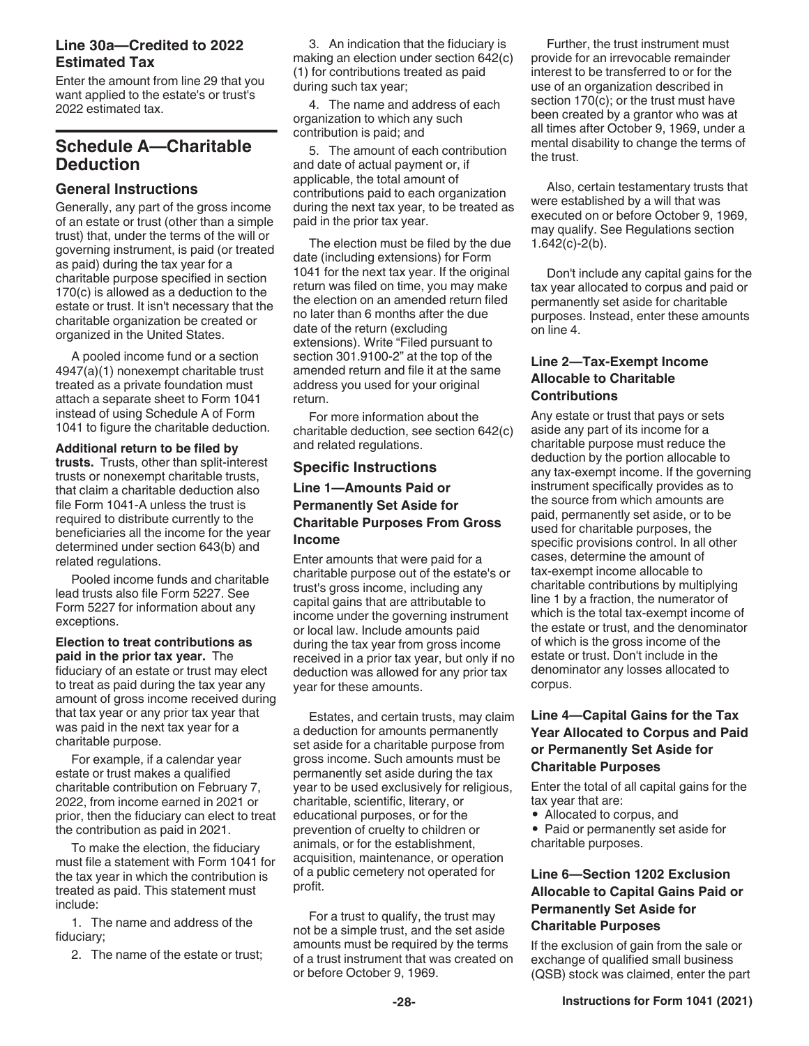### Line 30a—Credited to 2022 Estimated Tax

Enter the amount from line 29 that you want applied to the estate's or trust's 2022 estimated tax.

## Schedule A—Charitable Deduction

### General Instructions

Generally, any part of the gross income of an estate or trust (other than a simple trust) that, under the terms of the will or governing instrument, is paid (or treated as paid) during the tax year for a charitable purpose specified in section 170(c) is allowed as a deduction to the estate or trust. It isn't necessary that the charitable organization be created or organized in the United States.

A pooled income fund or a section 4947(a)(1) nonexempt charitable trust treated as a private foundation must attach a separate sheet to Form 1041 instead of using Schedule A of Form 1041 to figure the charitable deduction.

**Additional return to be filed by trusts.** Trusts, other than split-interest trusts or nonexempt charitable trusts, that claim a charitable deduction also file Form 1041-A unless the trust is required to distribute currently to the beneficiaries all the income for the year determined under section 643(b) and related regulations.

Pooled income funds and charitable lead trusts also file Form 5227. See Form 5227 for information about any exceptions.

**Election to treat contributions as paid in the prior tax year.** The fiduciary of an estate or trust may elect to treat as paid during the tax year any amount of gross income received during that tax year or any prior tax year that was paid in the next tax year for a charitable purpose.

For example, if a calendar year estate or trust makes a qualified charitable contribution on February 7, 2022, from income earned in 2021 or prior, then the fiduciary can elect to treat the contribution as paid in 2021.

To make the election, the fiduciary must file a statement with Form 1041 for the tax year in which the contribution is treated as paid. This statement must include:

1. The name and address of the fiduciary;
2. The name of the estate or trust;
3. An indication that the fiduciary is making an election under section 642(c)(1) for contributions treated as paid during such tax year;
4. The name and address of each organization to which any such contribution is paid; and
5. The amount of each contribution and date of actual payment or, if applicable, the total amount of contributions paid to each organization during the next tax year, to be treated as paid in the prior tax year.

The election must be filed by the due date (including extensions) for Form 1041 for the next tax year. If the original return was filed on time, you may make the election on an amended return filed no later than 6 months after the due date of the return (excluding extensions). Write "Filed pursuant to section 301.9100-2" at the top of the amended return and file it at the same address you used for your original return.

For more information about the charitable deduction, see section 642(c) and related regulations.

### Specific Instructions

#### Line 1—Amounts Paid or Permanently Set Aside for Charitable Purposes From Gross Income

Enter amounts that were paid for a charitable purpose out of the estate's or trust's gross income, including any capital gains that are attributable to income under the governing instrument or local law. Include amounts paid during the tax year from gross income received in a prior tax year, but only if no deduction was allowed for any prior tax year for these amounts.

Estates, and certain trusts, may claim a deduction for amounts permanently set aside for a charitable purpose from gross income. Such amounts must be permanently set aside during the tax year to be used exclusively for religious, charitable, scientific, literary, or educational purposes, or for the prevention of cruelty to children or animals, or for the establishment, acquisition, maintenance, or operation of a public cemetery not operated for profit.

For a trust to qualify, the trust may not be a simple trust, and the set aside amounts must be required by the terms of a trust instrument that was created on or before October 9, 1969.

Further, the trust instrument must provide for an irrevocable remainder interest to be transferred to or for the use of an organization described in section 170(c); or the trust must have been created by a grantor who was at all times after October 9, 1969, under a mental disability to change the terms of the trust.

Also, certain testamentary trusts that were established by a will that was executed on or before October 9, 1969, may qualify. See Regulations section 1.642(c)-2(b).

Don't include any capital gains for the tax year allocated to corpus and paid or permanently set aside for charitable purposes. Instead, enter these amounts on line 4.

#### Line 2—Tax-Exempt Income Allocable to Charitable Contributions

Any estate or trust that pays or sets aside any part of its income for a charitable purpose must reduce the deduction by the portion allocable to any tax-exempt income. If the governing instrument specifically provides as to the source from which amounts are paid, permanently set aside, or to be used for charitable purposes, the specific provisions control. In all other cases, determine the amount of tax-exempt income allocable to charitable contributions by multiplying line 1 by a fraction, the numerator of which is the total tax-exempt income of the estate or trust, and the denominator of which is the gross income of the estate or trust. Don't include in the denominator any losses allocated to corpus.

#### Line 4—Capital Gains for the Tax Year Allocated to Corpus and Paid or Permanently Set Aside for Charitable Purposes

Enter the total of all capital gains for the tax year that are:

- Allocated to corpus, and
- Paid or permanently set aside for charitable purposes.

#### Line 6—Section 1202 Exclusion Allocable to Capital Gains Paid or Permanently Set Aside for Charitable Purposes

If the exclusion of gain from the sale or exchange of qualified small business (QSB) stock was claimed, enter the part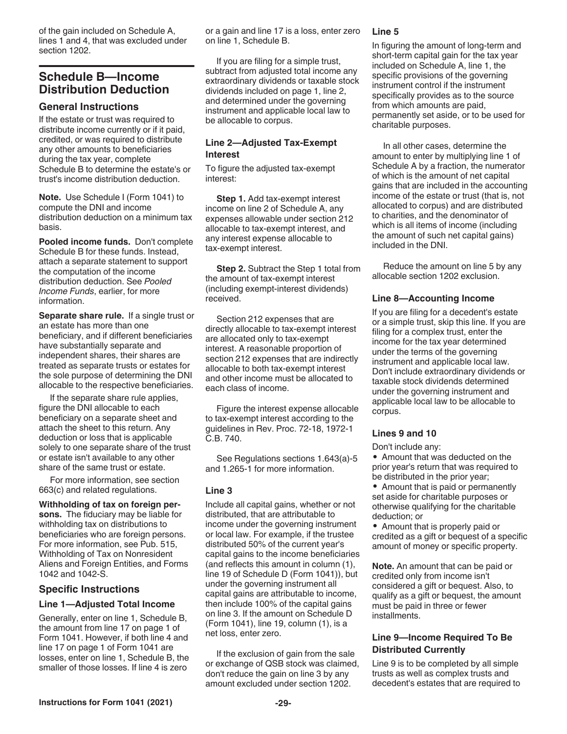of the gain included on Schedule A, lines 1 and 4, that was excluded under section 1202.

## Schedule B—Income Distribution Deduction

### General Instructions

If the estate or trust was required to distribute income currently or if it paid, credited, or was required to distribute any other amounts to beneficiaries during the tax year, complete Schedule B to determine the estate's or trust's income distribution deduction.

**Note.** Use Schedule I (Form 1041) to compute the DNI and income distribution deduction on a minimum tax basis.

**Pooled income funds.** Don't complete Schedule B for these funds. Instead, attach a separate statement to support the computation of the income distribution deduction. See *Pooled Income Funds*, earlier, for more information.

**Separate share rule.** If a single trust or an estate has more than one beneficiary, and if different beneficiaries have substantially separate and independent shares, their shares are treated as separate trusts or estates for the sole purpose of determining the DNI allocable to the respective beneficiaries.

If the separate share rule applies, figure the DNI allocable to each beneficiary on a separate sheet and attach the sheet to this return. Any deduction or loss that is applicable solely to one separate share of the trust or estate isn't available to any other share of the same trust or estate.

For more information, see section 663(c) and related regulations.

**Withholding of tax on foreign persons.** The fiduciary may be liable for withholding tax on distributions to beneficiaries who are foreign persons. For more information, see Pub. 515, Withholding of Tax on Nonresident Aliens and Foreign Entities, and Forms 1042 and 1042-S.

### Specific Instructions

#### Line 1—Adjusted Total Income

Generally, enter on line 1, Schedule B, the amount from line 17 on page 1 of Form 1041. However, if both line 4 and line 17 on page 1 of Form 1041 are losses, enter on line 1, Schedule B, the smaller of those losses. If line 4 is zero or a gain and line 17 is a loss, enter zero on line 1, Schedule B.

If you are filing for a simple trust, subtract from adjusted total income any extraordinary dividends or taxable stock dividends included on page 1, line 2, and determined under the governing instrument and applicable local law to be allocable to corpus.

#### Line 2—Adjusted Tax-Exempt Interest

To figure the adjusted tax-exempt interest:

**Step 1.** Add tax-exempt interest income on line 2 of Schedule A, any expenses allowable under section 212 allocable to tax-exempt interest, and any interest expense allocable to tax-exempt interest.

**Step 2.** Subtract the Step 1 total from the amount of tax-exempt interest (including exempt-interest dividends) received.

Section 212 expenses that are directly allocable to tax-exempt interest are allocated only to tax-exempt interest. A reasonable proportion of section 212 expenses that are indirectly allocable to both tax-exempt interest and other income must be allocated to each class of income.

Figure the interest expense allocable to tax-exempt interest according to the guidelines in Rev. Proc. 72-18, 1972-1 C.B. 740.

See Regulations sections 1.643(a)-5 and 1.265-1 for more information.

#### Line 3

Include all capital gains, whether or not distributed, that are attributable to income under the governing instrument or local law. For example, if the trustee distributed 50% of the current year's capital gains to the income beneficiaries (and reflects this amount in column (1), line 19 of Schedule D (Form 1041)), but under the governing instrument all capital gains are attributable to income, then include 100% of the capital gains on line 3. If the amount on Schedule D (Form 1041), line 19, column (1), is a net loss, enter zero.

If the exclusion of gain from the sale or exchange of QSB stock was claimed, don't reduce the gain on line 3 by any amount excluded under section 1202.

#### Line 5

In figuring the amount of long-term and short-term capital gain for the tax year included on Schedule A, line 1, the specific provisions of the governing instrument control if the instrument specifically provides as to the source from which amounts are paid, permanently set aside, or to be used for charitable purposes.

In all other cases, determine the amount to enter by multiplying line 1 of Schedule A by a fraction, the numerator of which is the amount of net capital gains that are included in the accounting income of the estate or trust (that is, not allocated to corpus) and are distributed to charities, and the denominator of which is all items of income (including the amount of such net capital gains) included in the DNI.

Reduce the amount on line 5 by any allocable section 1202 exclusion.

#### Line 8—Accounting Income

If you are filing for a decedent's estate or a simple trust, skip this line. If you are filing for a complex trust, enter the income for the tax year determined under the terms of the governing instrument and applicable local law. Don't include extraordinary dividends or taxable stock dividends determined under the governing instrument and applicable local law to be allocable to corpus.

#### Lines 9 and 10

Don't include any:

- Amount that was deducted on the prior year's return that was required to be distributed in the prior year;
- Amount that is paid or permanently set aside for charitable purposes or otherwise qualifying for the charitable deduction; or
- Amount that is properly paid or credited as a gift or bequest of a specific amount of money or specific property.

**Note.** An amount that can be paid or credited only from income isn't considered a gift or bequest. Also, to qualify as a gift or bequest, the amount must be paid in three or fewer installments.

#### Line 9—Income Required To Be Distributed Currently

Line 9 is to be completed by all simple trusts as well as complex trusts and decedent's estates that are required to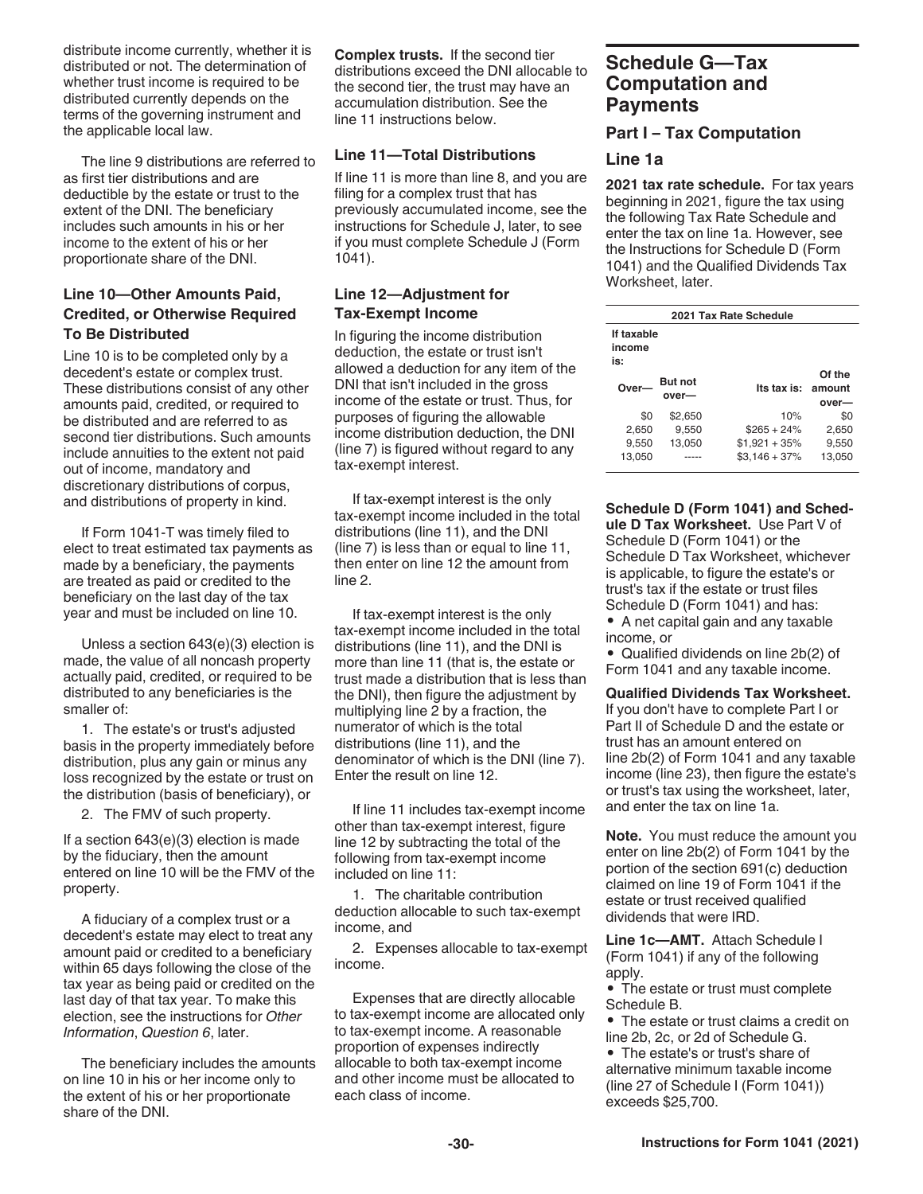distribute income currently, whether it is distributed or not. The determination of whether trust income is required to be distributed currently depends on the terms of the governing instrument and the applicable local law.

The line 9 distributions are referred to as first tier distributions and are deductible by the estate or trust to the extent of the DNI. The beneficiary includes such amounts in his or her income to the extent of his or her proportionate share of the DNI.

### Line 10—Other Amounts Paid, Credited, or Otherwise Required To Be Distributed

Line 10 is to be completed only by a decedent's estate or complex trust. These distributions consist of any other amounts paid, credited, or required to be distributed and are referred to as second tier distributions. Such amounts include annuities to the extent not paid out of income, mandatory and discretionary distributions of corpus, and distributions of property in kind.

If Form 1041-T was timely filed to elect to treat estimated tax payments as made by a beneficiary, the payments are treated as paid or credited to the beneficiary on the last day of the tax year and must be included on line 10.

Unless a section 643(e)(3) election is made, the value of all noncash property actually paid, credited, or required to be distributed to any beneficiaries is the smaller of:

1. The estate's or trust's adjusted basis in the property immediately before distribution, plus any gain or minus any loss recognized by the estate or trust on the distribution (basis of beneficiary), or
2. The FMV of such property.

If a section 643(e)(3) election is made by the fiduciary, then the amount entered on line 10 will be the FMV of the property.

A fiduciary of a complex trust or a decedent's estate may elect to treat any amount paid or credited to a beneficiary within 65 days following the close of the tax year as being paid or credited on the last day of that tax year. To make this election, see the instructions for *Other Information*, *Question 6*, later.

The beneficiary includes the amounts on line 10 in his or her income only to the extent of his or her proportionate share of the DNI.

**Complex trusts.** If the second tier distributions exceed the DNI allocable to the second tier, the trust may have an accumulation distribution. See the line 11 instructions below.

### Line 11—Total Distributions

If line 11 is more than line 8, and you are filing for a complex trust that has previously accumulated income, see the instructions for Schedule J, later, to see if you must complete Schedule J (Form 1041).

### Line 12—Adjustment for Tax-Exempt Income

In figuring the income distribution deduction, the estate or trust isn't allowed a deduction for any item of the DNI that isn't included in the gross income of the estate or trust. Thus, for purposes of figuring the allowable income distribution deduction, the DNI (line 7) is figured without regard to any tax-exempt interest.

If tax-exempt interest is the only tax-exempt income included in the total distributions (line 11), and the DNI (line 7) is less than or equal to line 11, then enter on line 12 the amount from line 2.

If tax-exempt interest is the only tax-exempt income included in the total distributions (line 11), and the DNI is more than line 11 (that is, the estate or trust made a distribution that is less than the DNI), then figure the adjustment by multiplying line 2 by a fraction, the numerator of which is the total distributions (line 11), and the denominator of which is the DNI (line 7). Enter the result on line 12.

If line 11 includes tax-exempt income other than tax-exempt interest, figure line 12 by subtracting the total of the following from tax-exempt income included on line 11:

1. The charitable contribution deduction allocable to such tax-exempt income, and
2. Expenses allocable to tax-exempt income.

Expenses that are directly allocable to tax-exempt income are allocated only to tax-exempt income. A reasonable proportion of expenses indirectly allocable to both tax-exempt income and other income must be allocated to each class of income.

## Schedule G—Tax Computation and Payments

### Part I – Tax Computation

### Line 1a

**2021 tax rate schedule.** For tax years beginning in 2021, figure the tax using the following Tax Rate Schedule and enter the tax on line 1a. However, see the Instructions for Schedule D (Form 1041) and the Qualified Dividends Tax Worksheet, later.

| 2021 Tax Rate Schedule | | | |
|---|---|---|---|
| If taxable income is: | | | |
| Over— | But not over— | Its tax is: | Of the amount over— |
| $0 | $2,650 | 10% | $0 |
| 2,650 | 9,550 | $265 + 24% | 2,650 |
| 9,550 | 13,050 | $1,921 + 35% | 9,550 |
| 13,050 | ----- | $3,146 + 37% | 13,050 |

**Schedule D (Form 1041) and Schedule D Tax Worksheet.** Use Part V of Schedule D (Form 1041) or the Schedule D Tax Worksheet, whichever is applicable, to figure the estate's or trust's tax if the estate or trust files Schedule D (Form 1041) and has:

- A net capital gain and any taxable income, or
- Qualified dividends on line 2b(2) of Form 1041 and any taxable income.

**Qualified Dividends Tax Worksheet.** If you don't have to complete Part I or Part II of Schedule D and the estate or trust has an amount entered on line 2b(2) of Form 1041 and any taxable income (line 23), then figure the estate's or trust's tax using the worksheet, later, and enter the tax on line 1a.

**Note.** You must reduce the amount you enter on line 2b(2) of Form 1041 by the portion of the section 691(c) deduction claimed on line 19 of Form 1041 if the estate or trust received qualified dividends that were IRD.

**Line 1c—AMT.** Attach Schedule I (Form 1041) if any of the following apply.

- The estate or trust must complete Schedule B.
- The estate or trust claims a credit on line 2b, 2c, or 2d of Schedule G.
- The estate's or trust's share of alternative minimum taxable income (line 27 of Schedule I (Form 1041)) exceeds $25,700.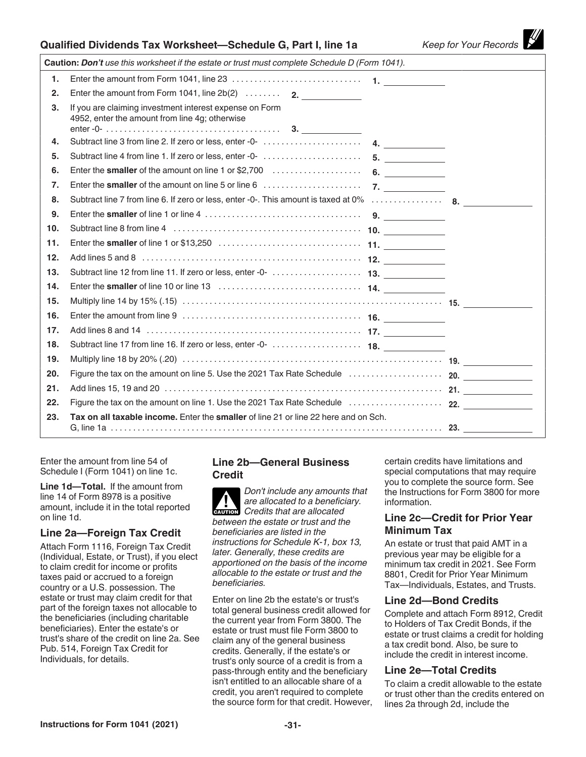## Qualified Dividends Tax Worksheet—Schedule G, Part I, line 1a

*Keep for Your Records*

**Caution:** ***Don't*** *use this worksheet if the estate or trust must complete Schedule D (Form 1041).*

| | | | | |
|---|---|---|---|---|
| 1. | Enter the amount from Form 1041, line 23 | | 1. | |
| 2. | Enter the amount from Form 1041, line 2b(2) | 2. | | |
| 3. | If you are claiming investment interest expense on Form 4952, enter the amount from line 4g; otherwise enter -0- | 3. | | |
| 4. | Subtract line 3 from line 2. If zero or less, enter -0- | | 4. | |
| 5. | Subtract line 4 from line 1. If zero or less, enter -0- | | 5. | |
| 6. | Enter the **smaller** of the amount on line 1 or $2,700 | | 6. | |
| 7. | Enter the **smaller** of the amount on line 5 or line 6 | | 7. | |
| 8. | Subtract line 7 from line 6. If zero or less, enter -0-. This amount is taxed at 0% | | | 8. |
| 9. | Enter the **smaller** of line 1 or line 4 | | 9. | |
| 10. | Subtract line 8 from line 4 | | 10. | |
| 11. | Enter the **smaller** of line 1 or $13,250 | | 11. | |
| 12. | Add lines 5 and 8 | | 12. | |
| 13. | Subtract line 12 from line 11. If zero or less, enter -0- | | 13. | |
| 14. | Enter the **smaller** of line 10 or line 13 | | 14. | |
| 15. | Multiply line 14 by 15% (.15) | | | 15. |
| 16. | Enter the amount from line 9 | | 16. | |
| 17. | Add lines 8 and 14 | | 17. | |
| 18. | Subtract line 17 from line 16. If zero or less, enter -0- | | 18. | |
| 19. | Multiply line 18 by 20% (.20) | | | 19. |
| 20. | Figure the tax on the amount on line 5. Use the 2021 Tax Rate Schedule | | | 20. |
| 21. | Add lines 15, 19 and 20 | | | 21. |
| 22. | Figure the tax on the amount on line 1. Use the 2021 Tax Rate Schedule | | | 22. |
| 23. | **Tax on all taxable income.** Enter the **smaller** of line 21 or line 22 here and on Sch. G, line 1a | | | 23. |

Enter the amount from line 54 of Schedule I (Form 1041) on line 1c.

**Line 1d—Total.** If the amount from line 14 of Form 8978 is a positive amount, include it in the total reported on line 1d.

### Line 2a—Foreign Tax Credit

Attach Form 1116, Foreign Tax Credit (Individual, Estate, or Trust), if you elect to claim credit for income or profits taxes paid or accrued to a foreign country or a U.S. possession. The estate or trust may claim credit for that part of the foreign taxes not allocable to the beneficiaries (including charitable beneficiaries). Enter the estate's or trust's share of the credit on line 2a. See Pub. 514, Foreign Tax Credit for Individuals, for details.

### Line 2b—General Business Credit

**CAUTION:** *Don't include any amounts that are allocated to a beneficiary. Credits that are allocated between the estate or trust and the beneficiaries are listed in the instructions for Schedule K-1, box 13, later. Generally, these credits are apportioned on the basis of the income allocable to the estate or trust and the beneficiaries.*

Enter on line 2b the estate's or trust's total general business credit allowed for the current year from Form 3800. The estate or trust must file Form 3800 to claim any of the general business credits. Generally, if the estate's or trust's only source of a credit is from a pass-through entity and the beneficiary isn't entitled to an allocable share of a credit, you aren't required to complete the source form for that credit. However, certain credits have limitations and special computations that may require you to complete the source form. See the Instructions for Form 3800 for more information.

### Line 2c—Credit for Prior Year Minimum Tax

An estate or trust that paid AMT in a previous year may be eligible for a minimum tax credit in 2021. See Form 8801, Credit for Prior Year Minimum Tax—Individuals, Estates, and Trusts.

### Line 2d—Bond Credits

Complete and attach Form 8912, Credit to Holders of Tax Credit Bonds, if the estate or trust claims a credit for holding a tax credit bond. Also, be sure to include the credit in interest income.

### Line 2e—Total Credits

To claim a credit allowable to the estate or trust other than the credits entered on lines 2a through 2d, include the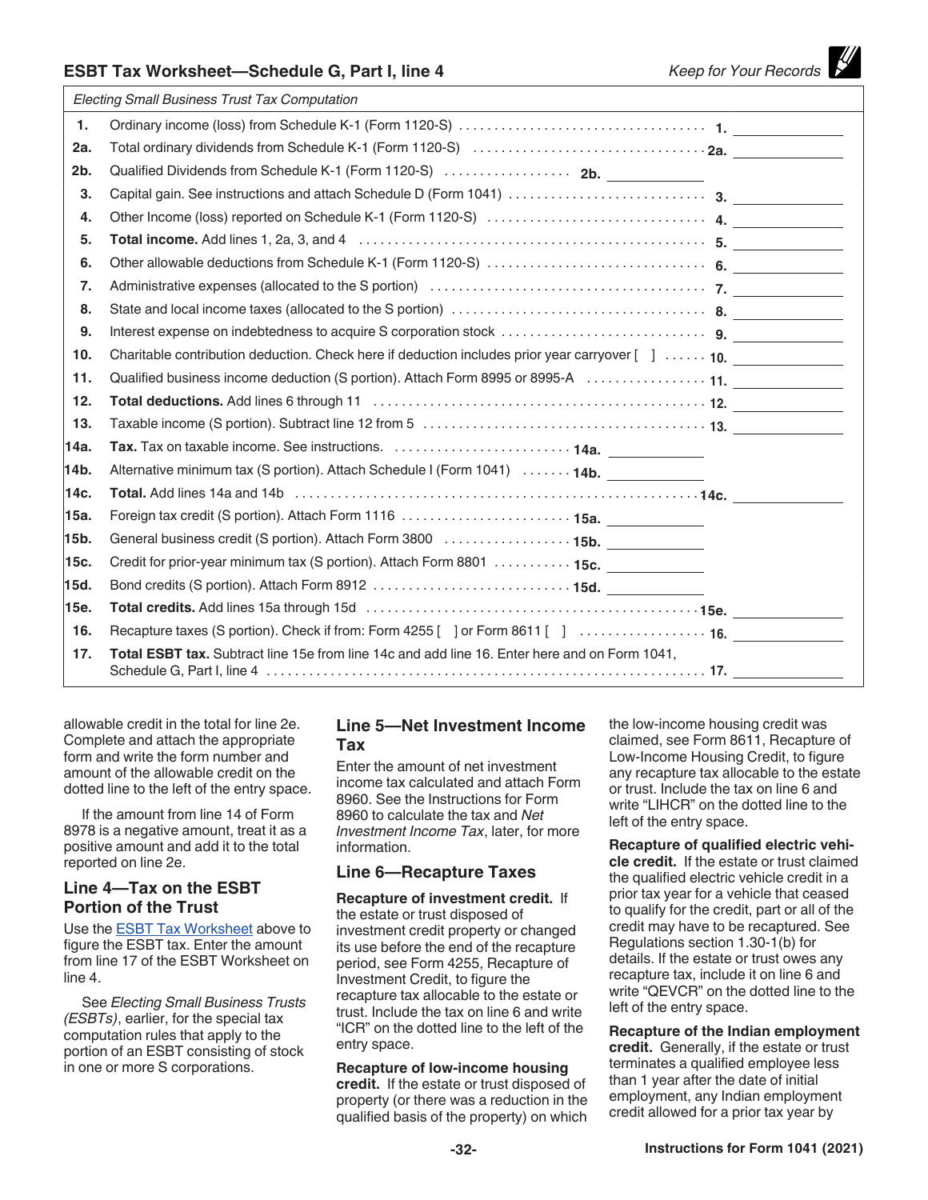## ESBT Tax Worksheet—Schedule G, Part I, line 4

*Keep for Your Records*

*Electing Small Business Trust Tax Computation*

| Line | Description | | |
|---|---|---|---|
| 1. | Ordinary income (loss) from Schedule K-1 (Form 1120-S) | | 1. |
| 2a. | Total ordinary dividends from Schedule K-1 (Form 1120-S) | | 2a. |
| 2b. | Qualified Dividends from Schedule K-1 (Form 1120-S) | 2b. | |
| 3. | Capital gain. See instructions and attach Schedule D (Form 1041) | | 3. |
| 4. | Other Income (loss) reported on Schedule K-1 (Form 1120-S) | | 4. |
| 5. | **Total income.** Add lines 1, 2a, 3, and 4 | | 5. |
| 6. | Other allowable deductions from Schedule K-1 (Form 1120-S) | | 6. |
| 7. | Administrative expenses (allocated to the S portion) | | 7. |
| 8. | State and local income taxes (allocated to the S portion) | | 8. |
| 9. | Interest expense on indebtedness to acquire S corporation stock | | 9. |
| 10. | Charitable contribution deduction. Check here if deduction includes prior year carryover [ ] | | 10. |
| 11. | Qualified business income deduction (S portion). Attach Form 8995 or 8995-A | | 11. |
| 12. | **Total deductions.** Add lines 6 through 11 | | 12. |
| 13. | Taxable income (S portion). Subtract line 12 from 5 | | 13. |
| 14a. | **Tax.** Tax on taxable income. See instructions. | 14a. | |
| 14b. | Alternative minimum tax (S portion). Attach Schedule I (Form 1041) | 14b. | |
| 14c. | **Total.** Add lines 14a and 14b | | 14c. |
| 15a. | Foreign tax credit (S portion). Attach Form 1116 | 15a. | |
| 15b. | General business credit (S portion). Attach Form 3800 | 15b. | |
| 15c. | Credit for prior-year minimum tax (S portion). Attach Form 8801 | 15c. | |
| 15d. | Bond credits (S portion). Attach Form 8912 | 15d. | |
| 15e. | **Total credits.** Add lines 15a through 15d | | 15e. |
| 16. | Recapture taxes (S portion). Check if from: Form 4255 [ ] or Form 8611 [ ] | | 16. |
| 17. | **Total ESBT tax.** Subtract line 15e from line 14c and add line 16. Enter here and on Form 1041, Schedule G, Part I, line 4 | | 17. |

allowable credit in the total for line 2e. Complete and attach the appropriate form and write the form number and amount of the allowable credit on the dotted line to the left of the entry space.

If the amount from line 14 of Form 8978 is a negative amount, treat it as a positive amount and add it to the total reported on line 2e.

### Line 4—Tax on the ESBT Portion of the Trust

Use the ESBT Tax Worksheet above to figure the ESBT tax. Enter the amount from line 17 of the ESBT Worksheet on line 4.

See *Electing Small Business Trusts (ESBTs)*, earlier, for the special tax computation rules that apply to the portion of an ESBT consisting of stock in one or more S corporations.

### Line 5—Net Investment Income Tax

Enter the amount of net investment income tax calculated and attach Form 8960. See the Instructions for Form 8960 to calculate the tax and *Net Investment Income Tax*, later, for more information.

### Line 6—Recapture Taxes

**Recapture of investment credit.** If the estate or trust disposed of investment credit property or changed its use before the end of the recapture period, see Form 4255, Recapture of Investment Credit, to figure the recapture tax allocable to the estate or trust. Include the tax on line 6 and write "ICR" on the dotted line to the left of the entry space.

**Recapture of low-income housing credit.** If the estate or trust disposed of property (or there was a reduction in the qualified basis of the property) on which the low-income housing credit was claimed, see Form 8611, Recapture of Low-Income Housing Credit, to figure any recapture tax allocable to the estate or trust. Include the tax on line 6 and write "LIHCR" on the dotted line to the left of the entry space.

**Recapture of qualified electric vehicle credit.** If the estate or trust claimed the qualified electric vehicle credit in a prior tax year for a vehicle that ceased to qualify for the credit, part or all of the credit may have to be recaptured. See Regulations section 1.30-1(b) for details. If the estate or trust owes any recapture tax, include it on line 6 and write "QEVCR" on the dotted line to the left of the entry space.

**Recapture of the Indian employment credit.** Generally, if the estate or trust terminates a qualified employee less than 1 year after the date of initial employment, any Indian employment credit allowed for a prior tax year by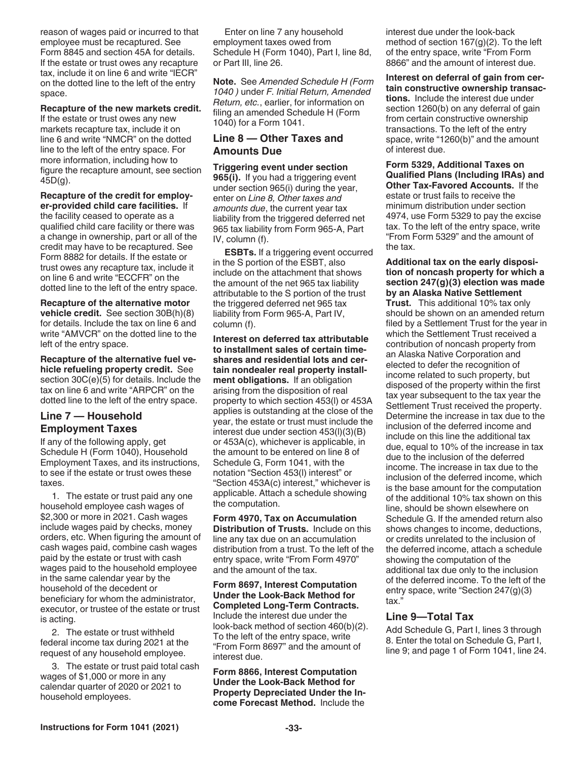reason of wages paid or incurred to that employee must be recaptured. See Form 8845 and section 45A for details. If the estate or trust owes any recapture tax, include it on line 6 and write "IECR" on the dotted line to the left of the entry space.

**Recapture of the new markets credit.** If the estate or trust owes any new markets recapture tax, include it on line 6 and write "NMCR" on the dotted line to the left of the entry space. For more information, including how to figure the recapture amount, see section 45D(g).

**Recapture of the credit for employer-provided child care facilities.** If the facility ceased to operate as a qualified child care facility or there was a change in ownership, part or all of the credit may have to be recaptured. See Form 8882 for details. If the estate or trust owes any recapture tax, include it on line 6 and write "ECCFR" on the dotted line to the left of the entry space.

**Recapture of the alternative motor vehicle credit.** See section 30B(h)(8) for details. Include the tax on line 6 and write "AMVCR" on the dotted line to the left of the entry space.

**Recapture of the alternative fuel vehicle refueling property credit.** See section 30C(e)(5) for details. Include the tax on line 6 and write "ARPCR" on the dotted line to the left of the entry space.

## Line 7 — Household Employment Taxes

If any of the following apply, get Schedule H (Form 1040), Household Employment Taxes, and its instructions, to see if the estate or trust owes these taxes.

1. The estate or trust paid any one household employee cash wages of $2,300 or more in 2021. Cash wages include wages paid by checks, money orders, etc. When figuring the amount of cash wages paid, combine cash wages paid by the estate or trust with cash wages paid to the household employee in the same calendar year by the household of the decedent or beneficiary for whom the administrator, executor, or trustee of the estate or trust is acting.

2. The estate or trust withheld federal income tax during 2021 at the request of any household employee.

3. The estate or trust paid total cash wages of $1,000 or more in any calendar quarter of 2020 or 2021 to household employees.

Enter on line 7 any household employment taxes owed from Schedule H (Form 1040), Part I, line 8d, or Part III, line 26.

**Note.** See *Amended Schedule H (Form 1040 )* under *F. Initial Return, Amended Return, etc.*, earlier, for information on filing an amended Schedule H (Form 1040) for a Form 1041.

## Line 8 — Other Taxes and Amounts Due

**Triggering event under section 965(i).** If you had a triggering event under section 965(i) during the year, enter on *Line 8, Other taxes and amounts due*, the current year tax liability from the triggered deferred net 965 tax liability from Form 965-A, Part IV, column (f).

**ESBTs.** If a triggering event occurred in the S portion of the ESBT, also include on the attachment that shows the amount of the net 965 tax liability attributable to the S portion of the trust the triggered deferred net 965 tax liability from Form 965-A, Part IV, column (f).

**Interest on deferred tax attributable to installment sales of certain timeshares and residential lots and certain nondealer real property installment obligations.** If an obligation arising from the disposition of real property to which section 453(l) or 453A applies is outstanding at the close of the year, the estate or trust must include the interest due under section 453(l)(3)(B) or 453A(c), whichever is applicable, in the amount to be entered on line 8 of Schedule G, Form 1041, with the notation "Section 453(l) interest" or "Section 453A(c) interest," whichever is applicable. Attach a schedule showing the computation.

**Form 4970, Tax on Accumulation Distribution of Trusts.** Include on this line any tax due on an accumulation distribution from a trust. To the left of the entry space, write "From Form 4970" and the amount of the tax.

**Form 8697, Interest Computation Under the Look-Back Method for Completed Long-Term Contracts.** Include the interest due under the look-back method of section 460(b)(2). To the left of the entry space, write "From Form 8697" and the amount of interest due.

**Form 8866, Interest Computation Under the Look-Back Method for Property Depreciated Under the Income Forecast Method.** Include the interest due under the look-back method of section 167(g)(2). To the left of the entry space, write "From Form 8866" and the amount of interest due.

**Interest on deferral of gain from certain constructive ownership transactions.** Include the interest due under section 1260(b) on any deferral of gain from certain constructive ownership transactions. To the left of the entry space, write "1260(b)" and the amount of interest due.

**Form 5329, Additional Taxes on Qualified Plans (Including IRAs) and Other Tax-Favored Accounts.** If the estate or trust fails to receive the minimum distribution under section 4974, use Form 5329 to pay the excise tax. To the left of the entry space, write "From Form 5329" and the amount of the tax.

**Additional tax on the early disposition of noncash property for which a section 247(g)(3) election was made by an Alaska Native Settlement Trust.** This additional 10% tax only should be shown on an amended return filed by a Settlement Trust for the year in which the Settlement Trust received a contribution of noncash property from an Alaska Native Corporation and elected to defer the recognition of income related to such property, but disposed of the property within the first tax year subsequent to the tax year the Settlement Trust received the property. Determine the increase in tax due to the inclusion of the deferred income and include on this line the additional tax due, equal to 10% of the increase in tax due to the inclusion of the deferred income. The increase in tax due to the inclusion of the deferred income, which is the base amount for the computation of the additional 10% tax shown on this line, should be shown elsewhere on Schedule G. If the amended return also shows changes to income, deductions, or credits unrelated to the inclusion of the deferred income, attach a schedule showing the computation of the additional tax due only to the inclusion of the deferred income. To the left of the entry space, write "Section 247(g)(3) tax."

## Line 9—Total Tax

Add Schedule G, Part I, lines 3 through 8. Enter the total on Schedule G, Part I, line 9; and page 1 of Form 1041, line 24.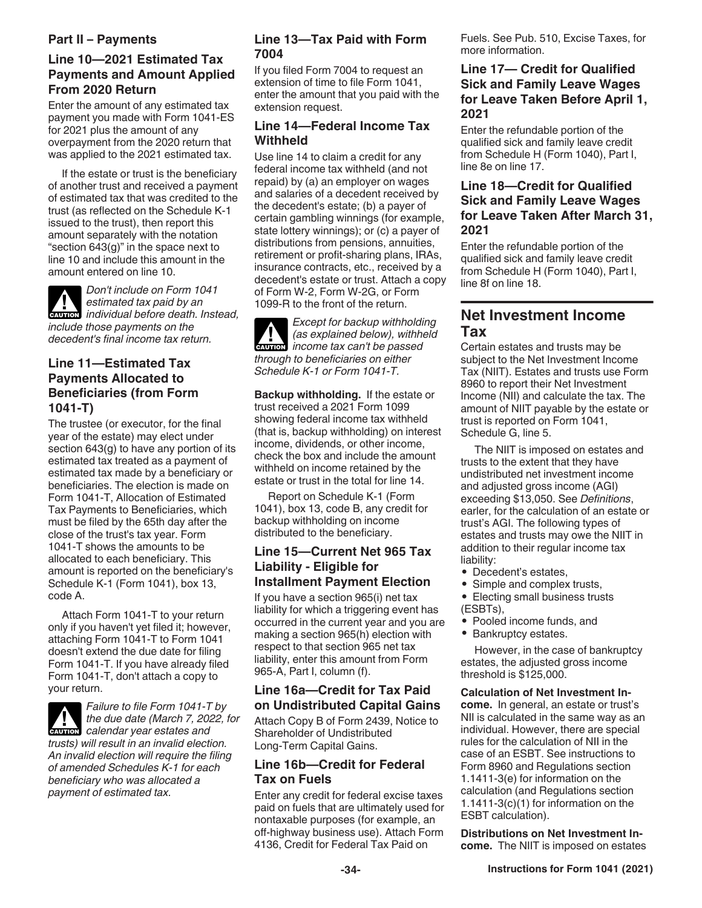## Part II – Payments

### Line 10—2021 Estimated Tax Payments and Amount Applied From 2020 Return

Enter the amount of any estimated tax payment you made with Form 1041-ES for 2021 plus the amount of any overpayment from the 2020 return that was applied to the 2021 estimated tax.

If the estate or trust is the beneficiary of another trust and received a payment of estimated tax that was credited to the trust (as reflected on the Schedule K-1 issued to the trust), then report this amount separately with the notation "section 643(g)" in the space next to line 10 and include this amount in the amount entered on line 10.

**CAUTION** *Don't include on Form 1041 estimated tax paid by an individual before death. Instead, include those payments on the decedent's final income tax return.*

### Line 11—Estimated Tax Payments Allocated to Beneficiaries (from Form 1041-T)

The trustee (or executor, for the final year of the estate) may elect under section 643(g) to have any portion of its estimated tax treated as a payment of estimated tax made by a beneficiary or beneficiaries. The election is made on Form 1041-T, Allocation of Estimated Tax Payments to Beneficiaries, which must be filed by the 65th day after the close of the trust's tax year. Form 1041-T shows the amounts to be allocated to each beneficiary. This amount is reported on the beneficiary's Schedule K-1 (Form 1041), box 13, code A.

Attach Form 1041-T to your return only if you haven't yet filed it; however, attaching Form 1041-T to Form 1041 doesn't extend the due date for filing Form 1041-T. If you have already filed Form 1041-T, don't attach a copy to your return.

**CAUTION** *Failure to file Form 1041-T by the due date (March 7, 2022, for calendar year estates and trusts) will result in an invalid election. An invalid election will require the filing of amended Schedules K-1 for each beneficiary who was allocated a payment of estimated tax.*

### Line 13—Tax Paid with Form 7004

If you filed Form 7004 to request an extension of time to file Form 1041, enter the amount that you paid with the extension request.

### Line 14—Federal Income Tax Withheld

Use line 14 to claim a credit for any federal income tax withheld (and not repaid) by (a) an employer on wages and salaries of a decedent received by the decedent's estate; (b) a payer of certain gambling winnings (for example, state lottery winnings); or (c) a payer of distributions from pensions, annuities, retirement or profit-sharing plans, IRAs, insurance contracts, etc., received by a decedent's estate or trust. Attach a copy of Form W-2, Form W-2G, or Form 1099-R to the front of the return.

**CAUTION** *Except for backup withholding (as explained below), withheld income tax can't be passed through to beneficiaries on either Schedule K-1 or Form 1041-T.*

**Backup withholding.** If the estate or trust received a 2021 Form 1099 showing federal income tax withheld (that is, backup withholding) on interest income, dividends, or other income, check the box and include the amount withheld on income retained by the estate or trust in the total for line 14.

Report on Schedule K-1 (Form 1041), box 13, code B, any credit for backup withholding on income distributed to the beneficiary.

### Line 15—Current Net 965 Tax Liability - Eligible for Installment Payment Election

If you have a section 965(i) net tax liability for which a triggering event has occurred in the current year and you are making a section 965(h) election with respect to that section 965 net tax liability, enter this amount from Form 965-A, Part I, column (f).

### Line 16a—Credit for Tax Paid on Undistributed Capital Gains

Attach Copy B of Form 2439, Notice to Shareholder of Undistributed Long-Term Capital Gains.

### Line 16b—Credit for Federal Tax on Fuels

Enter any credit for federal excise taxes paid on fuels that are ultimately used for nontaxable purposes (for example, an off-highway business use). Attach Form 4136, Credit for Federal Tax Paid on Fuels. See Pub. 510, Excise Taxes, for more information.

### Line 17— Credit for Qualified Sick and Family Leave Wages for Leave Taken Before April 1, 2021

Enter the refundable portion of the qualified sick and family leave credit from Schedule H (Form 1040), Part I, line 8e on line 17.

### Line 18—Credit for Qualified Sick and Family Leave Wages for Leave Taken After March 31, 2021

Enter the refundable portion of the qualified sick and family leave credit from Schedule H (Form 1040), Part I, line 8f on line 18.

## Net Investment Income Tax

Certain estates and trusts may be subject to the Net Investment Income Tax (NIIT). Estates and trusts use Form 8960 to report their Net Investment Income (NII) and calculate the tax. The amount of NIIT payable by the estate or trust is reported on Form 1041, Schedule G, line 5.

The NIIT is imposed on estates and trusts to the extent that they have undistributed net investment income and adjusted gross income (AGI) exceeding $13,050. See *Definitions*, earlier, for the calculation of an estate or trust's AGI. The following types of estates and trusts may owe the NIIT in addition to their regular income tax liability:

- Decedent's estates,
- Simple and complex trusts,
- Electing small business trusts (ESBTs),
- Pooled income funds, and
- Bankruptcy estates.

However, in the case of bankruptcy estates, the adjusted gross income threshold is $125,000.

**Calculation of Net Investment Income.** In general, an estate or trust's NII is calculated in the same way as an individual. However, there are special rules for the calculation of NII in the case of an ESBT. See instructions to Form 8960 and Regulations section 1.1411-3(e) for information on the calculation (and Regulations section 1.1411-3(c)(1) for information on the ESBT calculation).

**Distributions on Net Investment Income.** The NIIT is imposed on estates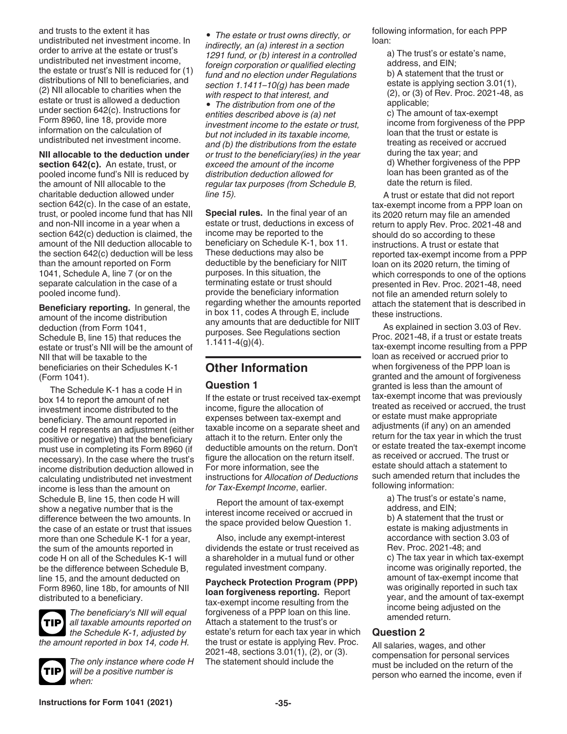and trusts to the extent it has undistributed net investment income. In order to arrive at the estate or trust's undistributed net investment income, the estate or trust's NII is reduced for (1) distributions of NII to beneficiaries, and (2) NII allocable to charities when the estate or trust is allowed a deduction under section 642(c). Instructions for Form 8960, line 18, provide more information on the calculation of undistributed net investment income.

**NII allocable to the deduction under section 642(c).** An estate, trust, or pooled income fund's NII is reduced by the amount of NII allocable to the charitable deduction allowed under section 642(c). In the case of an estate, trust, or pooled income fund that has NII and non-NII income in a year when a section 642(c) deduction is claimed, the amount of the NII deduction allocable to the section 642(c) deduction will be less than the amount reported on Form 1041, Schedule A, line 7 (or on the separate calculation in the case of a pooled income fund).

**Beneficiary reporting.** In general, the amount of the income distribution deduction (from Form 1041, Schedule B, line 15) that reduces the estate or trust's NII will be the amount of NII that will be taxable to the beneficiaries on their Schedules K-1 (Form 1041).

The Schedule K-1 has a code H in box 14 to report the amount of net investment income distributed to the beneficiary. The amount reported in code H represents an adjustment (either positive or negative) that the beneficiary must use in completing its Form 8960 (if necessary). In the case where the trust's income distribution deduction allowed in calculating undistributed net investment income is less than the amount on Schedule B, line 15, then code H will show a negative number that is the difference between the two amounts. In the case of an estate or trust that issues more than one Schedule K-1 for a year, the sum of the amounts reported in code H on all of the Schedules K-1 will be the difference between Schedule B, line 15, and the amount deducted on Form 8960, line 18b, for amounts of NII distributed to a beneficiary.

**TIP** *The beneficiary's NII will equal all taxable amounts reported on the Schedule K-1, adjusted by the amount reported in box 14, code H.*

**TIP** *The only instance where code H will be a positive number is when:*

- *The estate or trust owns directly, or indirectly, an (a) interest in a section 1291 fund, or (b) interest in a controlled foreign corporation or qualified electing fund and no election under Regulations section 1.1411–10(g) has been made with respect to that interest, and*
- *The distribution from one of the entities described above is (a) net investment income to the estate or trust, but not included in its taxable income, and (b) the distributions from the estate or trust to the beneficiary(ies) in the year exceed the amount of the income distribution deduction allowed for regular tax purposes (from Schedule B, line 15).*

**Special rules.** In the final year of an estate or trust, deductions in excess of income may be reported to the beneficiary on Schedule K-1, box 11. These deductions may also be deductible by the beneficiary for NIIT purposes. In this situation, the terminating estate or trust should provide the beneficiary information regarding whether the amounts reported in box 11, codes A through E, include any amounts that are deductible for NIIT purposes. See Regulations section 1.1411-4(g)(4).

## Other Information

### Question 1

If the estate or trust received tax-exempt income, figure the allocation of expenses between tax-exempt and taxable income on a separate sheet and attach it to the return. Enter only the deductible amounts on the return. Don't figure the allocation on the return itself. For more information, see the instructions for *Allocation of Deductions for Tax-Exempt Income*, earlier.

Report the amount of tax-exempt interest income received or accrued in the space provided below Question 1.

Also, include any exempt-interest dividends the estate or trust received as a shareholder in a mutual fund or other regulated investment company.

**Paycheck Protection Program (PPP) loan forgiveness reporting.** Report tax-exempt income resulting from the forgiveness of a PPP loan on this line. Attach a statement to the trust's or estate's return for each tax year in which the trust or estate is applying Rev. Proc. 2021-48, sections 3.01(1), (2), or (3). The statement should include the following information, for each PPP loan:

a) The trust's or estate's name, address, and EIN;
b) A statement that the trust or estate is applying section 3.01(1), (2), or (3) of Rev. Proc. 2021-48, as applicable;
c) The amount of tax-exempt income from forgiveness of the PPP loan that the trust or estate is treating as received or accrued during the tax year; and
d) Whether forgiveness of the PPP loan has been granted as of the date the return is filed.

A trust or estate that did not report tax-exempt income from a PPP loan on its 2020 return may file an amended return to apply Rev. Proc. 2021-48 and should do so according to these instructions. A trust or estate that reported tax-exempt income from a PPP loan on its 2020 return, the timing of which corresponds to one of the options presented in Rev. Proc. 2021-48, need not file an amended return solely to attach the statement that is described in these instructions.

As explained in section 3.03 of Rev. Proc. 2021-48, if a trust or estate treats tax-exempt income resulting from a PPP loan as received or accrued prior to when forgiveness of the PPP loan is granted and the amount of forgiveness granted is less than the amount of tax-exempt income that was previously treated as received or accrued, the trust or estate must make appropriate adjustments (if any) on an amended return for the tax year in which the trust or estate treated the tax-exempt income as received or accrued. The trust or estate should attach a statement to such amended return that includes the following information:

a) The trust's or estate's name, address, and EIN;
b) A statement that the trust or estate is making adjustments in accordance with section 3.03 of Rev. Proc. 2021-48; and
c) The tax year in which tax-exempt income was originally reported, the amount of tax-exempt income that was originally reported in such tax year, and the amount of tax-exempt income being adjusted on the amended return.

### Question 2

All salaries, wages, and other compensation for personal services must be included on the return of the person who earned the income, even if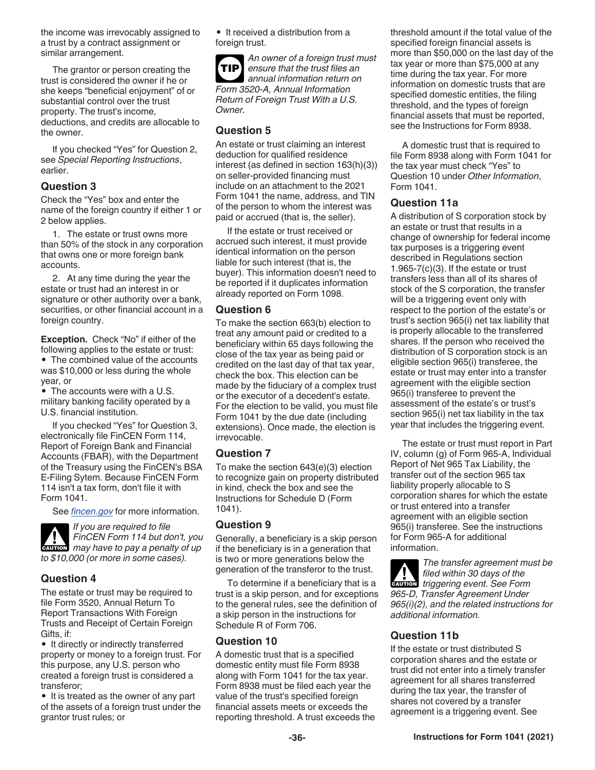the income was irrevocably assigned to a trust by a contract assignment or similar arrangement.

The grantor or person creating the trust is considered the owner if he or she keeps "beneficial enjoyment" of or substantial control over the trust property. The trust's income, deductions, and credits are allocable to the owner.

If you checked "Yes" for Question 2, see *Special Reporting Instructions*, earlier.

## Question 3

Check the "Yes" box and enter the name of the foreign country if either 1 or 2 below applies.

1. The estate or trust owns more than 50% of the stock in any corporation that owns one or more foreign bank accounts.

2. At any time during the year the estate or trust had an interest in or signature or other authority over a bank, securities, or other financial account in a foreign country.

**Exception.** Check "No" if either of the following applies to the estate or trust:

- The combined value of the accounts was $10,000 or less during the whole year, or
- The accounts were with a U.S. military banking facility operated by a U.S. financial institution.

If you checked "Yes" for Question 3, electronically file FinCEN Form 114, Report of Foreign Bank and Financial Accounts (FBAR), with the Department of the Treasury using the FinCEN's BSA E-Filing Sytem. Because FinCEN Form 114 isn't a tax form, don't file it with Form 1041.

See *fincen.gov* for more information.

**CAUTION** *If you are required to file FinCEN Form 114 but don't, you may have to pay a penalty of up to $10,000 (or more in some cases).*

## Question 4

The estate or trust may be required to file Form 3520, Annual Return To Report Transactions With Foreign Trusts and Receipt of Certain Foreign Gifts, if:

- It directly or indirectly transferred property or money to a foreign trust. For this purpose, any U.S. person who created a foreign trust is considered a transferor;
- It is treated as the owner of any part of the assets of a foreign trust under the grantor trust rules; or
- It received a distribution from a foreign trust.

**TIP** *An owner of a foreign trust must ensure that the trust files an annual information return on Form 3520-A, Annual Information Return of Foreign Trust With a U.S. Owner.*

## Question 5

An estate or trust claiming an interest deduction for qualified residence interest (as defined in section 163(h)(3)) on seller-provided financing must include on an attachment to the 2021 Form 1041 the name, address, and TIN of the person to whom the interest was paid or accrued (that is, the seller).

If the estate or trust received or accrued such interest, it must provide identical information on the person liable for such interest (that is, the buyer). This information doesn't need to be reported if it duplicates information already reported on Form 1098.

## Question 6

To make the section 663(b) election to treat any amount paid or credited to a beneficiary within 65 days following the close of the tax year as being paid or credited on the last day of that tax year, check the box. This election can be made by the fiduciary of a complex trust or the executor of a decedent's estate. For the election to be valid, you must file Form 1041 by the due date (including extensions). Once made, the election is irrevocable.

## Question 7

To make the section 643(e)(3) election to recognize gain on property distributed in kind, check the box and see the Instructions for Schedule D (Form 1041).

## Question 9

Generally, a beneficiary is a skip person if the beneficiary is in a generation that is two or more generations below the generation of the transferor to the trust.

To determine if a beneficiary that is a trust is a skip person, and for exceptions to the general rules, see the definition of a skip person in the instructions for Schedule R of Form 706.

## Question 10

A domestic trust that is a specified domestic entity must file Form 8938 along with Form 1041 for the tax year. Form 8938 must be filed each year the value of the trust's specified foreign financial assets meets or exceeds the reporting threshold. A trust exceeds the threshold amount if the total value of the specified foreign financial assets is more than $50,000 on the last day of the tax year or more than $75,000 at any time during the tax year. For more information on domestic trusts that are specified domestic entities, the filing threshold, and the types of foreign financial assets that must be reported, see the Instructions for Form 8938.

A domestic trust that is required to file Form 8938 along with Form 1041 for the tax year must check "Yes" to Question 10 under *Other Information*, Form 1041.

## Question 11a

A distribution of S corporation stock by an estate or trust that results in a change of ownership for federal income tax purposes is a triggering event described in Regulations section 1.965-7(c)(3). If the estate or trust transfers less than all of its shares of stock of the S corporation, the transfer will be a triggering event only with respect to the portion of the estate's or trust's section 965(i) net tax liability that is properly allocable to the transferred shares. If the person who received the distribution of S corporation stock is an eligible section 965(i) transferee, the estate or trust may enter into a transfer agreement with the eligible section 965(i) transferee to prevent the assessment of the estate's or trust's section 965(i) net tax liability in the tax year that includes the triggering event.

The estate or trust must report in Part IV, column (g) of Form 965-A, Individual Report of Net 965 Tax Liability, the transfer out of the section 965 tax liability properly allocable to S corporation shares for which the estate or trust entered into a transfer agreement with an eligible section 965(i) transferee. See the instructions for Form 965-A for additional information.

**CAUTION** *The transfer agreement must be filed within 30 days of the triggering event. See Form 965-D, Transfer Agreement Under 965(i)(2), and the related instructions for additional information.*

## Question 11b

If the estate or trust distributed S corporation shares and the estate or trust did not enter into a timely transfer agreement for all shares transferred during the tax year, the transfer of shares not covered by a transfer agreement is a triggering event. See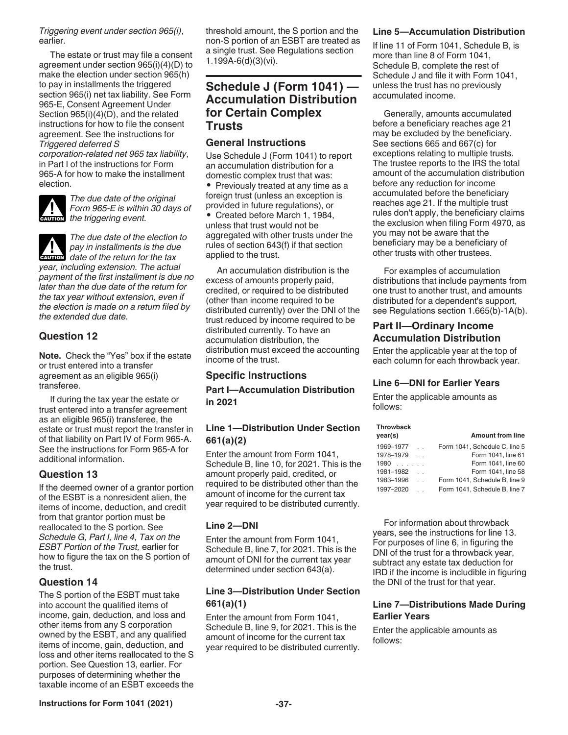*Triggering event under section 965(i)*, earlier.

The estate or trust may file a consent agreement under section 965(i)(4)(D) to make the election under section 965(h) to pay in installments the triggered section 965(i) net tax liability. See Form 965-E, Consent Agreement Under Section 965(i)(4)(D), and the related instructions for how to file the consent agreement. See the instructions for *Triggered deferred S corporation-related net 965 tax liability*, in Part I of the instructions for Form 965-A for how to make the installment election.

**CAUTION:** *The due date of the original Form 965-E is within 30 days of the triggering event.*

**CAUTION:** *The due date of the election to pay in installments is the due date of the return for the tax year, including extension. The actual payment of the first installment is due no later than the due date of the return for the tax year without extension, even if the election is made on a return filed by the extended due date.*

### Question 12

**Note.** Check the "Yes" box if the estate or trust entered into a transfer agreement as an eligible 965(i) transferee.

If during the tax year the estate or trust entered into a transfer agreement as an eligible 965(i) transferee, the estate or trust must report the transfer in of that liability on Part IV of Form 965-A. See the instructions for Form 965-A for additional information.

### Question 13

If the deemed owner of a grantor portion of the ESBT is a nonresident alien, the items of income, deduction, and credit from that grantor portion must be reallocated to the S portion. See *Schedule G, Part I, line 4, Tax on the ESBT Portion of the Trust,* earlier for how to figure the tax on the S portion of the trust.

### Question 14

The S portion of the ESBT must take into account the qualified items of income, gain, deduction, and loss and other items from any S corporation owned by the ESBT, and any qualified items of income, gain, deduction, and loss and other items reallocated to the S portion. See Question 13, earlier. For purposes of determining whether the taxable income of an ESBT exceeds the threshold amount, the S portion and the non-S portion of an ESBT are treated as a single trust. See Regulations section 1.199A-6(d)(3)(vi).

## Schedule J (Form 1041) — Accumulation Distribution for Certain Complex Trusts

### General Instructions

Use Schedule J (Form 1041) to report an accumulation distribution for a domestic complex trust that was:

- Previously treated at any time as a foreign trust (unless an exception is provided in future regulations), or
- Created before March 1, 1984, unless that trust would not be aggregated with other trusts under the rules of section 643(f) if that section applied to the trust.

An accumulation distribution is the excess of amounts properly paid, credited, or required to be distributed (other than income required to be distributed currently) over the DNI of the trust reduced by income required to be distributed currently. To have an accumulation distribution, the distribution must exceed the accounting income of the trust.

### Specific Instructions

#### Part I—Accumulation Distribution in 2021

#### Line 1—Distribution Under Section 661(a)(2)

Enter the amount from Form 1041, Schedule B, line 10, for 2021. This is the amount properly paid, credited, or required to be distributed other than the amount of income for the current tax year required to be distributed currently.

#### Line 2—DNI

Enter the amount from Form 1041, Schedule B, line 7, for 2021. This is the amount of DNI for the current tax year determined under section 643(a).

#### Line 3—Distribution Under Section 661(a)(1)

Enter the amount from Form 1041, Schedule B, line 9, for 2021. This is the amount of income for the current tax year required to be distributed currently.

#### Line 5—Accumulation Distribution

If line 11 of Form 1041, Schedule B, is more than line 8 of Form 1041, Schedule B, complete the rest of Schedule J and file it with Form 1041, unless the trust has no previously accumulated income.

Generally, amounts accumulated before a beneficiary reaches age 21 may be excluded by the beneficiary. See sections 665 and 667(c) for exceptions relating to multiple trusts. The trustee reports to the IRS the total amount of the accumulation distribution before any reduction for income accumulated before the beneficiary reaches age 21. If the multiple trust rules don't apply, the beneficiary claims the exclusion when filing Form 4970, as you may not be aware that the beneficiary may be a beneficiary of other trusts with other trustees.

For examples of accumulation distributions that include payments from one trust to another trust, and amounts distributed for a dependent's support, see Regulations section 1.665(b)-1A(b).

#### Part II—Ordinary Income Accumulation Distribution

Enter the applicable year at the top of each column for each throwback year.

#### Line 6—DNI for Earlier Years

Enter the applicable amounts as follows:

| Throwback year(s) | Amount from line |
|---|---|
| 1969–1977 | Form 1041, Schedule C, line 5 |
| 1978–1979 | Form 1041, line 61 |
| 1980 | Form 1041, line 60 |
| 1981–1982 | Form 1041, line 58 |
| 1983–1996 | Form 1041, Schedule B, line 9 |
| 1997–2020 | Form 1041, Schedule B, line 7 |

For information about throwback years, see the instructions for line 13. For purposes of line 6, in figuring the DNI of the trust for a throwback year, subtract any estate tax deduction for IRD if the income is includible in figuring the DNI of the trust for that year.

#### Line 7—Distributions Made During Earlier Years

Enter the applicable amounts as follows: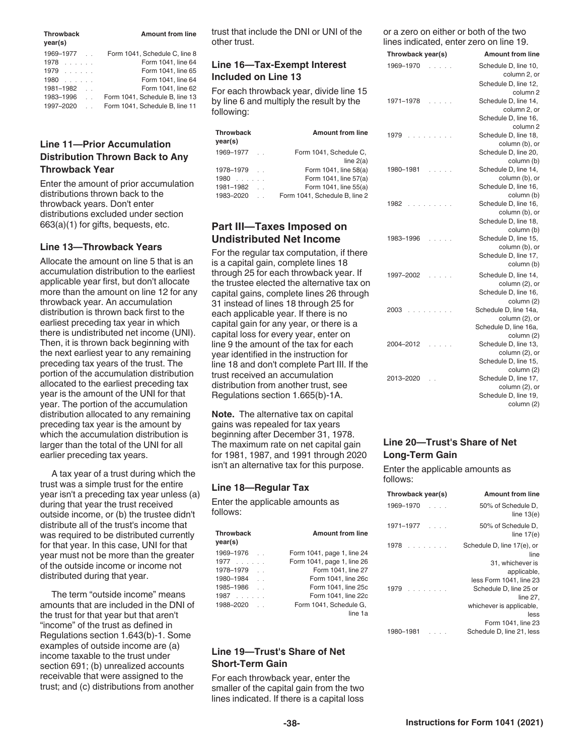| Throwback year(s) | Amount from line |
|---|---|
| 1969–1977 | Form 1041, Schedule C, line 8 |
| 1978 | Form 1041, line 64 |
| 1979 | Form 1041, line 65 |
| 1980 | Form 1041, line 64 |
| 1981–1982 | Form 1041, line 62 |
| 1983–1996 | Form 1041, Schedule B, line 13 |
| 1997–2020 | Form 1041, Schedule B, line 11 |

### Line 11—Prior Accumulation Distribution Thrown Back to Any Throwback Year

Enter the amount of prior accumulation distributions thrown back to the throwback years. Don't enter distributions excluded under section 663(a)(1) for gifts, bequests, etc.

### Line 13—Throwback Years

Allocate the amount on line 5 that is an accumulation distribution to the earliest applicable year first, but don't allocate more than the amount on line 12 for any throwback year. An accumulation distribution is thrown back first to the earliest preceding tax year in which there is undistributed net income (UNI). Then, it is thrown back beginning with the next earliest year to any remaining preceding tax years of the trust. The portion of the accumulation distribution allocated to the earliest preceding tax year is the amount of the UNI for that year. The portion of the accumulation distribution allocated to any remaining preceding tax year is the amount by which the accumulation distribution is larger than the total of the UNI for all earlier preceding tax years.

A tax year of a trust during which the trust was a simple trust for the entire year isn't a preceding tax year unless (a) during that year the trust received outside income, or (b) the trustee didn't distribute all of the trust's income that was required to be distributed currently for that year. In this case, UNI for that year must not be more than the greater of the outside income or income not distributed during that year.

The term "outside income" means amounts that are included in the DNI of the trust for that year but that aren't "income" of the trust as defined in Regulations section 1.643(b)-1. Some examples of outside income are (a) income taxable to the trust under section 691; (b) unrealized accounts receivable that were assigned to the trust; and (c) distributions from another trust that include the DNI or UNI of the other trust.

### Line 16—Tax-Exempt Interest Included on Line 13

For each throwback year, divide line 15 by line 6 and multiply the result by the following:

| Throwback year(s) | Amount from line |
|---|---|
| 1969–1977 | Form 1041, Schedule C, line 2(a) |
| 1978–1979 | Form 1041, line 58(a) |
| 1980 | Form 1041, line 57(a) |
| 1981–1982 | Form 1041, line 55(a) |
| 1983–2020 | Form 1041, Schedule B, line 2 |

## Part III—Taxes Imposed on Undistributed Net Income

For the regular tax computation, if there is a capital gain, complete lines 18 through 25 for each throwback year. If the trustee elected the alternative tax on capital gains, complete lines 26 through 31 instead of lines 18 through 25 for each applicable year. If there is no capital gain for any year, or there is a capital loss for every year, enter on line 9 the amount of the tax for each year identified in the instruction for line 18 and don't complete Part III. If the trust received an accumulation distribution from another trust, see Regulations section 1.665(b)-1A.

**Note.** The alternative tax on capital gains was repealed for tax years beginning after December 31, 1978. The maximum rate on net capital gain for 1981, 1987, and 1991 through 2020 isn't an alternative tax for this purpose.

### Line 18—Regular Tax

Enter the applicable amounts as follows:

| Throwback year(s) | Amount from line |
|---|---|
| 1969–1976 | Form 1041, page 1, line 24 |
| 1977 | Form 1041, page 1, line 26 |
| 1978–1979 | Form 1041, line 27 |
| 1980–1984 | Form 1041, line 26c |
| 1985–1986 | Form 1041, line 25c |
| 1987 | Form 1041, line 22c |
| 1988–2020 | Form 1041, Schedule G, line 1a |

### Line 19—Trust's Share of Net Short-Term Gain

For each throwback year, enter the smaller of the capital gain from the two lines indicated. If there is a capital loss or a zero on either or both of the two lines indicated, enter zero on line 19.

| Throwback year(s) | Amount from line |
|---|---|
| 1969–1970 | Schedule D, line 10, column 2, or Schedule D, line 12, column 2 |
| 1971–1978 | Schedule D, line 14, column 2, or Schedule D, line 16, column 2 |
| 1979 | Schedule D, line 18, column (b), or Schedule D, line 20, column (b) |
| 1980–1981 | Schedule D, line 14, column (b), or Schedule D, line 16, column (b) |
| 1982 | Schedule D, line 16, column (b), or Schedule D, line 18, column (b) |
| 1983–1996 | Schedule D, line 15, column (b), or Schedule D, line 17, column (b) |
| 1997–2002 | Schedule D, line 14, column (2), or Schedule D, line 16, column (2) |
| 2003 | Schedule D, line 14a, column (2), or Schedule D, line 16a, column (2) |
| 2004–2012 | Schedule D, line 13, column (2), or Schedule D, line 15, column (2) |
| 2013–2020 | Schedule D, line 17, column (2), or Schedule D, line 19, column (2) |

### Line 20—Trust's Share of Net Long-Term Gain

Enter the applicable amounts as follows:

| Throwback year(s) | Amount from line |
|---|---|
| 1969–1970 | 50% of Schedule D, line 13(e) |
| 1971–1977 | 50% of Schedule D, line 17(e) |
| 1978 | Schedule D, line 17(e), or line 31, whichever is applicable, less Form 1041, line 23 |
| 1979 | Schedule D, line 25 or line 27, whichever is applicable, less Form 1041, line 23 |
| 1980–1981 | Schedule D, line 21, less |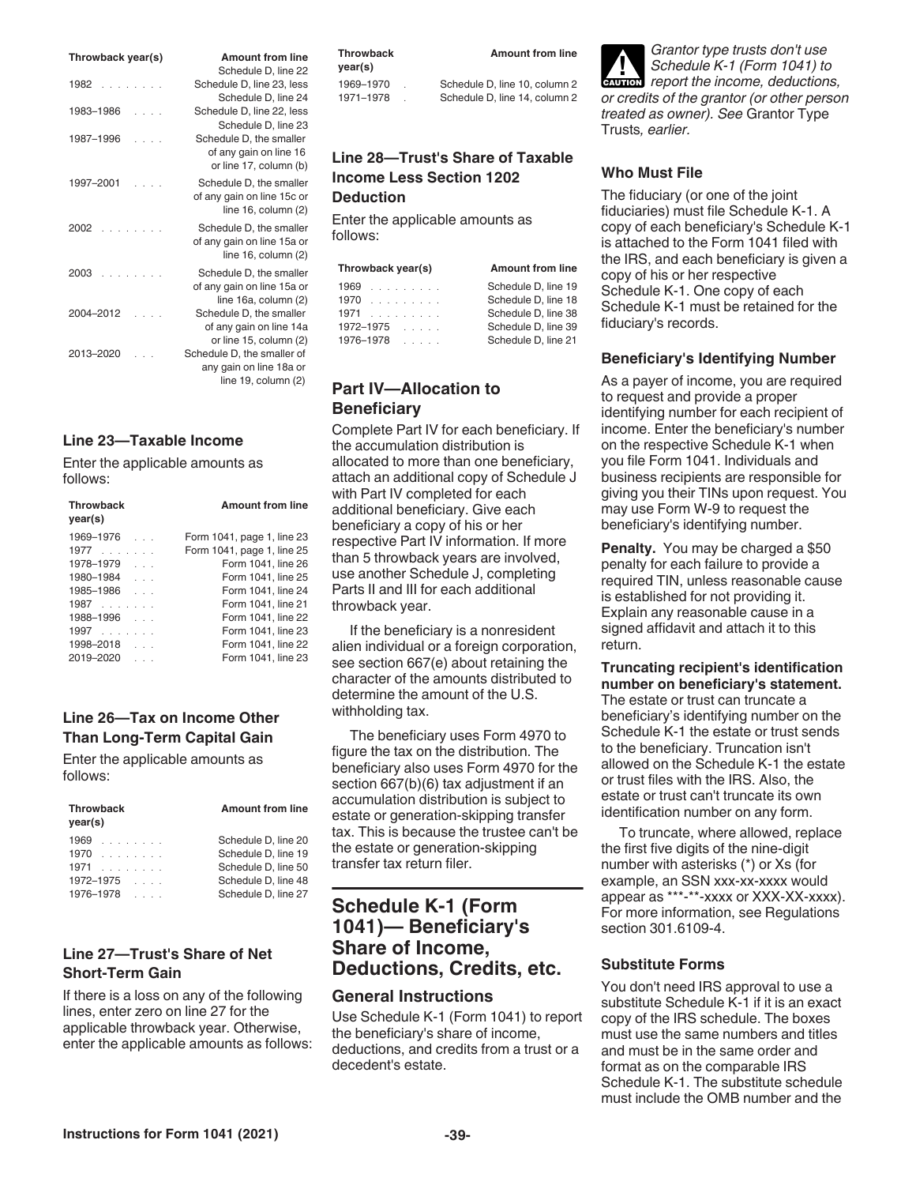| Throwback year(s) | Amount from line |
|---|---|
| | Schedule D, line 22 |
| 1982 | Schedule D, line 23, less Schedule D, line 24 |
| 1983–1986 | Schedule D, line 22, less Schedule D, line 23 |
| 1987–1996 | Schedule D, the smaller of any gain on line 16 or line 17, column (b) |
| 1997–2001 | Schedule D, the smaller of any gain on line 15c or line 16, column (2) |
| 2002 | Schedule D, the smaller of any gain on line 15a or line 16, column (2) |
| 2003 | Schedule D, the smaller of any gain on line 15a or line 16a, column (2) |
| 2004–2012 | Schedule D, the smaller of any gain on line 14a or line 15, column (2) |
| 2013–2020 | Schedule D, the smaller of any gain on line 18a or line 19, column (2) |

### Line 23—Taxable Income

Enter the applicable amounts as follows:

| Throwback year(s) | Amount from line |
|---|---|
| 1969–1976 | Form 1041, page 1, line 23 |
| 1977 | Form 1041, page 1, line 25 |
| 1978–1979 | Form 1041, line 26 |
| 1980–1984 | Form 1041, line 25 |
| 1985–1986 | Form 1041, line 24 |
| 1987 | Form 1041, line 21 |
| 1988–1996 | Form 1041, line 22 |
| 1997 | Form 1041, line 23 |
| 1998–2018 | Form 1041, line 22 |
| 2019–2020 | Form 1041, line 23 |

### Line 26—Tax on Income Other Than Long-Term Capital Gain

Enter the applicable amounts as follows:

| Throwback year(s) | Amount from line |
|---|---|
| 1969 | Schedule D, line 20 |
| 1970 | Schedule D, line 19 |
| 1971 | Schedule D, line 50 |
| 1972–1975 | Schedule D, line 48 |
| 1976–1978 | Schedule D, line 27 |

### Line 27—Trust's Share of Net Short-Term Gain

If there is a loss on any of the following lines, enter zero on line 27 for the applicable throwback year. Otherwise, enter the applicable amounts as follows:

| Throwback year(s) | Amount from line |
|---|---|
| 1969–1970 | Schedule D, line 10, column 2 |
| 1971–1978 | Schedule D, line 14, column 2 |

### Line 28—Trust's Share of Taxable Income Less Section 1202 Deduction

Enter the applicable amounts as follows:

| Throwback year(s) | Amount from line |
|---|---|
| 1969 | Schedule D, line 19 |
| 1970 | Schedule D, line 18 |
| 1971 | Schedule D, line 38 |
| 1972–1975 | Schedule D, line 39 |
| 1976–1978 | Schedule D, line 21 |

## Part IV—Allocation to Beneficiary

Complete Part IV for each beneficiary. If the accumulation distribution is allocated to more than one beneficiary, attach an additional copy of Schedule J with Part IV completed for each additional beneficiary. Give each beneficiary a copy of his or her respective Part IV information. If more than 5 throwback years are involved, use another Schedule J, completing Parts II and III for each additional throwback year.

If the beneficiary is a nonresident alien individual or a foreign corporation, see section 667(e) about retaining the character of the amounts distributed to determine the amount of the U.S. withholding tax.

The beneficiary uses Form 4970 to figure the tax on the distribution. The beneficiary also uses Form 4970 for the section 667(b)(6) tax adjustment if an accumulation distribution is subject to estate or generation-skipping transfer tax. This is because the trustee can't be the estate or generation-skipping transfer tax return filer.

# Schedule K-1 (Form 1041)— Beneficiary's Share of Income, Deductions, Credits, etc.

## General Instructions

Use Schedule K-1 (Form 1041) to report the beneficiary's share of income, deductions, and credits from a trust or a decedent's estate.

**CAUTION** *Grantor type trusts don't use Schedule K-1 (Form 1041) to report the income, deductions, or credits of the grantor (or other person treated as owner). See* Grantor Type Trusts*, earlier.*

### Who Must File

The fiduciary (or one of the joint fiduciaries) must file Schedule K-1. A copy of each beneficiary's Schedule K-1 is attached to the Form 1041 filed with the IRS, and each beneficiary is given a copy of his or her respective Schedule K-1. One copy of each Schedule K-1 must be retained for the fiduciary's records.

### Beneficiary's Identifying Number

As a payer of income, you are required to request and provide a proper identifying number for each recipient of income. Enter the beneficiary's number on the respective Schedule K-1 when you file Form 1041. Individuals and business recipients are responsible for giving you their TINs upon request. You may use Form W-9 to request the beneficiary's identifying number.

**Penalty.** You may be charged a $50 penalty for each failure to provide a required TIN, unless reasonable cause is established for not providing it. Explain any reasonable cause in a signed affidavit and attach it to this return.

**Truncating recipient's identification number on beneficiary's statement.** The estate or trust can truncate a beneficiary's identifying number on the Schedule K-1 the estate or trust sends to the beneficiary. Truncation isn't allowed on the Schedule K-1 the estate or trust files with the IRS. Also, the estate or trust can't truncate its own identification number on any form.

To truncate, where allowed, replace the first five digits of the nine-digit number with asterisks (*) or Xs (for example, an SSN xxx-xx-xxxx would appear as ***-**-xxxx or XXX-XX-xxxx). For more information, see Regulations section 301.6109-4.

### Substitute Forms

You don't need IRS approval to use a substitute Schedule K-1 if it is an exact copy of the IRS schedule. The boxes must use the same numbers and titles and must be in the same order and format as on the comparable IRS Schedule K-1. The substitute schedule must include the OMB number and the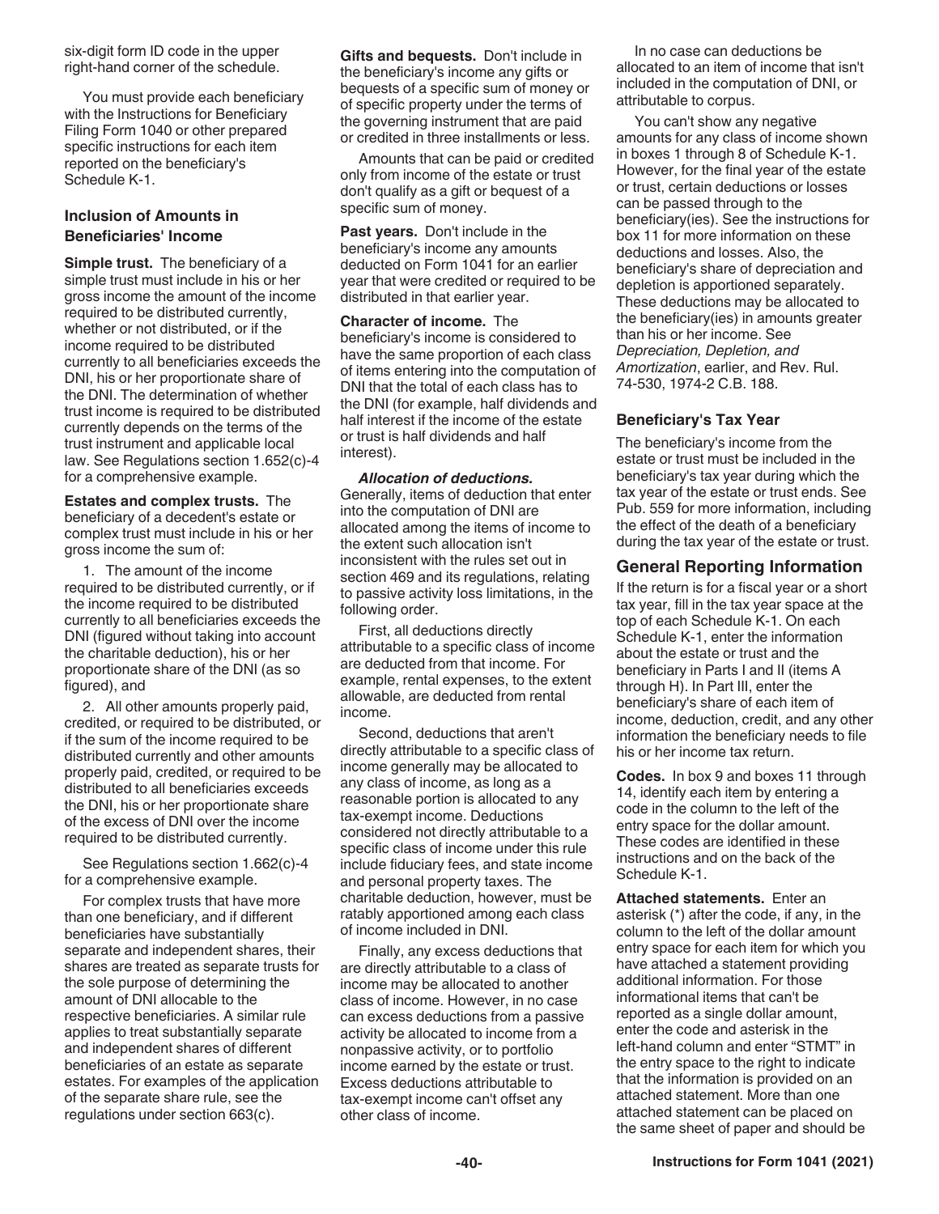six-digit form ID code in the upper right-hand corner of the schedule.

You must provide each beneficiary with the Instructions for Beneficiary Filing Form 1040 or other prepared specific instructions for each item reported on the beneficiary's Schedule K-1.

### Inclusion of Amounts in Beneficiaries' Income

**Simple trust.** The beneficiary of a simple trust must include in his or her gross income the amount of the income required to be distributed currently, whether or not distributed, or if the income required to be distributed currently to all beneficiaries exceeds the DNI, his or her proportionate share of the DNI. The determination of whether trust income is required to be distributed currently depends on the terms of the trust instrument and applicable local law. See Regulations section 1.652(c)-4 for a comprehensive example.

**Estates and complex trusts.** The beneficiary of a decedent's estate or complex trust must include in his or her gross income the sum of:

1. The amount of the income required to be distributed currently, or if the income required to be distributed currently to all beneficiaries exceeds the DNI (figured without taking into account the charitable deduction), his or her proportionate share of the DNI (as so figured), and

2. All other amounts properly paid, credited, or required to be distributed, or if the sum of the income required to be distributed currently and other amounts properly paid, credited, or required to be distributed to all beneficiaries exceeds the DNI, his or her proportionate share of the excess of DNI over the income required to be distributed currently.

See Regulations section 1.662(c)-4 for a comprehensive example.

For complex trusts that have more than one beneficiary, and if different beneficiaries have substantially separate and independent shares, their shares are treated as separate trusts for the sole purpose of determining the amount of DNI allocable to the respective beneficiaries. A similar rule applies to treat substantially separate and independent shares of different beneficiaries of an estate as separate estates. For examples of the application of the separate share rule, see the regulations under section 663(c).

**Gifts and bequests.** Don't include in the beneficiary's income any gifts or bequests of a specific sum of money or of specific property under the terms of the governing instrument that are paid or credited in three installments or less.

Amounts that can be paid or credited only from income of the estate or trust don't qualify as a gift or bequest of a specific sum of money.

**Past years.** Don't include in the beneficiary's income any amounts deducted on Form 1041 for an earlier year that were credited or required to be distributed in that earlier year.

**Character of income.** The beneficiary's income is considered to have the same proportion of each class of items entering into the computation of DNI that the total of each class has to the DNI (for example, half dividends and half interest if the income of the estate or trust is half dividends and half interest).

***Allocation of deductions.*** Generally, items of deduction that enter into the computation of DNI are allocated among the items of income to the extent such allocation isn't inconsistent with the rules set out in section 469 and its regulations, relating to passive activity loss limitations, in the following order.

First, all deductions directly attributable to a specific class of income are deducted from that income. For example, rental expenses, to the extent allowable, are deducted from rental income.

Second, deductions that aren't directly attributable to a specific class of income generally may be allocated to any class of income, as long as a reasonable portion is allocated to any tax-exempt income. Deductions considered not directly attributable to a specific class of income under this rule include fiduciary fees, and state income and personal property taxes. The charitable deduction, however, must be ratably apportioned among each class of income included in DNI.

Finally, any excess deductions that are directly attributable to a class of income may be allocated to another class of income. However, in no case can excess deductions from a passive activity be allocated to income from a nonpassive activity, or to portfolio income earned by the estate or trust. Excess deductions attributable to tax-exempt income can't offset any other class of income.

In no case can deductions be allocated to an item of income that isn't included in the computation of DNI, or attributable to corpus.

You can't show any negative amounts for any class of income shown in boxes 1 through 8 of Schedule K-1. However, for the final year of the estate or trust, certain deductions or losses can be passed through to the beneficiary(ies). See the instructions for box 11 for more information on these deductions and losses. Also, the beneficiary's share of depreciation and depletion is apportioned separately. These deductions may be allocated to the beneficiary(ies) in amounts greater than his or her income. See *Depreciation, Depletion, and Amortization*, earlier, and Rev. Rul. 74-530, 1974-2 C.B. 188.

### Beneficiary's Tax Year

The beneficiary's income from the estate or trust must be included in the beneficiary's tax year during which the tax year of the estate or trust ends. See Pub. 559 for more information, including the effect of the death of a beneficiary during the tax year of the estate or trust.

## General Reporting Information

If the return is for a fiscal year or a short tax year, fill in the tax year space at the top of each Schedule K-1. On each Schedule K-1, enter the information about the estate or trust and the beneficiary in Parts I and II (items A through H). In Part III, enter the beneficiary's share of each item of income, deduction, credit, and any other information the beneficiary needs to file his or her income tax return.

**Codes.** In box 9 and boxes 11 through 14, identify each item by entering a code in the column to the left of the entry space for the dollar amount. These codes are identified in these instructions and on the back of the Schedule K-1.

**Attached statements.** Enter an asterisk (*) after the code, if any, in the column to the left of the dollar amount entry space for each item for which you have attached a statement providing additional information. For those informational items that can't be reported as a single dollar amount, enter the code and asterisk in the left-hand column and enter "STMT" in the entry space to the right to indicate that the information is provided on an attached statement. More than one attached statement can be placed on the same sheet of paper and should be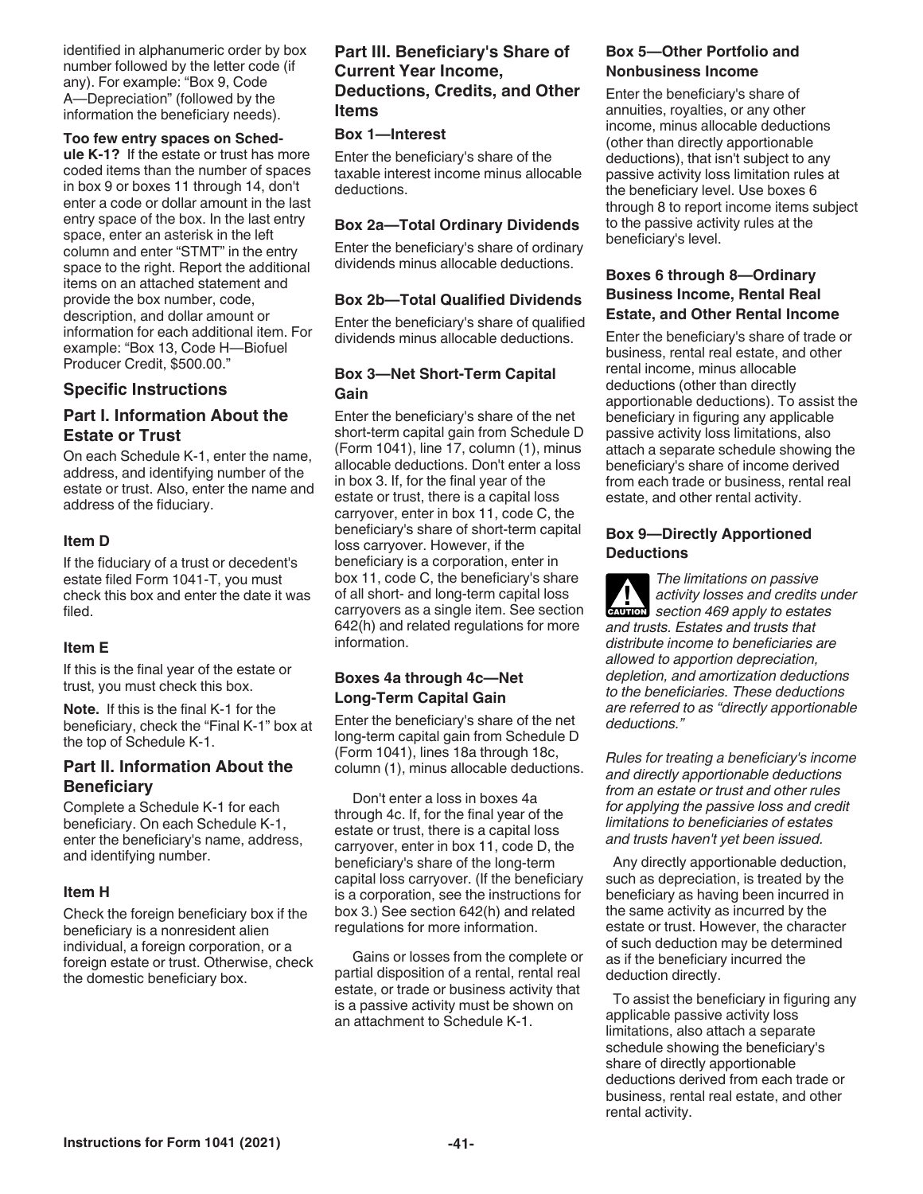identified in alphanumeric order by box number followed by the letter code (if any). For example: "Box 9, Code A—Depreciation" (followed by the information the beneficiary needs).

**Too few entry spaces on Schedule K-1?** If the estate or trust has more coded items than the number of spaces in box 9 or boxes 11 through 14, don't enter a code or dollar amount in the last entry space of the box. In the last entry space, enter an asterisk in the left column and enter "STMT" in the entry space to the right. Report the additional items on an attached statement and provide the box number, code, description, and dollar amount or information for each additional item. For example: "Box 13, Code H—Biofuel Producer Credit, $500.00."

## Specific Instructions

### Part I. Information About the Estate or Trust

On each Schedule K-1, enter the name, address, and identifying number of the estate or trust. Also, enter the name and address of the fiduciary.

#### Item D

If the fiduciary of a trust or decedent's estate filed Form 1041-T, you must check this box and enter the date it was filed.

#### Item E

If this is the final year of the estate or trust, you must check this box.

**Note.** If this is the final K-1 for the beneficiary, check the "Final K-1" box at the top of Schedule K-1.

### Part II. Information About the Beneficiary

Complete a Schedule K-1 for each beneficiary. On each Schedule K-1, enter the beneficiary's name, address, and identifying number.

#### Item H

Check the foreign beneficiary box if the beneficiary is a nonresident alien individual, a foreign corporation, or a foreign estate or trust. Otherwise, check the domestic beneficiary box.

### Part III. Beneficiary's Share of Current Year Income, Deductions, Credits, and Other Items

#### Box 1—Interest

Enter the beneficiary's share of the taxable interest income minus allocable deductions.

#### Box 2a—Total Ordinary Dividends

Enter the beneficiary's share of ordinary dividends minus allocable deductions.

#### Box 2b—Total Qualified Dividends

Enter the beneficiary's share of qualified dividends minus allocable deductions.

#### Box 3—Net Short-Term Capital Gain

Enter the beneficiary's share of the net short-term capital gain from Schedule D (Form 1041), line 17, column (1), minus allocable deductions. Don't enter a loss in box 3. If, for the final year of the estate or trust, there is a capital loss carryover, enter in box 11, code C, the beneficiary's share of short-term capital loss carryover. However, if the beneficiary is a corporation, enter in box 11, code C, the beneficiary's share of all short- and long-term capital loss carryovers as a single item. See section 642(h) and related regulations for more information.

#### Boxes 4a through 4c—Net Long-Term Capital Gain

Enter the beneficiary's share of the net long-term capital gain from Schedule D (Form 1041), lines 18a through 18c, column (1), minus allocable deductions.

Don't enter a loss in boxes 4a through 4c. If, for the final year of the estate or trust, there is a capital loss carryover, enter in box 11, code D, the beneficiary's share of the long-term capital loss carryover. (If the beneficiary is a corporation, see the instructions for box 3.) See section 642(h) and related regulations for more information.

Gains or losses from the complete or partial disposition of a rental, rental real estate, or trade or business activity that is a passive activity must be shown on an attachment to Schedule K-1.

#### Box 5—Other Portfolio and Nonbusiness Income

Enter the beneficiary's share of annuities, royalties, or any other income, minus allocable deductions (other than directly apportionable deductions), that isn't subject to any passive activity loss limitation rules at the beneficiary level. Use boxes 6 through 8 to report income items subject to the passive activity rules at the beneficiary's level.

#### Boxes 6 through 8—Ordinary Business Income, Rental Real Estate, and Other Rental Income

Enter the beneficiary's share of trade or business, rental real estate, and other rental income, minus allocable deductions (other than directly apportionable deductions). To assist the beneficiary in figuring any applicable passive activity loss limitations, also attach a separate schedule showing the beneficiary's share of income derived from each trade or business, rental real estate, and other rental activity.

#### Box 9—Directly Apportioned Deductions

**CAUTION** *The limitations on passive activity losses and credits under section 469 apply to estates and trusts. Estates and trusts that distribute income to beneficiaries are allowed to apportion depreciation, depletion, and amortization deductions to the beneficiaries. These deductions are referred to as "directly apportionable deductions."*

*Rules for treating a beneficiary's income and directly apportionable deductions from an estate or trust and other rules for applying the passive loss and credit limitations to beneficiaries of estates and trusts haven't yet been issued.*

Any directly apportionable deduction, such as depreciation, is treated by the beneficiary as having been incurred in the same activity as incurred by the estate or trust. However, the character of such deduction may be determined as if the beneficiary incurred the deduction directly.

To assist the beneficiary in figuring any applicable passive activity loss limitations, also attach a separate schedule showing the beneficiary's share of directly apportionable deductions derived from each trade or business, rental real estate, and other rental activity.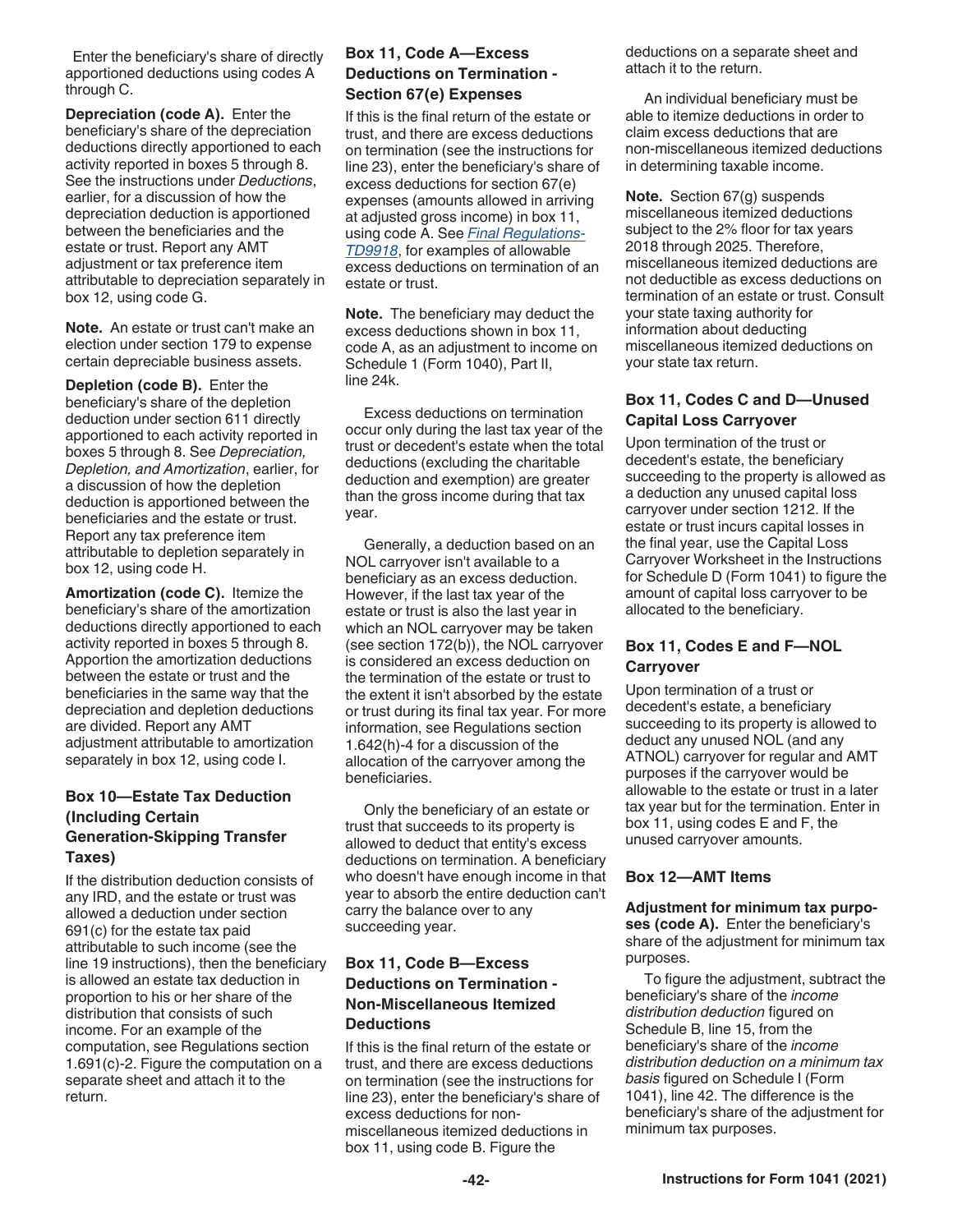Enter the beneficiary's share of directly apportioned deductions using codes A through C.

**Depreciation (code A).** Enter the beneficiary's share of the depreciation deductions directly apportioned to each activity reported in boxes 5 through 8. See the instructions under *Deductions*, earlier, for a discussion of how the depreciation deduction is apportioned between the beneficiaries and the estate or trust. Report any AMT adjustment or tax preference item attributable to depreciation separately in box 12, using code G.

**Note.** An estate or trust can't make an election under section 179 to expense certain depreciable business assets.

**Depletion (code B).** Enter the beneficiary's share of the depletion deduction under section 611 directly apportioned to each activity reported in boxes 5 through 8. See *Depreciation, Depletion, and Amortization*, earlier, for a discussion of how the depletion deduction is apportioned between the beneficiaries and the estate or trust. Report any tax preference item attributable to depletion separately in box 12, using code H.

**Amortization (code C).** Itemize the beneficiary's share of the amortization deductions directly apportioned to each activity reported in boxes 5 through 8. Apportion the amortization deductions between the estate or trust and the beneficiaries in the same way that the depreciation and depletion deductions are divided. Report any AMT adjustment attributable to amortization separately in box 12, using code I.

### Box 10—Estate Tax Deduction (Including Certain Generation-Skipping Transfer Taxes)

If the distribution deduction consists of any IRD, and the estate or trust was allowed a deduction under section 691(c) for the estate tax paid attributable to such income (see the line 19 instructions), then the beneficiary is allowed an estate tax deduction in proportion to his or her share of the distribution that consists of such income. For an example of the computation, see Regulations section 1.691(c)-2. Figure the computation on a separate sheet and attach it to the return.

### Box 11, Code A—Excess Deductions on Termination - Section 67(e) Expenses

If this is the final return of the estate or trust, and there are excess deductions on termination (see the instructions for line 23), enter the beneficiary's share of excess deductions for section 67(e) expenses (amounts allowed in arriving at adjusted gross income) in box 11, using code A. See *Final Regulations-TD9918*, for examples of allowable excess deductions on termination of an estate or trust.

**Note.** The beneficiary may deduct the excess deductions shown in box 11, code A, as an adjustment to income on Schedule 1 (Form 1040), Part II, line 24k.

Excess deductions on termination occur only during the last tax year of the trust or decedent's estate when the total deductions (excluding the charitable deduction and exemption) are greater than the gross income during that tax year.

Generally, a deduction based on an NOL carryover isn't available to a beneficiary as an excess deduction. However, if the last tax year of the estate or trust is also the last year in which an NOL carryover may be taken (see section 172(b)), the NOL carryover is considered an excess deduction on the termination of the estate or trust to the extent it isn't absorbed by the estate or trust during its final tax year. For more information, see Regulations section 1.642(h)-4 for a discussion of the allocation of the carryover among the beneficiaries.

Only the beneficiary of an estate or trust that succeeds to its property is allowed to deduct that entity's excess deductions on termination. A beneficiary who doesn't have enough income in that year to absorb the entire deduction can't carry the balance over to any succeeding year.

### Box 11, Code B—Excess Deductions on Termination - Non-Miscellaneous Itemized Deductions

If this is the final return of the estate or trust, and there are excess deductions on termination (see the instructions for line 23), enter the beneficiary's share of excess deductions for non-miscellaneous itemized deductions in box 11, using code B. Figure the deductions on a separate sheet and attach it to the return.

An individual beneficiary must be able to itemize deductions in order to claim excess deductions that are non-miscellaneous itemized deductions in determining taxable income.

**Note.** Section 67(g) suspends miscellaneous itemized deductions subject to the 2% floor for tax years 2018 through 2025. Therefore, miscellaneous itemized deductions are not deductible as excess deductions on termination of an estate or trust. Consult your state taxing authority for information about deducting miscellaneous itemized deductions on your state tax return.

### Box 11, Codes C and D—Unused Capital Loss Carryover

Upon termination of the trust or decedent's estate, the beneficiary succeeding to the property is allowed as a deduction any unused capital loss carryover under section 1212. If the estate or trust incurs capital losses in the final year, use the Capital Loss Carryover Worksheet in the Instructions for Schedule D (Form 1041) to figure the amount of capital loss carryover to be allocated to the beneficiary.

### Box 11, Codes E and F—NOL Carryover

Upon termination of a trust or decedent's estate, a beneficiary succeeding to its property is allowed to deduct any unused NOL (and any ATNOL) carryover for regular and AMT purposes if the carryover would be allowable to the estate or trust in a later tax year but for the termination. Enter in box 11, using codes E and F, the unused carryover amounts.

### Box 12—AMT Items

**Adjustment for minimum tax purposes (code A).** Enter the beneficiary's share of the adjustment for minimum tax purposes.

To figure the adjustment, subtract the beneficiary's share of the *income distribution deduction* figured on Schedule B, line 15, from the beneficiary's share of the *income distribution deduction on a minimum tax basis* figured on Schedule I (Form 1041), line 42. The difference is the beneficiary's share of the adjustment for minimum tax purposes.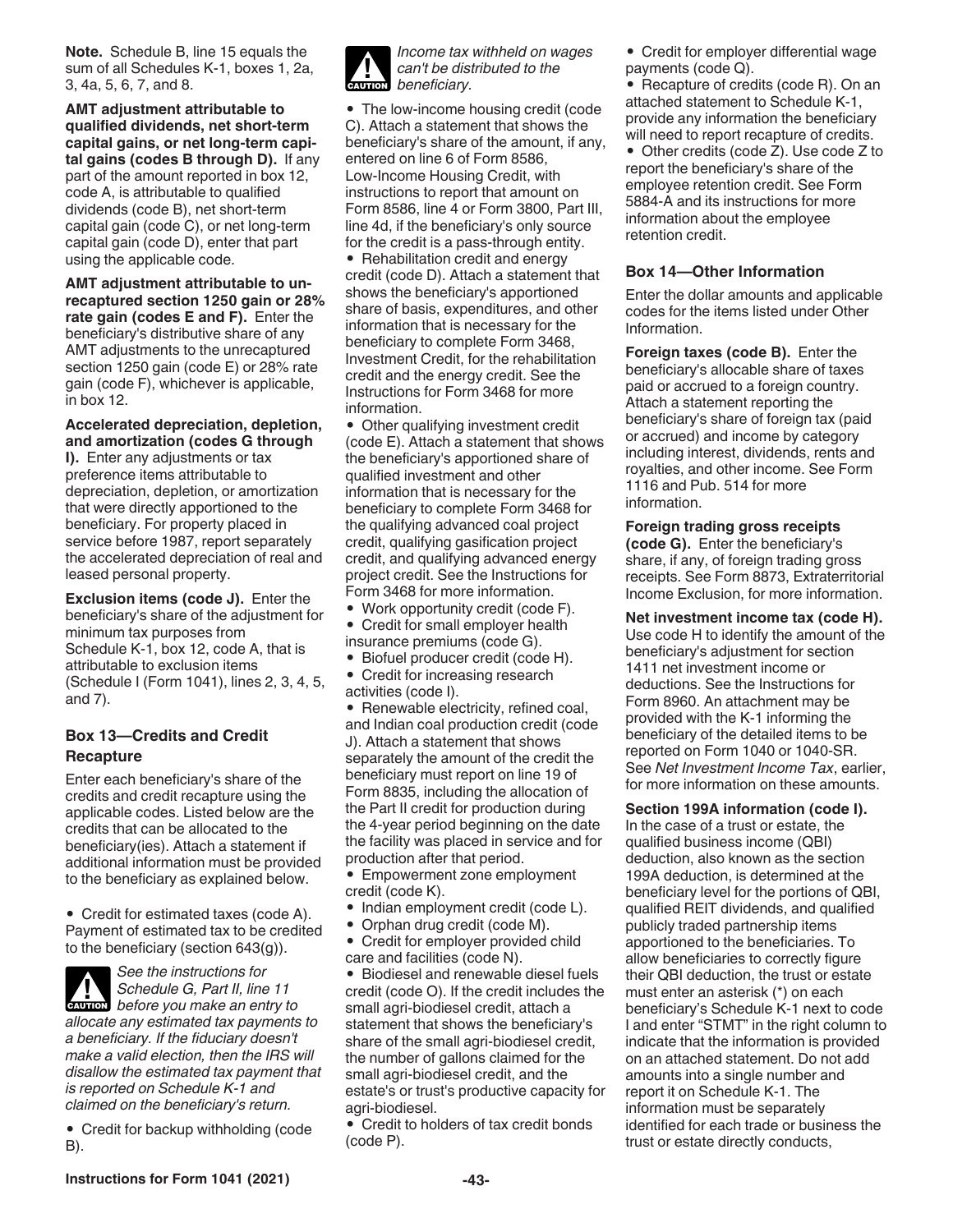**Note.** Schedule B, line 15 equals the sum of all Schedules K-1, boxes 1, 2a, 3, 4a, 5, 6, 7, and 8.

**AMT adjustment attributable to qualified dividends, net short-term capital gains, or net long-term capital gains (codes B through D).** If any part of the amount reported in box 12, code A, is attributable to qualified dividends (code B), net short-term capital gain (code C), or net long-term capital gain (code D), enter that part using the applicable code.

**AMT adjustment attributable to unrecaptured section 1250 gain or 28% rate gain (codes E and F).** Enter the beneficiary's distributive share of any AMT adjustments to the unrecaptured section 1250 gain (code E) or 28% rate gain (code F), whichever is applicable, in box 12.

**Accelerated depreciation, depletion, and amortization (codes G through I).** Enter any adjustments or tax preference items attributable to depreciation, depletion, or amortization that were directly apportioned to the beneficiary. For property placed in service before 1987, report separately the accelerated depreciation of real and leased personal property.

**Exclusion items (code J).** Enter the beneficiary's share of the adjustment for minimum tax purposes from Schedule K-1, box 12, code A, that is attributable to exclusion items (Schedule I (Form 1041), lines 2, 3, 4, 5, and 7).

### Box 13—Credits and Credit Recapture

Enter each beneficiary's share of the credits and credit recapture using the applicable codes. Listed below are the credits that can be allocated to the beneficiary(ies). Attach a statement if additional information must be provided to the beneficiary as explained below.

- Credit for estimated taxes (code A). Payment of estimated tax to be credited to the beneficiary (section 643(g)).

**CAUTION** *See the instructions for Schedule G, Part II, line 11 before you make an entry to allocate any estimated tax payments to a beneficiary. If the fiduciary doesn't make a valid election, then the IRS will disallow the estimated tax payment that is reported on Schedule K-1 and claimed on the beneficiary's return.*

- Credit for backup withholding (code B).

**CAUTION** *Income tax withheld on wages can't be distributed to the beneficiary.*

- The low-income housing credit (code C). Attach a statement that shows the beneficiary's share of the amount, if any, entered on line 6 of Form 8586, Low-Income Housing Credit, with instructions to report that amount on Form 8586, line 4 or Form 3800, Part III, line 4d, if the beneficiary's only source for the credit is a pass-through entity.
- Rehabilitation credit and energy credit (code D). Attach a statement that shows the beneficiary's apportioned share of basis, expenditures, and other information that is necessary for the beneficiary to complete Form 3468, Investment Credit, for the rehabilitation credit and the energy credit. See the Instructions for Form 3468 for more information.
- Other qualifying investment credit (code E). Attach a statement that shows the beneficiary's apportioned share of qualified investment and other information that is necessary for the beneficiary to complete Form 3468 for the qualifying advanced coal project credit, qualifying gasification project credit, and qualifying advanced energy project credit. See the Instructions for Form 3468 for more information.
- Work opportunity credit (code F).
- Credit for small employer health insurance premiums (code G).
- Biofuel producer credit (code H).
- Credit for increasing research activities (code I).
- Renewable electricity, refined coal, and Indian coal production credit (code J). Attach a statement that shows separately the amount of the credit the beneficiary must report on line 19 of Form 8835, including the allocation of the Part II credit for production during the 4-year period beginning on the date the facility was placed in service and for production after that period.
- Empowerment zone employment credit (code K).
- Indian employment credit (code L).
- Orphan drug credit (code M).
- Credit for employer provided child care and facilities (code N).
- Biodiesel and renewable diesel fuels credit (code O). If the credit includes the small agri-biodiesel credit, attach a statement that shows the beneficiary's share of the small agri-biodiesel credit, the number of gallons claimed for the small agri-biodiesel credit, and the estate's or trust's productive capacity for agri-biodiesel.
- Credit to holders of tax credit bonds (code P).
- Credit for employer differential wage payments (code Q).
- Recapture of credits (code R). On an attached statement to Schedule K-1, provide any information the beneficiary will need to report recapture of credits.
- Other credits (code Z). Use code Z to report the beneficiary's share of the employee retention credit. See Form 5884-A and its instructions for more information about the employee retention credit.

### Box 14—Other Information

Enter the dollar amounts and applicable codes for the items listed under Other Information.

**Foreign taxes (code B).** Enter the beneficiary's allocable share of taxes paid or accrued to a foreign country. Attach a statement reporting the beneficiary's share of foreign tax (paid or accrued) and income by category including interest, dividends, rents and royalties, and other income. See Form 1116 and Pub. 514 for more information.

**Foreign trading gross receipts (code G).** Enter the beneficiary's share, if any, of foreign trading gross receipts. See Form 8873, Extraterritorial Income Exclusion, for more information.

**Net investment income tax (code H).** Use code H to identify the amount of the beneficiary's adjustment for section 1411 net investment income or deductions. See the Instructions for Form 8960. An attachment may be provided with the K-1 informing the beneficiary of the detailed items to be reported on Form 1040 or 1040-SR. See *Net Investment Income Tax*, earlier, for more information on these amounts.

**Section 199A information (code I).** In the case of a trust or estate, the qualified business income (QBI) deduction, also known as the section 199A deduction, is determined at the beneficiary level for the portions of QBI, qualified REIT dividends, and qualified publicly traded partnership items apportioned to the beneficiaries. To allow beneficiaries to correctly figure their QBI deduction, the trust or estate must enter an asterisk (*) on each beneficiary's Schedule K-1 next to code I and enter "STMT" in the right column to indicate that the information is provided on an attached statement. Do not add amounts into a single number and report it on Schedule K-1. The information must be separately identified for each trade or business the trust or estate directly conducts,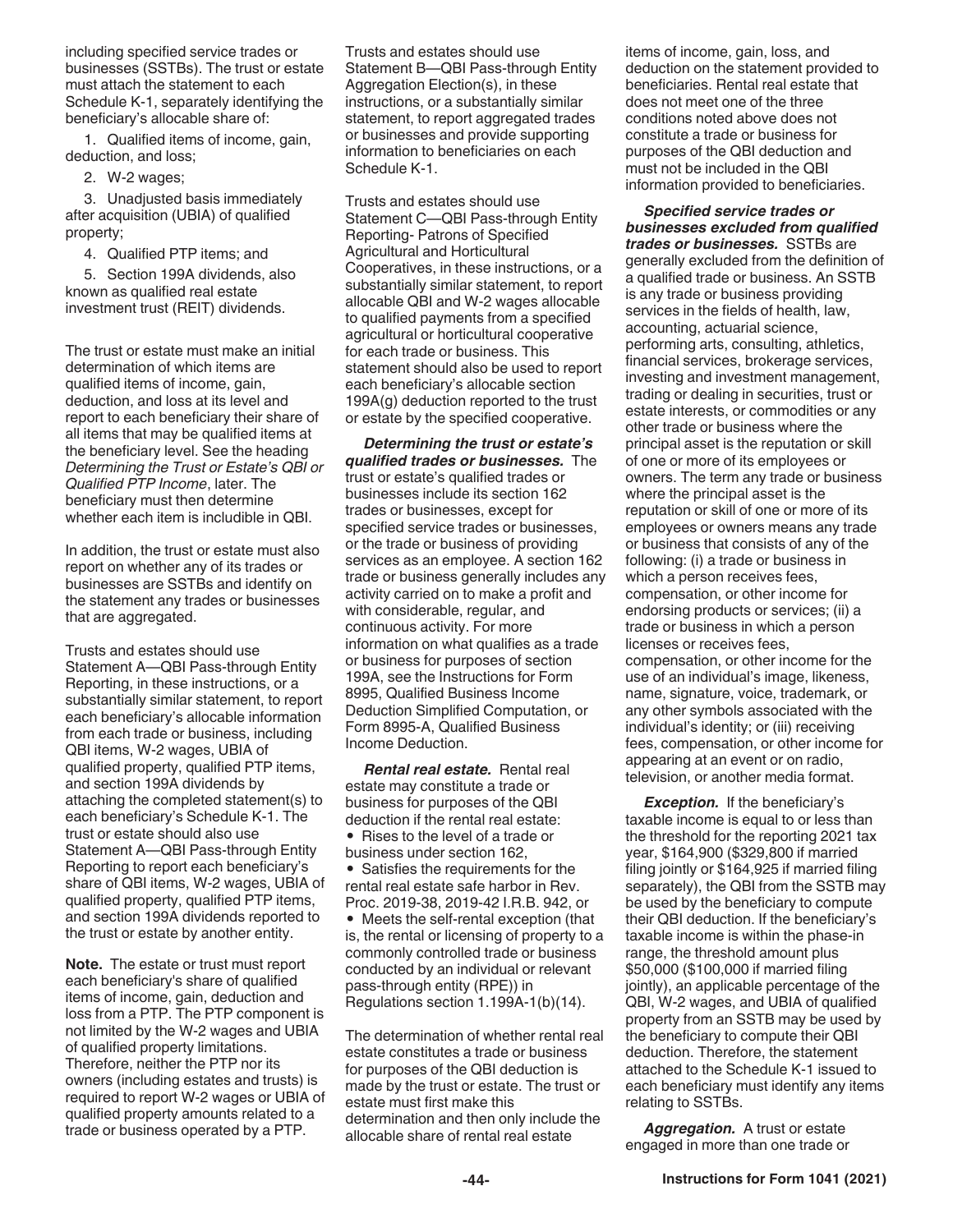including specified service trades or businesses (SSTBs). The trust or estate must attach the statement to each Schedule K-1, separately identifying the beneficiary's allocable share of:

1. Qualified items of income, gain, deduction, and loss;
2. W-2 wages;
3. Unadjusted basis immediately after acquisition (UBIA) of qualified property;
4. Qualified PTP items; and
5. Section 199A dividends, also known as qualified real estate investment trust (REIT) dividends.

The trust or estate must make an initial determination of which items are qualified items of income, gain, deduction, and loss at its level and report to each beneficiary their share of all items that may be qualified items at the beneficiary level. See the heading *Determining the Trust or Estate's QBI or Qualified PTP Income*, later. The beneficiary must then determine whether each item is includible in QBI.

In addition, the trust or estate must also report on whether any of its trades or businesses are SSTBs and identify on the statement any trades or businesses that are aggregated.

Trusts and estates should use Statement A—QBI Pass-through Entity Reporting, in these instructions, or a substantially similar statement, to report each beneficiary's allocable information from each trade or business, including QBI items, W-2 wages, UBIA of qualified property, qualified PTP items, and section 199A dividends by attaching the completed statement(s) to each beneficiary's Schedule K-1. The trust or estate should also use Statement A—QBI Pass-through Entity Reporting to report each beneficiary's share of QBI items, W-2 wages, UBIA of qualified property, qualified PTP items, and section 199A dividends reported to the trust or estate by another entity.

**Note.** The estate or trust must report each beneficiary's share of qualified items of income, gain, deduction and loss from a PTP. The PTP component is not limited by the W-2 wages and UBIA of qualified property limitations. Therefore, neither the PTP nor its owners (including estates and trusts) is required to report W-2 wages or UBIA of qualified property amounts related to a trade or business operated by a PTP.

Trusts and estates should use Statement B—QBI Pass-through Entity Aggregation Election(s), in these instructions, or a substantially similar statement, to report aggregated trades or businesses and provide supporting information to beneficiaries on each Schedule K-1.

Trusts and estates should use Statement C—QBI Pass-through Entity Reporting- Patrons of Specified Agricultural and Horticultural Cooperatives, in these instructions, or a substantially similar statement, to report allocable QBI and W-2 wages allocable to qualified payments from a specified agricultural or horticultural cooperative for each trade or business. This statement should also be used to report each beneficiary's allocable section 199A(g) deduction reported to the trust or estate by the specified cooperative.

***Determining the trust or estate's qualified trades or businesses.*** The trust or estate's qualified trades or businesses include its section 162 trades or businesses, except for specified service trades or businesses, or the trade or business of providing services as an employee. A section 162 trade or business generally includes any activity carried on to make a profit and with considerable, regular, and continuous activity. For more information on what qualifies as a trade or business for purposes of section 199A, see the Instructions for Form 8995, Qualified Business Income Deduction Simplified Computation, or Form 8995-A, Qualified Business Income Deduction.

***Rental real estate.*** Rental real estate may constitute a trade or business for purposes of the QBI deduction if the rental real estate:

- Rises to the level of a trade or business under section 162,
- Satisfies the requirements for the rental real estate safe harbor in Rev. Proc. 2019-38, 2019-42 I.R.B. 942, or
- Meets the self-rental exception (that is, the rental or licensing of property to a commonly controlled trade or business conducted by an individual or relevant pass-through entity (RPE)) in Regulations section 1.199A-1(b)(14).

The determination of whether rental real estate constitutes a trade or business for purposes of the QBI deduction is made by the trust or estate. The trust or estate must first make this determination and then only include the allocable share of rental real estate items of income, gain, loss, and deduction on the statement provided to beneficiaries. Rental real estate that does not meet one of the three conditions noted above does not constitute a trade or business for purposes of the QBI deduction and must not be included in the QBI information provided to beneficiaries.

***Specified service trades or businesses excluded from qualified trades or businesses.*** SSTBs are generally excluded from the definition of a qualified trade or business. An SSTB is any trade or business providing services in the fields of health, law, accounting, actuarial science, performing arts, consulting, athletics, financial services, brokerage services, investing and investment management, trading or dealing in securities, trust or estate interests, or commodities or any other trade or business where the principal asset is the reputation or skill of one or more of its employees or owners. The term any trade or business where the principal asset is the reputation or skill of one or more of its employees or owners means any trade or business that consists of any of the following: (i) a trade or business in which a person receives fees, compensation, or other income for endorsing products or services; (ii) a trade or business in which a person licenses or receives fees, compensation, or other income for the use of an individual's image, likeness, name, signature, voice, trademark, or any other symbols associated with the individual's identity; or (iii) receiving fees, compensation, or other income for appearing at an event or on radio, television, or another media format.

***Exception.*** If the beneficiary's taxable income is equal to or less than the threshold for the reporting 2021 tax year, $164,900 ($329,800 if married filing jointly or $164,925 if married filing separately), the QBI from the SSTB may be used by the beneficiary to compute their QBI deduction. If the beneficiary's taxable income is within the phase-in range, the threshold amount plus $50,000 ($100,000 if married filing jointly), an applicable percentage of the QBI, W-2 wages, and UBIA of qualified property from an SSTB may be used by the beneficiary to compute their QBI deduction. Therefore, the statement attached to the Schedule K-1 issued to each beneficiary must identify any items relating to SSTBs.

***Aggregation.*** A trust or estate engaged in more than one trade or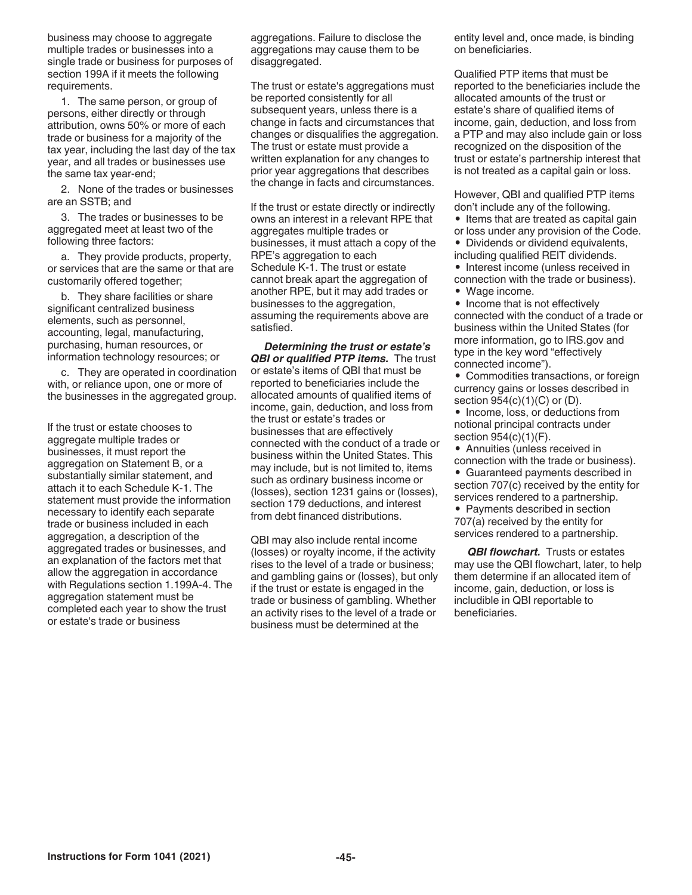business may choose to aggregate multiple trades or businesses into a single trade or business for purposes of section 199A if it meets the following requirements.

1. The same person, or group of persons, either directly or through attribution, owns 50% or more of each trade or business for a majority of the tax year, including the last day of the tax year, and all trades or businesses use the same tax year-end;

2. None of the trades or businesses are an SSTB; and

3. The trades or businesses to be aggregated meet at least two of the following three factors:

a. They provide products, property, or services that are the same or that are customarily offered together;

b. They share facilities or share significant centralized business elements, such as personnel, accounting, legal, manufacturing, purchasing, human resources, or information technology resources; or

c. They are operated in coordination with, or reliance upon, one or more of the businesses in the aggregated group.

If the trust or estate chooses to aggregate multiple trades or businesses, it must report the aggregation on Statement B, or a substantially similar statement, and attach it to each Schedule K-1. The statement must provide the information necessary to identify each separate trade or business included in each aggregation, a description of the aggregated trades or businesses, and an explanation of the factors met that allow the aggregation in accordance with Regulations section 1.199A-4. The aggregation statement must be completed each year to show the trust or estate's trade or business aggregations. Failure to disclose the aggregations may cause them to be disaggregated.

The trust or estate's aggregations must be reported consistently for all subsequent years, unless there is a change in facts and circumstances that changes or disqualifies the aggregation. The trust or estate must provide a written explanation for any changes to prior year aggregations that describes the change in facts and circumstances.

If the trust or estate directly or indirectly owns an interest in a relevant RPE that aggregates multiple trades or businesses, it must attach a copy of the RPE's aggregation to each Schedule K-1. The trust or estate cannot break apart the aggregation of another RPE, but it may add trades or businesses to the aggregation, assuming the requirements above are satisfied.

***Determining the trust or estate's QBI or qualified PTP items.*** The trust or estate's items of QBI that must be reported to beneficiaries include the allocated amounts of qualified items of income, gain, deduction, and loss from the trust or estate's trades or businesses that are effectively connected with the conduct of a trade or business within the United States. This may include, but is not limited to, items such as ordinary business income or (losses), section 1231 gains or (losses), section 179 deductions, and interest from debt financed distributions.

QBI may also include rental income (losses) or royalty income, if the activity rises to the level of a trade or business; and gambling gains or (losses), but only if the trust or estate is engaged in the trade or business of gambling. Whether an activity rises to the level of a trade or business must be determined at the entity level and, once made, is binding on beneficiaries.

Qualified PTP items that must be reported to the beneficiaries include the allocated amounts of the trust or estate's share of qualified items of income, gain, deduction, and loss from a PTP and may also include gain or loss recognized on the disposition of the trust or estate's partnership interest that is not treated as a capital gain or loss.

However, QBI and qualified PTP items don't include any of the following.

- Items that are treated as capital gain or loss under any provision of the Code.
- Dividends or dividend equivalents, including qualified REIT dividends.
- Interest income (unless received in connection with the trade or business).
- Wage income.
- Income that is not effectively connected with the conduct of a trade or business within the United States (for more information, go to IRS.gov and type in the key word "effectively connected income").
- Commodities transactions, or foreign currency gains or losses described in section 954(c)(1)(C) or (D).
- Income, loss, or deductions from notional principal contracts under section 954(c)(1)(F).
- Annuities (unless received in connection with the trade or business).
- Guaranteed payments described in section 707(c) received by the entity for services rendered to a partnership.
- Payments described in section 707(a) received by the entity for services rendered to a partnership.

***QBI flowchart.*** Trusts or estates may use the QBI flowchart, later, to help them determine if an allocated item of income, gain, deduction, or loss is includible in QBI reportable to beneficiaries.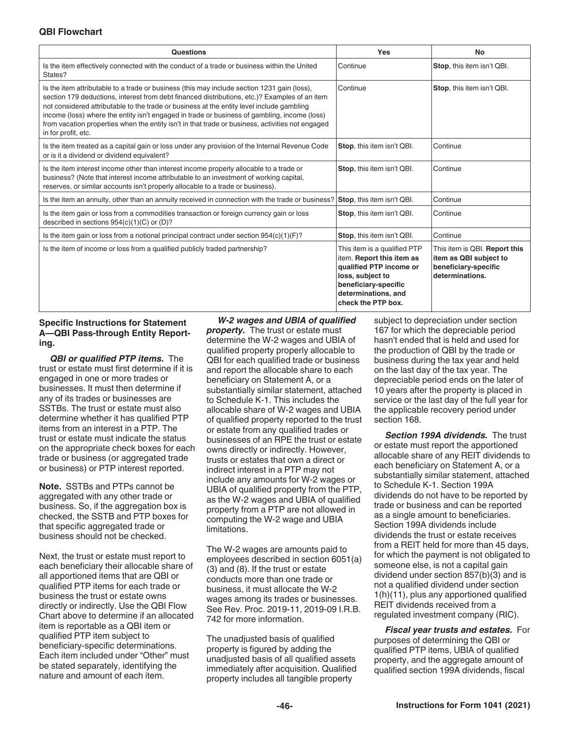**QBI Flowchart**

| Questions | Yes | No |
|---|---|---|
| Is the item effectively connected with the conduct of a trade or business within the United States? | Continue | **Stop**, this item isn't QBI. |
| Is the item attributable to a trade or business (this may include section 1231 gain (loss), section 179 deductions, interest from debt financed distributions, etc.)? Examples of an item not considered attributable to the trade or business at the entity level include gambling income (loss) where the entity isn't engaged in trade or business of gambling, income (loss) from vacation properties when the entity isn't in that trade or business, activities not engaged in for profit, etc. | Continue | **Stop**, this item isn't QBI. |
| Is the item treated as a capital gain or loss under any provision of the Internal Revenue Code or is it a dividend or dividend equivalent? | **Stop**, this item isn't QBI. | Continue |
| Is the item interest income other than interest income properly allocable to a trade or business? (Note that interest income attributable to an investment of working capital, reserves, or similar accounts isn't properly allocable to a trade or business). | **Stop**, this item isn't QBI. | Continue |
| Is the item an annuity, other than an annuity received in connection with the trade or business? | **Stop**, this item isn't QBI. | Continue |
| Is the item gain or loss from a commodities transaction or foreign currency gain or loss described in sections 954(c)(1)(C) or (D)? | **Stop**, this item isn't QBI. | Continue |
| Is the item gain or loss from a notional principal contract under section 954(c)(1)(F)? | **Stop**, this item isn't QBI. | Continue |
| Is the item of income or loss from a qualified publicly traded partnership? | This item is a qualified PTP item. **Report this item as qualified PTP income or loss, subject to beneficiary-specific determinations, and check the PTP box.** | This item is QBI. **Report this item as QBI subject to beneficiary-specific determinations.** |

**Specific Instructions for Statement A—QBI Pass-through Entity Reporting.**

***QBI or qualified PTP items.*** The trust or estate must first determine if it is engaged in one or more trades or businesses. It must then determine if any of its trades or businesses are SSTBs. The trust or estate must also determine whether it has qualified PTP items from an interest in a PTP. The trust or estate must indicate the status on the appropriate check boxes for each trade or business (or aggregated trade or business) or PTP interest reported.

**Note.** SSTBs and PTPs cannot be aggregated with any other trade or business. So, if the aggregation box is checked, the SSTB and PTP boxes for that specific aggregated trade or business should not be checked.

Next, the trust or estate must report to each beneficiary their allocable share of all apportioned items that are QBI or qualified PTP items for each trade or business the trust or estate owns directly or indirectly. Use the QBI Flow Chart above to determine if an allocated item is reportable as a QBI item or qualified PTP item subject to beneficiary-specific determinations. Each item included under "Other" must be stated separately, identifying the nature and amount of each item.

***W-2 wages and UBIA of qualified property.*** The trust or estate must determine the W-2 wages and UBIA of qualified property properly allocable to QBI for each qualified trade or business and report the allocable share to each beneficiary on Statement A, or a substantially similar statement, attached to Schedule K-1. This includes the allocable share of W-2 wages and UBIA of qualified property reported to the trust or estate from any qualified trades or businesses of an RPE the trust or estate owns directly or indirectly. However, trusts or estates that own a direct or indirect interest in a PTP may not include any amounts for W-2 wages or UBIA of qualified property from the PTP, as the W-2 wages and UBIA of qualified property from a PTP are not allowed in computing the W-2 wage and UBIA limitations.

The W-2 wages are amounts paid to employees described in section 6051(a)(3) and (8). If the trust or estate conducts more than one trade or business, it must allocate the W-2 wages among its trades or businesses. See Rev. Proc. 2019-11, 2019-09 I.R.B. 742 for more information.

The unadjusted basis of qualified property is figured by adding the unadjusted basis of all qualified assets immediately after acquisition. Qualified property includes all tangible property subject to depreciation under section 167 for which the depreciable period hasn't ended that is held and used for the production of QBI by the trade or business during the tax year and held on the last day of the tax year. The depreciable period ends on the later of 10 years after the property is placed in service or the last day of the full year for the applicable recovery period under section 168.

***Section 199A dividends.*** The trust or estate must report the apportioned allocable share of any REIT dividends to each beneficiary on Statement A, or a substantially similar statement, attached to Schedule K-1. Section 199A dividends do not have to be reported by trade or business and can be reported as a single amount to beneficiaries. Section 199A dividends include dividends the trust or estate receives from a REIT held for more than 45 days, for which the payment is not obligated to someone else, is not a capital gain dividend under section 857(b)(3) and is not a qualified dividend under section 1(h)(11), plus any apportioned qualified REIT dividends received from a regulated investment company (RIC).

***Fiscal year trusts and estates.*** For purposes of determining the QBI or qualified PTP items, UBIA of qualified property, and the aggregate amount of qualified section 199A dividends, fiscal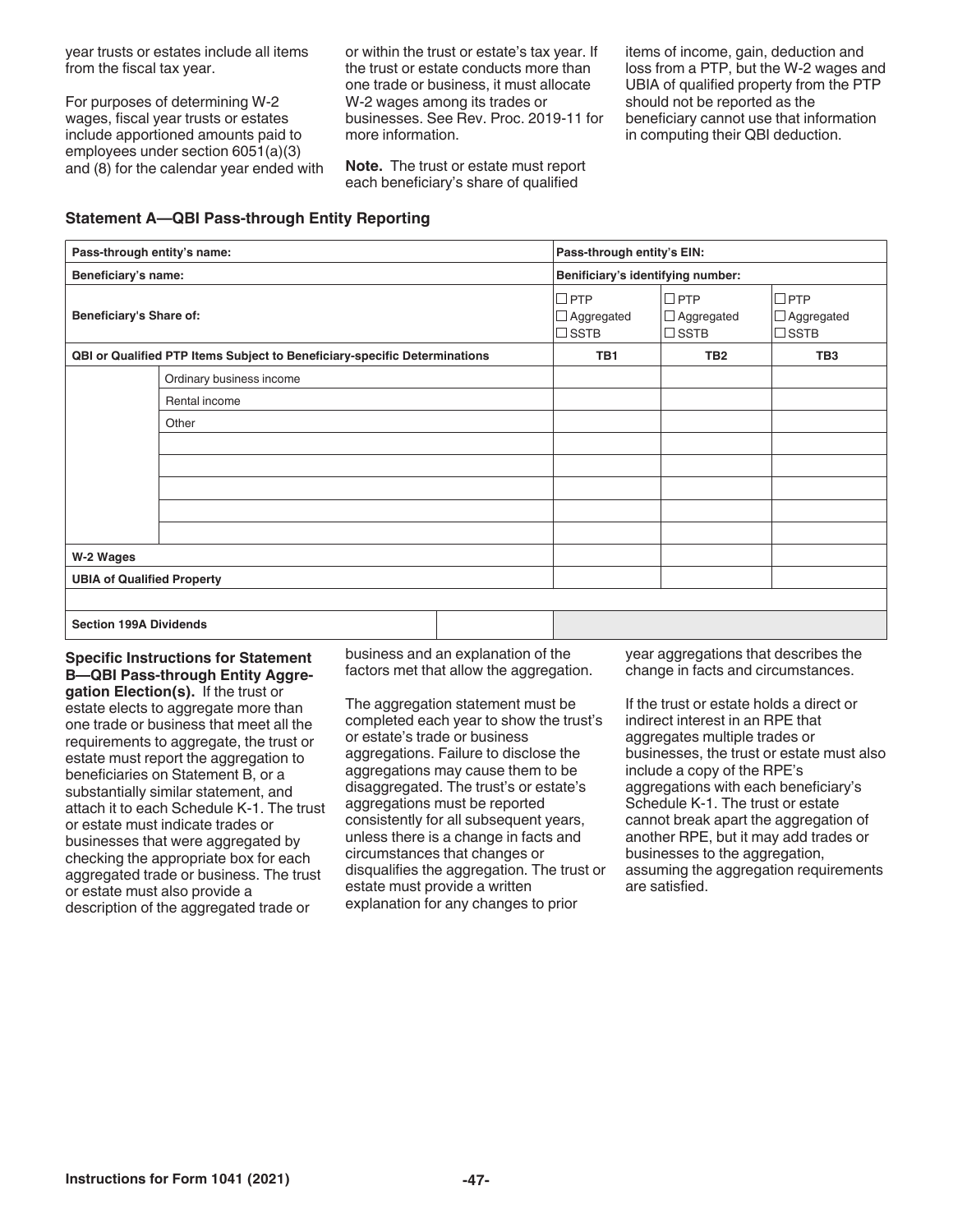year trusts or estates include all items from the fiscal tax year.

For purposes of determining W-2 wages, fiscal year trusts or estates include apportioned amounts paid to employees under section 6051(a)(3) and (8) for the calendar year ended with or within the trust or estate's tax year. If the trust or estate conducts more than one trade or business, it must allocate W-2 wages among its trades or businesses. See Rev. Proc. 2019-11 for more information.

**Note.** The trust or estate must report each beneficiary's share of qualified items of income, gain, deduction and loss from a PTP, but the W-2 wages and UBIA of qualified property from the PTP should not be reported as the beneficiary cannot use that information in computing their QBI deduction.

**Statement A—QBI Pass-through Entity Reporting**

| **Pass-through entity's name:** | | | **Pass-through entity's EIN:** | | |
|---|---|---|---|---|---|
| **Beneficiary's name:** | | | **Benificiary's identifying number:** | | |
| **Beneficiary's Share of:** | | | ☐ PTP<br>☐ Aggregated<br>☐ SSTB | ☐ PTP<br>☐ Aggregated<br>☐ SSTB | ☐ PTP<br>☐ Aggregated<br>☐ SSTB |
| **QBI or Qualified PTP Items Subject to Beneficiary-specific Determinations** | | | **TB1** | **TB2** | **TB3** |
| | Ordinary business income | | | | |
| | Rental income | | | | |
| | Other | | | | |
| | | | | | |
| | | | | | |
| | | | | | |
| | | | | | |
| | | | | | |
| **W-2 Wages** | | | | | |
| **UBIA of Qualified Property** | | | | | |
| | | | | | |
| **Section 199A Dividends** | | | | | |

**Specific Instructions for Statement B—QBI Pass-through Entity Aggregation Election(s).** If the trust or estate elects to aggregate more than one trade or business that meet all the requirements to aggregate, the trust or estate must report the aggregation to beneficiaries on Statement B, or a substantially similar statement, and attach it to each Schedule K-1. The trust or estate must indicate trades or businesses that were aggregated by checking the appropriate box for each aggregated trade or business. The trust or estate must also provide a description of the aggregated trade or business and an explanation of the factors met that allow the aggregation.

The aggregation statement must be completed each year to show the trust's or estate's trade or business aggregations. Failure to disclose the aggregations may cause them to be disaggregated. The trust's or estate's aggregations must be reported consistently for all subsequent years, unless there is a change in facts and circumstances that changes or disqualifies the aggregation. The trust or estate must provide a written explanation for any changes to prior year aggregations that describes the change in facts and circumstances.

If the trust or estate holds a direct or indirect interest in an RPE that aggregates multiple trades or businesses, the trust or estate must also include a copy of the RPE's aggregations with each beneficiary's Schedule K-1. The trust or estate cannot break apart the aggregation of another RPE, but it may add trades or businesses to the aggregation, assuming the aggregation requirements are satisfied.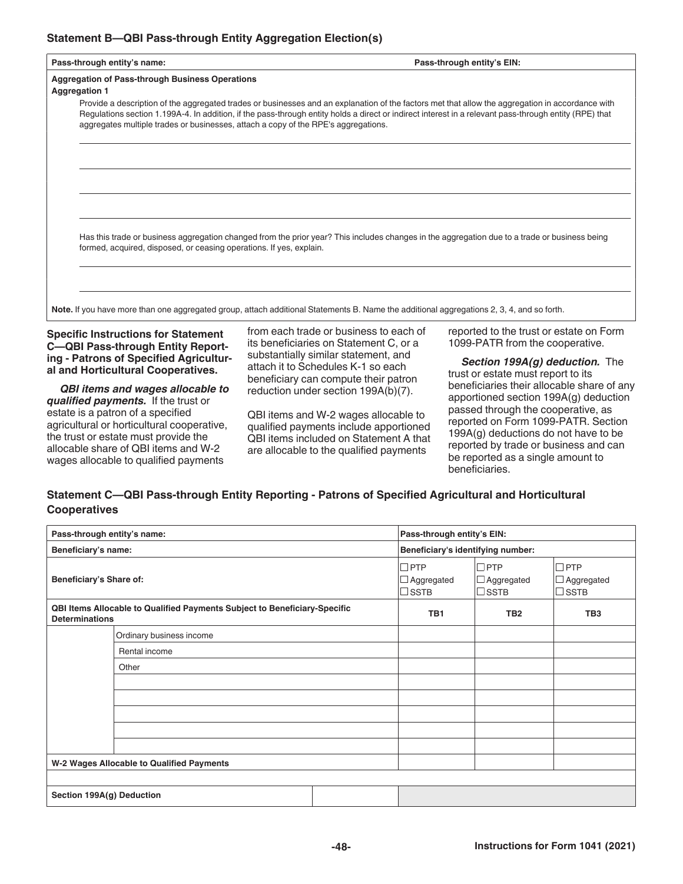### Statement B—QBI Pass-through Entity Aggregation Election(s)

| Pass-through entity's name: | Pass-through entity's EIN: |
|---|---|

**Aggregation of Pass-through Business Operations**

**Aggregation 1**

Provide a description of the aggregated trades or businesses and an explanation of the factors met that allow the aggregation in accordance with Regulations section 1.199A-4. In addition, if the pass-through entity holds a direct or indirect interest in a relevant pass-through entity (RPE) that aggregates multiple trades or businesses, attach a copy of the RPE's aggregations.

Has this trade or business aggregation changed from the prior year? This includes changes in the aggregation due to a trade or business being formed, acquired, disposed, or ceasing operations. If yes, explain.

**Note.** If you have more than one aggregated group, attach additional Statements B. Name the additional aggregations 2, 3, 4, and so forth.

### Specific Instructions for Statement C—QBI Pass-through Entity Reporting - Patrons of Specified Agricultural and Horticultural Cooperatives.

***QBI items and wages allocable to qualified payments.*** If the trust or estate is a patron of a specified agricultural or horticultural cooperative, the trust or estate must provide the allocable share of QBI items and W-2 wages allocable to qualified payments from each trade or business to each of its beneficiaries on Statement C, or a substantially similar statement, and attach it to Schedules K-1 so each beneficiary can compute their patron reduction under section 199A(b)(7).

QBI items and W-2 wages allocable to qualified payments include apportioned QBI items included on Statement A that are allocable to the qualified payments reported to the trust or estate on Form 1099-PATR from the cooperative.

***Section 199A(g) deduction.*** The trust or estate must report to its beneficiaries their allocable share of any apportioned section 199A(g) deduction passed through the cooperative, as reported on Form 1099-PATR. Section 199A(g) deductions do not have to be reported by trade or business and can be reported as a single amount to beneficiaries.

### Statement C—QBI Pass-through Entity Reporting - Patrons of Specified Agricultural and Horticultural Cooperatives

| Pass-through entity's name: | | Pass-through entity's EIN: | | |
|---|---|---|---|---|
| **Beneficiary's name:** | | **Beneficiary's identifying number:** | | |
| **Beneficiary's Share of:** | | ☐ PTP<br>☐ Aggregated<br>☐ SSTB | ☐ PTP<br>☐ Aggregated<br>☐ SSTB | ☐ PTP<br>☐ Aggregated<br>☐ SSTB |
| **QBI Items Allocable to Qualified Payments Subject to Beneficiary-Specific Determinations** | | **TB1** | **TB2** | **TB3** |
| | Ordinary business income | | | |
| | Rental income | | | |
| | Other | | | |
| | | | | |
| | | | | |
| | | | | |
| | | | | |
| | | | | |
| **W-2 Wages Allocable to Qualified Payments** | | | | |
| | | | | |
| **Section 199A(g) Deduction** | | | | |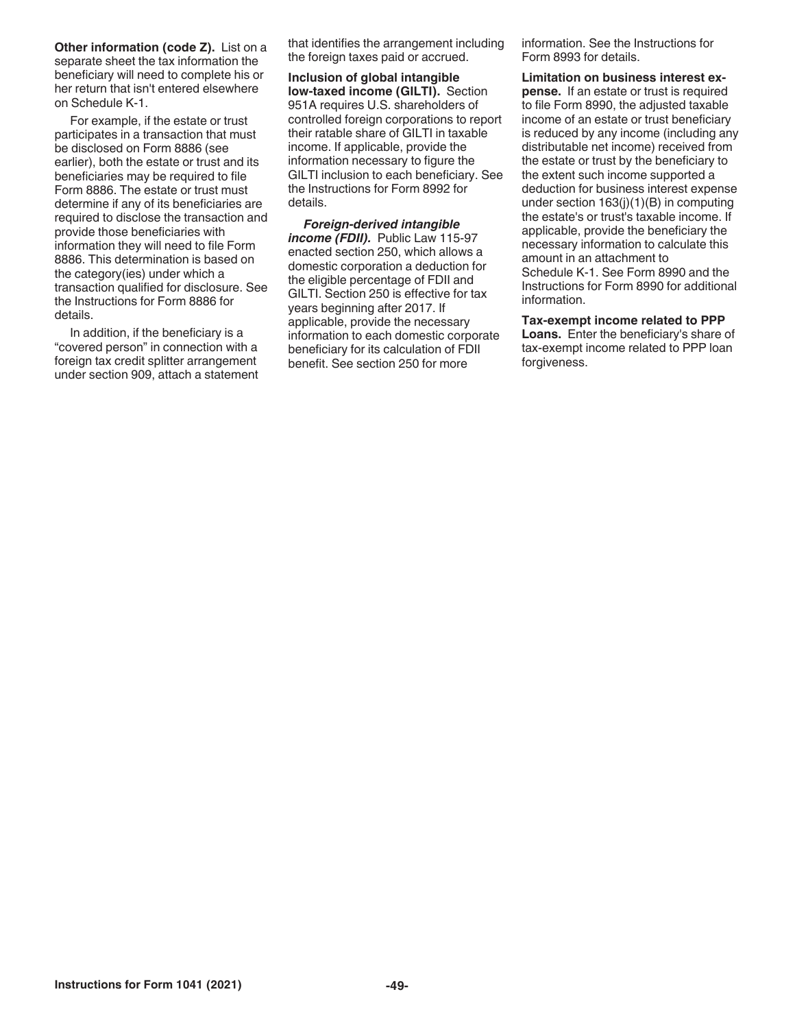**Other information (code Z).** List on a separate sheet the tax information the beneficiary will need to complete his or her return that isn't entered elsewhere on Schedule K-1.

For example, if the estate or trust participates in a transaction that must be disclosed on Form 8886 (see earlier), both the estate or trust and its beneficiaries may be required to file Form 8886. The estate or trust must determine if any of its beneficiaries are required to disclose the transaction and provide those beneficiaries with information they will need to file Form 8886. This determination is based on the category(ies) under which a transaction qualified for disclosure. See the Instructions for Form 8886 for details.

In addition, if the beneficiary is a "covered person" in connection with a foreign tax credit splitter arrangement under section 909, attach a statement that identifies the arrangement including the foreign taxes paid or accrued.

**Inclusion of global intangible low-taxed income (GILTI).** Section 951A requires U.S. shareholders of controlled foreign corporations to report their ratable share of GILTI in taxable income. If applicable, provide the information necessary to figure the GILTI inclusion to each beneficiary. See the Instructions for Form 8992 for details.

***Foreign-derived intangible income (FDII).*** Public Law 115-97 enacted section 250, which allows a domestic corporation a deduction for the eligible percentage of FDII and GILTI. Section 250 is effective for tax years beginning after 2017. If applicable, provide the necessary information to each domestic corporate beneficiary for its calculation of FDII benefit. See section 250 for more information. See the Instructions for Form 8993 for details.

**Limitation on business interest expense.** If an estate or trust is required to file Form 8990, the adjusted taxable income of an estate or trust beneficiary is reduced by any income (including any distributable net income) received from the estate or trust by the beneficiary to the extent such income supported a deduction for business interest expense under section 163(j)(1)(B) in computing the estate's or trust's taxable income. If applicable, provide the beneficiary the necessary information to calculate this amount in an attachment to Schedule K-1. See Form 8990 and the Instructions for Form 8990 for additional information.

**Tax-exempt income related to PPP Loans.** Enter the beneficiary's share of tax-exempt income related to PPP loan forgiveness.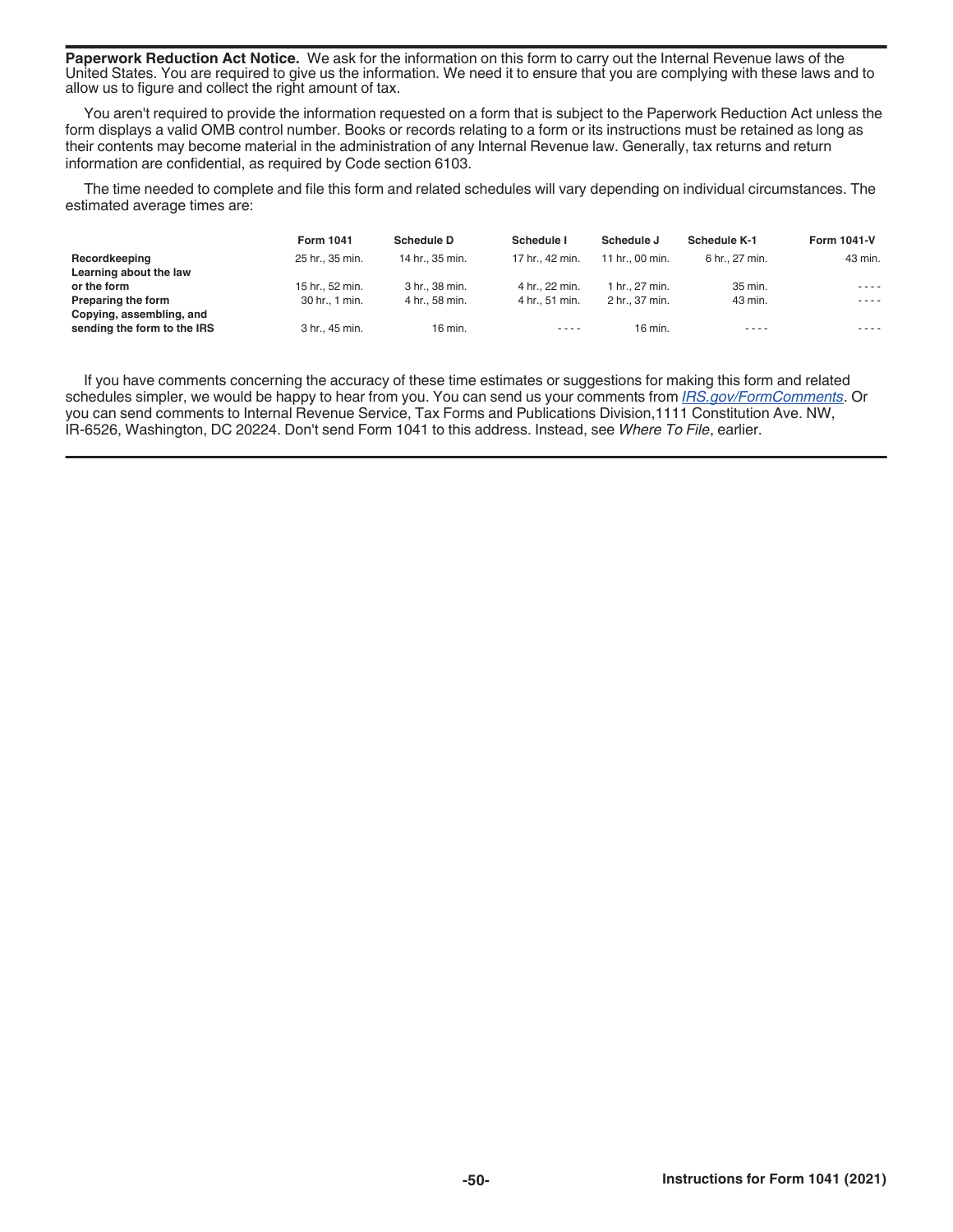**Paperwork Reduction Act Notice.** We ask for the information on this form to carry out the Internal Revenue laws of the United States. You are required to give us the information. We need it to ensure that you are complying with these laws and to allow us to figure and collect the right amount of tax.

You aren't required to provide the information requested on a form that is subject to the Paperwork Reduction Act unless the form displays a valid OMB control number. Books or records relating to a form or its instructions must be retained as long as their contents may become material in the administration of any Internal Revenue law. Generally, tax returns and return information are confidential, as required by Code section 6103.

The time needed to complete and file this form and related schedules will vary depending on individual circumstances. The estimated average times are:

| | Form 1041 | Schedule D | Schedule I | Schedule J | Schedule K-1 | Form 1041-V |
|---|---|---|---|---|---|---|
| **Recordkeeping** | 25 hr., 35 min. | 14 hr., 35 min. | 17 hr., 42 min. | 11 hr., 00 min. | 6 hr., 27 min. | 43 min. |
| **Learning about the law or the form** | 15 hr., 52 min. | 3 hr., 38 min. | 4 hr., 22 min. | 1 hr., 27 min. | 35 min. | - - - - |
| **Preparing the form** | 30 hr., 1 min. | 4 hr., 58 min. | 4 hr., 51 min. | 2 hr., 37 min. | 43 min. | - - - - |
| **Copying, assembling, and sending the form to the IRS** | 3 hr., 45 min. | 16 min. | - - - - | 16 min. | - - - - | - - - - |

If you have comments concerning the accuracy of these time estimates or suggestions for making this form and related schedules simpler, we would be happy to hear from you. You can send us your comments from *IRS.gov/FormComments*. Or you can send comments to Internal Revenue Service, Tax Forms and Publications Division,1111 Constitution Ave. NW, IR-6526, Washington, DC 20224. Don't send Form 1041 to this address. Instead, see *Where To File*, earlier.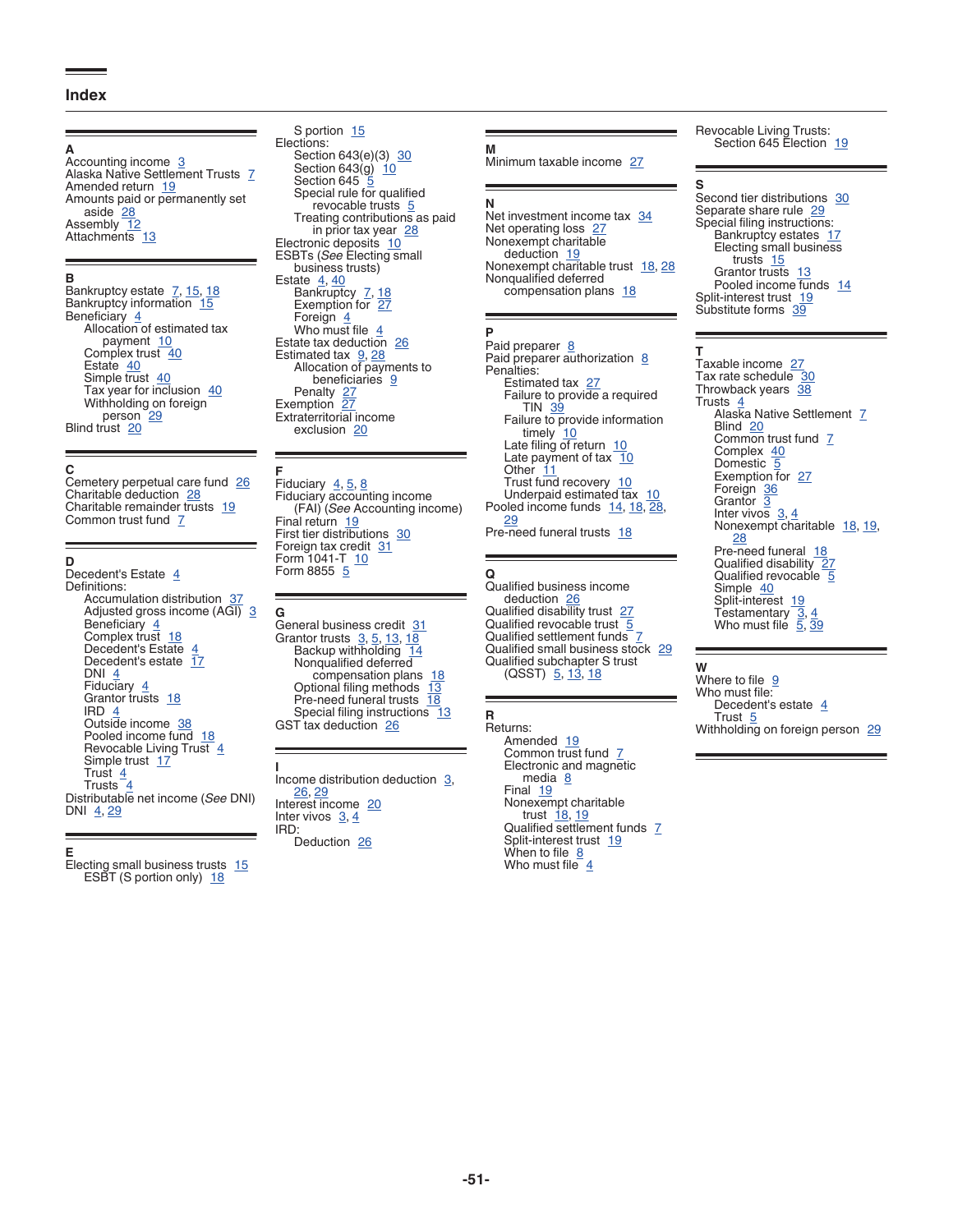## Index

**A**
Accounting income 3
Alaska Native Settlement Trusts 7
Amended return 19
Amounts paid or permanently set aside 28
Assembly 12
Attachments 13

**B**
Bankruptcy estate 7, 15, 18
Bankruptcy information 15
Beneficiary 4
- Allocation of estimated tax payment 10
- Complex trust 40
- Estate 40
- Simple trust 40
- Tax year for inclusion 40
- Withholding on foreign person 29

Blind trust 20

**C**
Cemetery perpetual care fund 26
Charitable deduction 28
Charitable remainder trusts 19
Common trust fund 7

**D**
Decedent's Estate 4
Definitions:
- Accumulation distribution 37
- Adjusted gross income (AGI) 3
- Beneficiary 4
- Complex trust 18
- Decedent's Estate 4
- Decedent's estate 17
- DNI 4
- Fiduciary 4
- Grantor trusts 18
- IRD 4
- Outside income 38
- Pooled income fund 18
- Revocable Living Trust 4
- Simple trust 17
- Trust 4
- Trusts 4

Distributable net income (*See* DNI)
DNI 4, 29

**E**
Electing small business trusts 15
- ESBT (S portion only) 18
- S portion 15

Elections:
- Section 643(e)(3) 30
- Section 643(g) 10
- Section 645 5
- Special rule for qualified revocable trusts 5
- Treating contributions as paid in prior tax year 28

Electronic deposits 10
ESBTs (*See* Electing small business trusts)
Estate 4, 40
- Bankruptcy 7, 18
- Exemption for 27
- Foreign 4
- Who must file 4

Estate tax deduction 26
Estimated tax 9, 28
- Allocation of payments to beneficiaries 9
- Penalty 27

Exemption 27
Extraterritorial income exclusion 20

**F**
Fiduciary 4, 5, 8
Fiduciary accounting income (FAI) (*See* Accounting income)
Final return 19
First tier distributions 30
Foreign tax credit 31
Form 1041-T 10
Form 8855 5

**G**
General business credit 31
Grantor trusts 3, 5, 13, 18
- Backup withholding 14
- Nonqualified deferred compensation plans 18
- Optional filing methods 13
- Pre-need funeral trusts 18
- Special filing instructions 13

GST tax deduction 26

**I**
Income distribution deduction 3, 26, 29
Interest income 20
Inter vivos 3, 4
IRD:
- Deduction 26

**M**
Minimum taxable income 27

**N**
Net investment income tax 34
Net operating loss 27
Nonexempt charitable deduction 19
Nonexempt charitable trust 18, 28
Nonqualified deferred compensation plans 18

**P**
Paid preparer 8
Paid preparer authorization 8
Penalties:
- Estimated tax 27
- Failure to provide a required TIN 39
- Failure to provide information timely 10
- Late filing of return 10
- Late payment of tax 10
- Other 11
- Trust fund recovery 10
- Underpaid estimated tax 10

Pooled income funds 14, 18, 28, 29
Pre-need funeral trusts 18

**Q**
Qualified business income deduction 26
Qualified disability trust 27
Qualified revocable trust 5
Qualified settlement funds 7
Qualified small business stock 29
Qualified subchapter S trust (QSST) 5, 13, 18

**R**
Returns:
- Amended 19
- Common trust fund 7
- Electronic and magnetic media 8
- Final 19
- Nonexempt charitable trust 18, 19
- Qualified settlement funds 7
- Split-interest trust 19
- When to file 8
- Who must file 4

Revocable Living Trusts:
- Section 645 Election 19

**S**
Second tier distributions 30
Separate share rule 29
Special filing instructions:
- Bankruptcy estates 17
- Electing small business trusts 15
- Grantor trusts 13
- Pooled income funds 14

Split-interest trust 19
Substitute forms 39

**T**
Taxable income 27
Tax rate schedule 30
Throwback years 38
Trusts 4
- Alaska Native Settlement 7
- Blind 20
- Common trust fund 7
- Complex 40
- Domestic 5
- Exemption for 27
- Foreign 36
- Grantor 3
- Inter vivos 3, 4
- Nonexempt charitable 18, 19, 28
- Pre-need funeral 18
- Qualified disability 27
- Qualified revocable 5
- Simple 40
- Split-interest 19
- Testamentary 3, 4
- Who must file 5, 39

**W**
Where to file 9
Who must file:
- Decedent's estate 4
- Trust 5

Withholding on foreign person 29